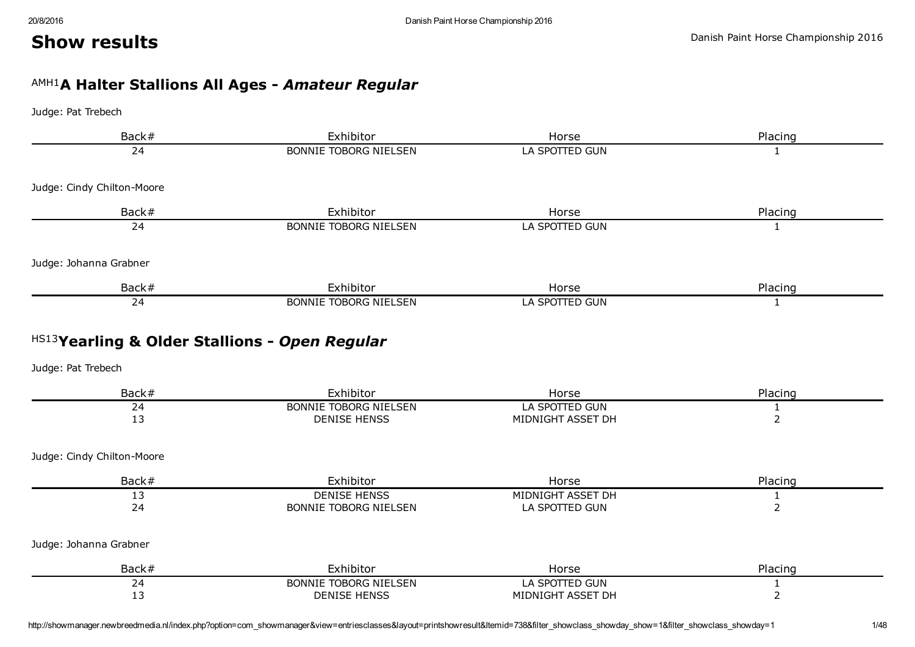# Show results

Danish Paint Horse Championship 2016

## AMH1 A Halter Stallions All Ages - *Amateur Regular*

Judge: Pat Trebech

| Back# | Exhibitor | Horse | Placing |
|---|---|---|---|
| 24 | BONNIE TOBORG NIELSEN | LA SPOTTED GUN | 1 |

Judge: Cindy Chilton-Moore

| Back# | Exhibitor | Horse | Placing |
|---|---|---|---|
| 24 | BONNIE TOBORG NIELSEN | LA SPOTTED GUN | 1 |

Judge: Johanna Grabner

| Back# | Exhibitor | Horse | Placing |
|---|---|---|---|
| 24 | BONNIE TOBORG NIELSEN | LA SPOTTED GUN | 1 |

## HS13 Yearling & Older Stallions - *Open Regular*

Judge: Pat Trebech

| Back# | Exhibitor | Horse | Placing |
|---|---|---|---|
| 24 | BONNIE TOBORG NIELSEN | LA SPOTTED GUN | 1 |
| 13 | DENISE HENSS | MIDNIGHT ASSET DH | 2 |

Judge: Cindy Chilton-Moore

| Back# | Exhibitor | Horse | Placing |
|---|---|---|---|
| 13 | DENISE HENSS | MIDNIGHT ASSET DH | 1 |
| 24 | BONNIE TOBORG NIELSEN | LA SPOTTED GUN | 2 |

Judge: Johanna Grabner

| Back# | Exhibitor | Horse | Placing |
|---|---|---|---|
| 24 | BONNIE TOBORG NIELSEN | LA SPOTTED GUN | 1 |
| 13 | DENISE HENSS | MIDNIGHT ASSET DH | 2 |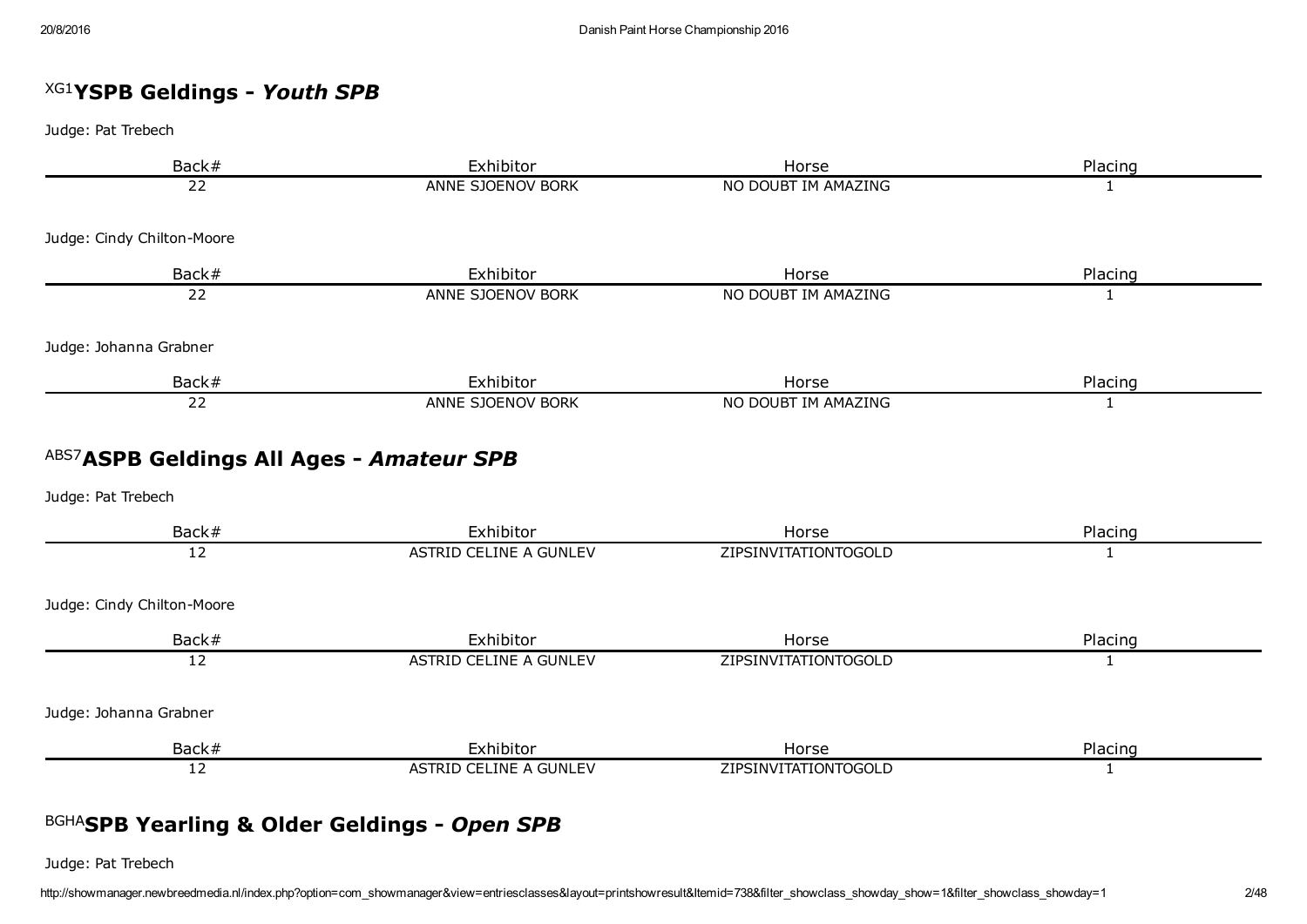## [XG1]**YSPB Geldings - *Youth SPB***

Judge: Pat Trebech

| Back# | Exhibitor | Horse | Placing |
|---|---|---|---|
| 22 | ANNE SJOENOV BORK | NO DOUBT IM AMAZING | 1 |

Judge: Cindy Chilton-Moore

| Back# | Exhibitor | Horse | Placing |
|---|---|---|---|
| 22 | ANNE SJOENOV BORK | NO DOUBT IM AMAZING | 1 |

Judge: Johanna Grabner

| Back# | Exhibitor | Horse | Placing |
|---|---|---|---|
| 22 | ANNE SJOENOV BORK | NO DOUBT IM AMAZING | 1 |

## [ABS7]**ASPB Geldings All Ages - *Amateur SPB***

Judge: Pat Trebech

| Back# | Exhibitor | Horse | Placing |
|---|---|---|---|
| 12 | ASTRID CELINE A GUNLEV | ZIPSINVITATIONTOGOLD | 1 |

Judge: Cindy Chilton-Moore

| Back# | Exhibitor | Horse | Placing |
|---|---|---|---|
| 12 | ASTRID CELINE A GUNLEV | ZIPSINVITATIONTOGOLD | 1 |

Judge: Johanna Grabner

| Back# | Exhibitor | Horse | Placing |
|---|---|---|---|
| 12 | ASTRID CELINE A GUNLEV | ZIPSINVITATIONTOGOLD | 1 |

## [BGHA]**SPB Yearling & Older Geldings - *Open SPB***

Judge: Pat Trebech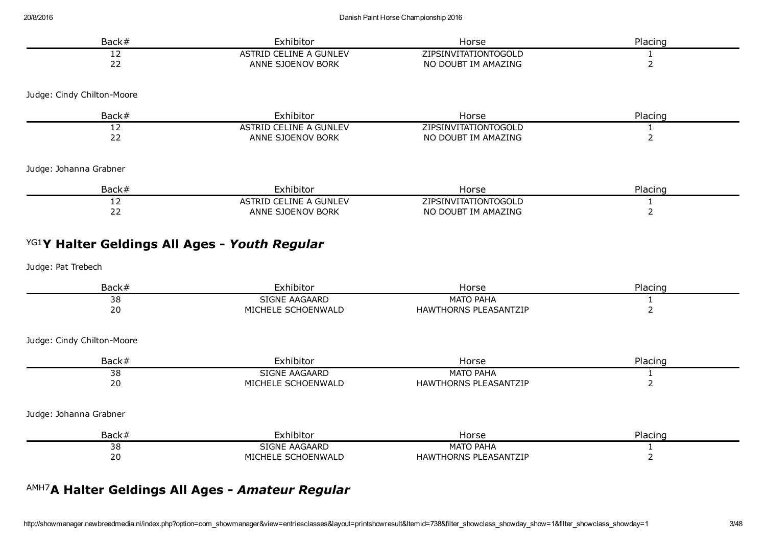| Back# | Exhibitor | Horse | Placing |
|---|---|---|---|
| 12 | ASTRID CELINE A GUNLEV | ZIPSINVITATIONTOGOLD | 1 |
| 22 | ANNE SJOENOV BORK | NO DOUBT IM AMAZING | 2 |

Judge: Cindy Chilton-Moore

| Back# | Exhibitor | Horse | Placing |
|---|---|---|---|
| 12 | ASTRID CELINE A GUNLEV | ZIPSINVITATIONTOGOLD | 1 |
| 22 | ANNE SJOENOV BORK | NO DOUBT IM AMAZING | 2 |

Judge: Johanna Grabner

| Back# | Exhibitor | Horse | Placing |
|---|---|---|---|
| 12 | ASTRID CELINE A GUNLEV | ZIPSINVITATIONTOGOLD | 1 |
| 22 | ANNE SJOENOV BORK | NO DOUBT IM AMAZING | 2 |

## YG1 Y Halter Geldings All Ages - *Youth Regular*

Judge: Pat Trebech

| Back# | Exhibitor | Horse | Placing |
|---|---|---|---|
| 38 | SIGNE AAGAARD | MATO PAHA | 1 |
| 20 | MICHELE SCHOENWALD | HAWTHORNS PLEASANTZIP | 2 |

Judge: Cindy Chilton-Moore

| Back# | Exhibitor | Horse | Placing |
|---|---|---|---|
| 38 | SIGNE AAGAARD | MATO PAHA | 1 |
| 20 | MICHELE SCHOENWALD | HAWTHORNS PLEASANTZIP | 2 |

Judge: Johanna Grabner

| Back# | Exhibitor | Horse | Placing |
|---|---|---|---|
| 38 | SIGNE AAGAARD | MATO PAHA | 1 |
| 20 | MICHELE SCHOENWALD | HAWTHORNS PLEASANTZIP | 2 |

## AMH7 A Halter Geldings All Ages - *Amateur Regular*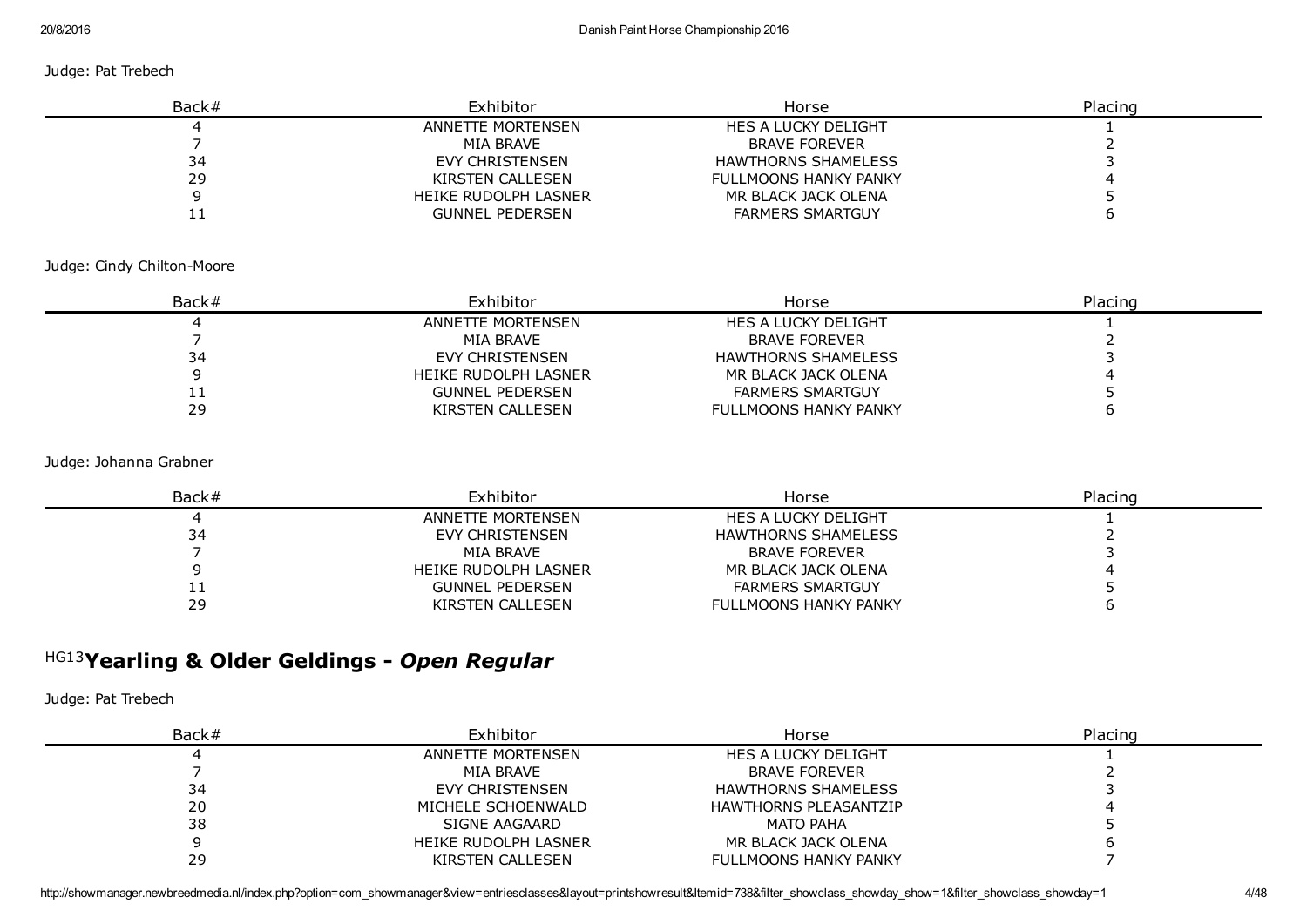Judge: Pat Trebech

| Back# | Exhibitor | Horse | Placing |
|---|---|---|---|
| 4 | ANNETTE MORTENSEN | HES A LUCKY DELIGHT | 1 |
| 7 | MIA BRAVE | BRAVE FOREVER | 2 |
| 34 | EVY CHRISTENSEN | HAWTHORNS SHAMELESS | 3 |
| 29 | KIRSTEN CALLESEN | FULLMOONS HANKY PANKY | 4 |
| 9 | HEIKE RUDOLPH LASNER | MR BLACK JACK OLENA | 5 |
| 11 | GUNNEL PEDERSEN | FARMERS SMARTGUY | 6 |

Judge: Cindy Chilton-Moore

| Back# | Exhibitor | Horse | Placing |
|---|---|---|---|
| 4 | ANNETTE MORTENSEN | HES A LUCKY DELIGHT | 1 |
| 7 | MIA BRAVE | BRAVE FOREVER | 2 |
| 34 | EVY CHRISTENSEN | HAWTHORNS SHAMELESS | 3 |
| 9 | HEIKE RUDOLPH LASNER | MR BLACK JACK OLENA | 4 |
| 11 | GUNNEL PEDERSEN | FARMERS SMARTGUY | 5 |
| 29 | KIRSTEN CALLESEN | FULLMOONS HANKY PANKY | 6 |

Judge: Johanna Grabner

| Back# | Exhibitor | Horse | Placing |
|---|---|---|---|
| 4 | ANNETTE MORTENSEN | HES A LUCKY DELIGHT | 1 |
| 34 | EVY CHRISTENSEN | HAWTHORNS SHAMELESS | 2 |
| 7 | MIA BRAVE | BRAVE FOREVER | 3 |
| 9 | HEIKE RUDOLPH LASNER | MR BLACK JACK OLENA | 4 |
| 11 | GUNNEL PEDERSEN | FARMERS SMARTGUY | 5 |
| 29 | KIRSTEN CALLESEN | FULLMOONS HANKY PANKY | 6 |

## HG13 Yearling & Older Geldings - *Open Regular*

Judge: Pat Trebech

| Back# | Exhibitor | Horse | Placing |
|---|---|---|---|
| 4 | ANNETTE MORTENSEN | HES A LUCKY DELIGHT | 1 |
| 7 | MIA BRAVE | BRAVE FOREVER | 2 |
| 34 | EVY CHRISTENSEN | HAWTHORNS SHAMELESS | 3 |
| 20 | MICHELE SCHOENWALD | HAWTHORNS PLEASANTZIP | 4 |
| 38 | SIGNE AAGAARD | MATO PAHA | 5 |
| 9 | HEIKE RUDOLPH LASNER | MR BLACK JACK OLENA | 6 |
| 29 | KIRSTEN CALLESEN | FULLMOONS HANKY PANKY | 7 |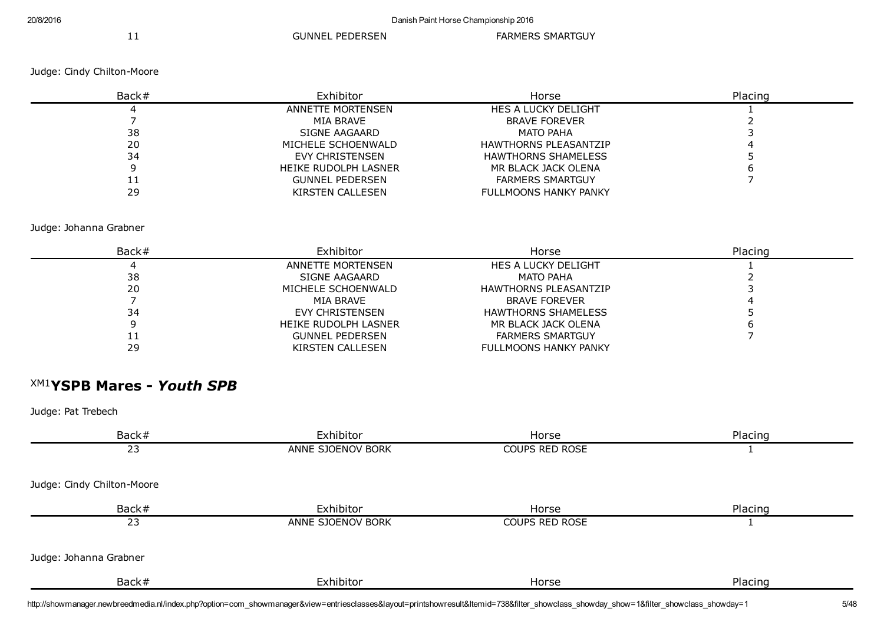| 11 | GUNNEL PEDERSEN | FARMERS SMARTGUY | |
|---|---|---|---|

Judge: Cindy Chilton-Moore

| Back# | Exhibitor | Horse | Placing |
|---|---|---|---|
| 4 | ANNETTE MORTENSEN | HES A LUCKY DELIGHT | 1 |
| 7 | MIA BRAVE | BRAVE FOREVER | 2 |
| 38 | SIGNE AAGAARD | MATO PAHA | 3 |
| 20 | MICHELE SCHOENWALD | HAWTHORNS PLEASANTZIP | 4 |
| 34 | EVY CHRISTENSEN | HAWTHORNS SHAMELESS | 5 |
| 9 | HEIKE RUDOLPH LASNER | MR BLACK JACK OLENA | 6 |
| 11 | GUNNEL PEDERSEN | FARMERS SMARTGUY | 7 |
| 29 | KIRSTEN CALLESEN | FULLMOONS HANKY PANKY | |

Judge: Johanna Grabner

| Back# | Exhibitor | Horse | Placing |
|---|---|---|---|
| 4 | ANNETTE MORTENSEN | HES A LUCKY DELIGHT | 1 |
| 38 | SIGNE AAGAARD | MATO PAHA | 2 |
| 20 | MICHELE SCHOENWALD | HAWTHORNS PLEASANTZIP | 3 |
| 7 | MIA BRAVE | BRAVE FOREVER | 4 |
| 34 | EVY CHRISTENSEN | HAWTHORNS SHAMELESS | 5 |
| 9 | HEIKE RUDOLPH LASNER | MR BLACK JACK OLENA | 6 |
| 11 | GUNNEL PEDERSEN | FARMERS SMARTGUY | 7 |
| 29 | KIRSTEN CALLESEN | FULLMOONS HANKY PANKY | |

## XM1 **YSPB Mares -** ***Youth SPB***

Judge: Pat Trebech

| Back# | Exhibitor | Horse | Placing |
|---|---|---|---|
| 23 | ANNE SJOENOV BORK | COUPS RED ROSE | 1 |

Judge: Cindy Chilton-Moore

| Back# | Exhibitor | Horse | Placing |
|---|---|---|---|
| 23 | ANNE SJOENOV BORK | COUPS RED ROSE | 1 |

Judge: Johanna Grabner

| Back# | Exhibitor | Horse | Placing |
|---|---|---|---|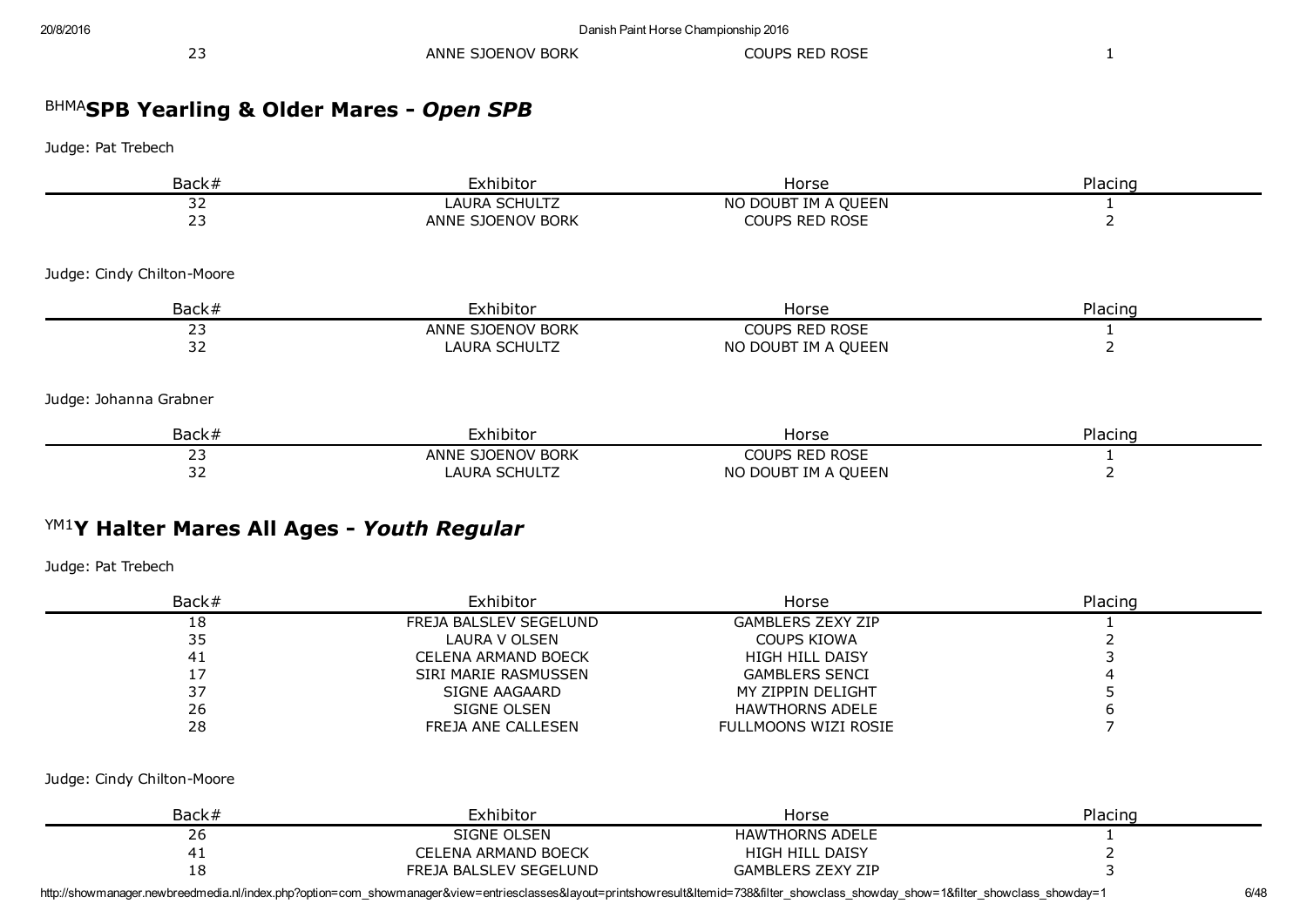| 23 | ANNE SJOENOV BORK | COUPS RED ROSE | 1 |
|---|---|---|---|

## [BHMA]SPB Yearling & Older Mares - *Open SPB*

Judge: Pat Trebech

| Back# | Exhibitor | Horse | Placing |
|---|---|---|---|
| 32 | LAURA SCHULTZ | NO DOUBT IM A QUEEN | 1 |
| 23 | ANNE SJOENOV BORK | COUPS RED ROSE | 2 |

Judge: Cindy Chilton-Moore

| Back# | Exhibitor | Horse | Placing |
|---|---|---|---|
| 23 | ANNE SJOENOV BORK | COUPS RED ROSE | 1 |
| 32 | LAURA SCHULTZ | NO DOUBT IM A QUEEN | 2 |

Judge: Johanna Grabner

| Back# | Exhibitor | Horse | Placing |
|---|---|---|---|
| 23 | ANNE SJOENOV BORK | COUPS RED ROSE | 1 |
| 32 | LAURA SCHULTZ | NO DOUBT IM A QUEEN | 2 |

## [YM1]Y Halter Mares All Ages - *Youth Regular*

Judge: Pat Trebech

| Back# | Exhibitor | Horse | Placing |
|---|---|---|---|
| 18 | FREJA BALSLEV SEGELUND | GAMBLERS ZEXY ZIP | 1 |
| 35 | LAURA V OLSEN | COUPS KIOWA | 2 |
| 41 | CELENA ARMAND BOECK | HIGH HILL DAISY | 3 |
| 17 | SIRI MARIE RASMUSSEN | GAMBLERS SENCI | 4 |
| 37 | SIGNE AAGAARD | MY ZIPPIN DELIGHT | 5 |
| 26 | SIGNE OLSEN | HAWTHORNS ADELE | 6 |
| 28 | FREJA ANE CALLESEN | FULLMOONS WIZI ROSIE | 7 |

Judge: Cindy Chilton-Moore

| Back# | Exhibitor | Horse | Placing |
|---|---|---|---|
| 26 | SIGNE OLSEN | HAWTHORNS ADELE | 1 |
| 41 | CELENA ARMAND BOECK | HIGH HILL DAISY | 2 |
| 18 | FREJA BALSLEV SEGELUND | GAMBLERS ZEXY ZIP | 3 |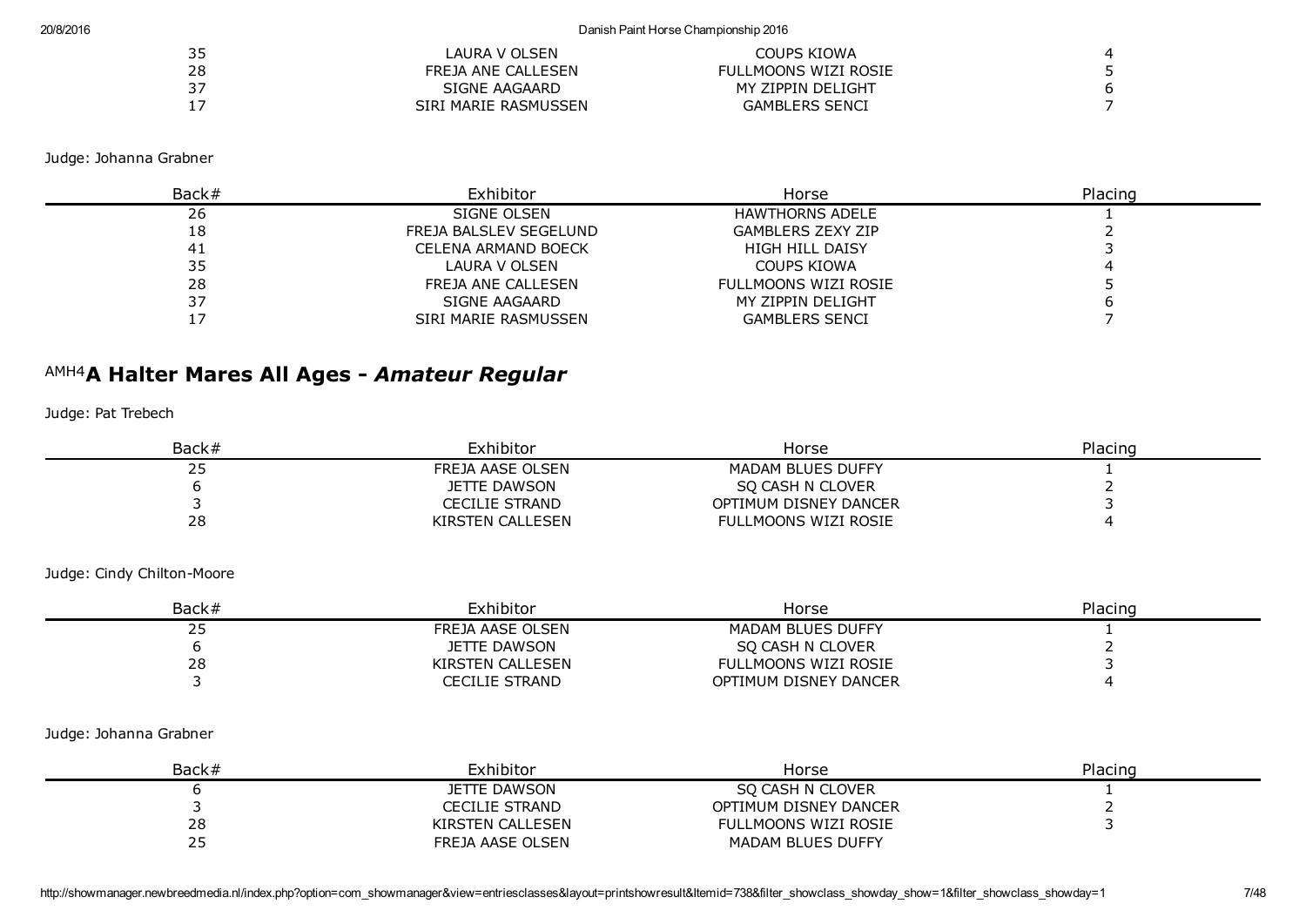| Back# | Exhibitor | Horse | Placing |
|---|---|---|---|
| 35 | LAURA V OLSEN | COUPS KIOWA | 4 |
| 28 | FREJA ANE CALLESEN | FULLMOONS WIZI ROSIE | 5 |
| 37 | SIGNE AAGAARD | MY ZIPPIN DELIGHT | 6 |
| 17 | SIRI MARIE RASMUSSEN | GAMBLERS SENCI | 7 |

Judge: Johanna Grabner

| Back# | Exhibitor | Horse | Placing |
|---|---|---|---|
| 26 | SIGNE OLSEN | HAWTHORNS ADELE | 1 |
| 18 | FREJA BALSLEV SEGELUND | GAMBLERS ZEXY ZIP | 2 |
| 41 | CELENA ARMAND BOECK | HIGH HILL DAISY | 3 |
| 35 | LAURA V OLSEN | COUPS KIOWA | 4 |
| 28 | FREJA ANE CALLESEN | FULLMOONS WIZI ROSIE | 5 |
| 37 | SIGNE AAGAARD | MY ZIPPIN DELIGHT | 6 |
| 17 | SIRI MARIE RASMUSSEN | GAMBLERS SENCI | 7 |

## AMH4 A Halter Mares All Ages - *Amateur Regular*

Judge: Pat Trebech

| Back# | Exhibitor | Horse | Placing |
|---|---|---|---|
| 25 | FREJA AASE OLSEN | MADAM BLUES DUFFY | 1 |
| 6 | JETTE DAWSON | SQ CASH N CLOVER | 2 |
| 3 | CECILIE STRAND | OPTIMUM DISNEY DANCER | 3 |
| 28 | KIRSTEN CALLESEN | FULLMOONS WIZI ROSIE | 4 |

Judge: Cindy Chilton-Moore

| Back# | Exhibitor | Horse | Placing |
|---|---|---|---|
| 25 | FREJA AASE OLSEN | MADAM BLUES DUFFY | 1 |
| 6 | JETTE DAWSON | SQ CASH N CLOVER | 2 |
| 28 | KIRSTEN CALLESEN | FULLMOONS WIZI ROSIE | 3 |
| 3 | CECILIE STRAND | OPTIMUM DISNEY DANCER | 4 |

Judge: Johanna Grabner

| Back# | Exhibitor | Horse | Placing |
|---|---|---|---|
| 6 | JETTE DAWSON | SQ CASH N CLOVER | 1 |
| 3 | CECILIE STRAND | OPTIMUM DISNEY DANCER | 2 |
| 28 | KIRSTEN CALLESEN | FULLMOONS WIZI ROSIE | 3 |
| 25 | FREJA AASE OLSEN | MADAM BLUES DUFFY | |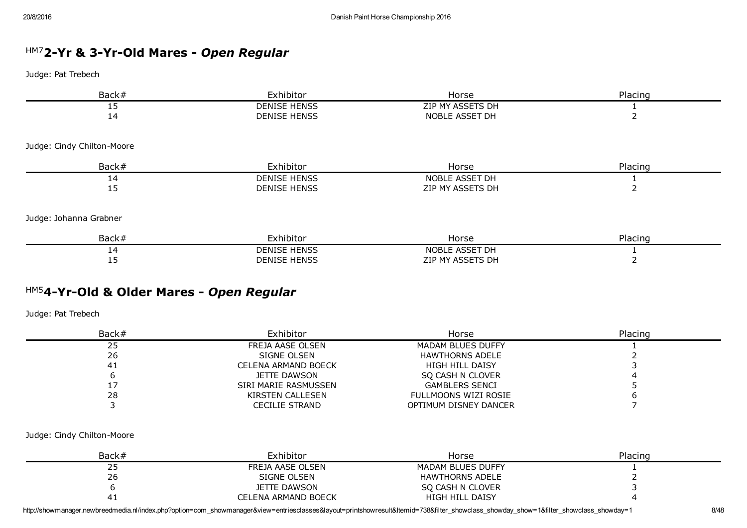## HM7 2-Yr & 3-Yr-Old Mares - *Open Regular*

Judge: Pat Trebech

| Back# | Exhibitor | Horse | Placing |
|---|---|---|---|
| 15 | DENISE HENSS | ZIP MY ASSETS DH | 1 |
| 14 | DENISE HENSS | NOBLE ASSET DH | 2 |

Judge: Cindy Chilton-Moore

| Back# | Exhibitor | Horse | Placing |
|---|---|---|---|
| 14 | DENISE HENSS | NOBLE ASSET DH | 1 |
| 15 | DENISE HENSS | ZIP MY ASSETS DH | 2 |

Judge: Johanna Grabner

| Back# | Exhibitor | Horse | Placing |
|---|---|---|---|
| 14 | DENISE HENSS | NOBLE ASSET DH | 1 |
| 15 | DENISE HENSS | ZIP MY ASSETS DH | 2 |

## HM5 4-Yr-Old & Older Mares - *Open Regular*

Judge: Pat Trebech

| Back# | Exhibitor | Horse | Placing |
|---|---|---|---|
| 25 | FREJA AASE OLSEN | MADAM BLUES DUFFY | 1 |
| 26 | SIGNE OLSEN | HAWTHORNS ADELE | 2 |
| 41 | CELENA ARMAND BOECK | HIGH HILL DAISY | 3 |
| 6 | JETTE DAWSON | SQ CASH N CLOVER | 4 |
| 17 | SIRI MARIE RASMUSSEN | GAMBLERS SENCI | 5 |
| 28 | KIRSTEN CALLESEN | FULLMOONS WIZI ROSIE | 6 |
| 3 | CECILIE STRAND | OPTIMUM DISNEY DANCER | 7 |

Judge: Cindy Chilton-Moore

| Back# | Exhibitor | Horse | Placing |
|---|---|---|---|
| 25 | FREJA AASE OLSEN | MADAM BLUES DUFFY | 1 |
| 26 | SIGNE OLSEN | HAWTHORNS ADELE | 2 |
| 6 | JETTE DAWSON | SQ CASH N CLOVER | 3 |
| 41 | CELENA ARMAND BOECK | HIGH HILL DAISY | 4 |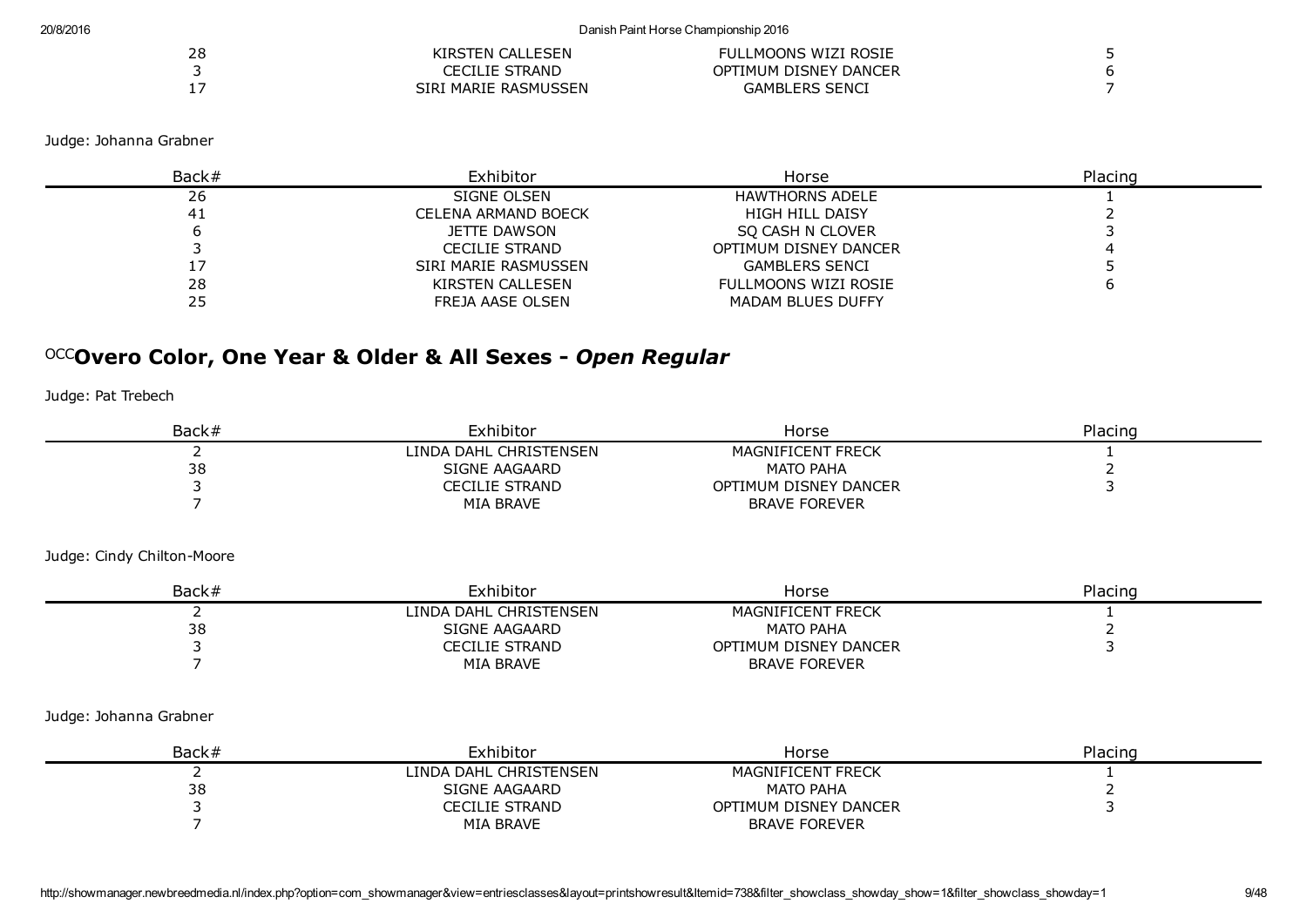| Back# | Exhibitor | Horse | Placing |
|---|---|---|---|
| 28 | KIRSTEN CALLESEN | FULLMOONS WIZI ROSIE | 5 |
| 3 | CECILIE STRAND | OPTIMUM DISNEY DANCER | 6 |
| 17 | SIRI MARIE RASMUSSEN | GAMBLERS SENCI | 7 |

Judge: Johanna Grabner

| Back# | Exhibitor | Horse | Placing |
|---|---|---|---|
| 26 | SIGNE OLSEN | HAWTHORNS ADELE | 1 |
| 41 | CELENA ARMAND BOECK | HIGH HILL DAISY | 2 |
| 6 | JETTE DAWSON | SQ CASH N CLOVER | 3 |
| 3 | CECILIE STRAND | OPTIMUM DISNEY DANCER | 4 |
| 17 | SIRI MARIE RASMUSSEN | GAMBLERS SENCI | 5 |
| 28 | KIRSTEN CALLESEN | FULLMOONS WIZI ROSIE | 6 |
| 25 | FREJA AASE OLSEN | MADAM BLUES DUFFY | |

## OCC **Overo Color, One Year & Older & All Sexes -** ***Open Regular***

Judge: Pat Trebech

| Back# | Exhibitor | Horse | Placing |
|---|---|---|---|
| 2 | LINDA DAHL CHRISTENSEN | MAGNIFICENT FRECK | 1 |
| 38 | SIGNE AAGAARD | MATO PAHA | 2 |
| 3 | CECILIE STRAND | OPTIMUM DISNEY DANCER | 3 |
| 7 | MIA BRAVE | BRAVE FOREVER | |

Judge: Cindy Chilton-Moore

| Back# | Exhibitor | Horse | Placing |
|---|---|---|---|
| 2 | LINDA DAHL CHRISTENSEN | MAGNIFICENT FRECK | 1 |
| 38 | SIGNE AAGAARD | MATO PAHA | 2 |
| 3 | CECILIE STRAND | OPTIMUM DISNEY DANCER | 3 |
| 7 | MIA BRAVE | BRAVE FOREVER | |

Judge: Johanna Grabner

| Back# | Exhibitor | Horse | Placing |
|---|---|---|---|
| 2 | LINDA DAHL CHRISTENSEN | MAGNIFICENT FRECK | 1 |
| 38 | SIGNE AAGAARD | MATO PAHA | 2 |
| 3 | CECILIE STRAND | OPTIMUM DISNEY DANCER | 3 |
| 7 | MIA BRAVE | BRAVE FOREVER | |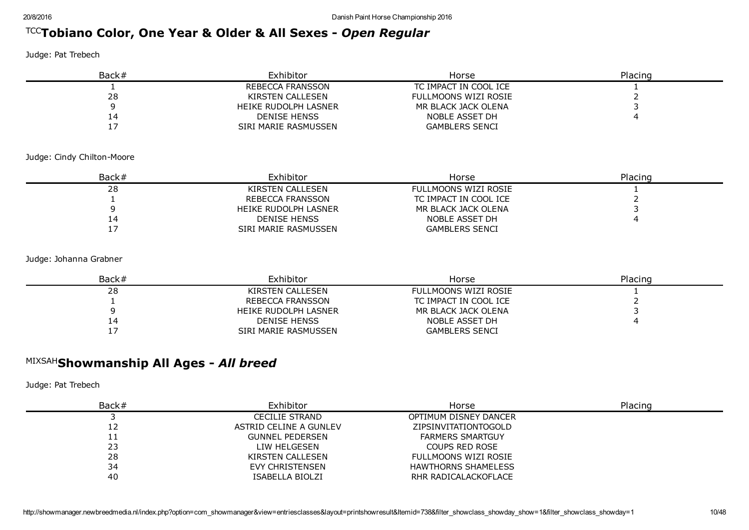## [TCC]Tobiano Color, One Year & Older & All Sexes - *Open Regular*

Judge: Pat Trebech

| Back# | Exhibitor | Horse | Placing |
|---|---|---|---|
| 1 | REBECCA FRANSSON | TC IMPACT IN COOL ICE | 1 |
| 28 | KIRSTEN CALLESEN | FULLMOONS WIZI ROSIE | 2 |
| 9 | HEIKE RUDOLPH LASNER | MR BLACK JACK OLENA | 3 |
| 14 | DENISE HENSS | NOBLE ASSET DH | 4 |
| 17 | SIRI MARIE RASMUSSEN | GAMBLERS SENCI | |

Judge: Cindy Chilton-Moore

| Back# | Exhibitor | Horse | Placing |
|---|---|---|---|
| 28 | KIRSTEN CALLESEN | FULLMOONS WIZI ROSIE | 1 |
| 1 | REBECCA FRANSSON | TC IMPACT IN COOL ICE | 2 |
| 9 | HEIKE RUDOLPH LASNER | MR BLACK JACK OLENA | 3 |
| 14 | DENISE HENSS | NOBLE ASSET DH | 4 |
| 17 | SIRI MARIE RASMUSSEN | GAMBLERS SENCI | |

Judge: Johanna Grabner

| Back# | Exhibitor | Horse | Placing |
|---|---|---|---|
| 28 | KIRSTEN CALLESEN | FULLMOONS WIZI ROSIE | 1 |
| 1 | REBECCA FRANSSON | TC IMPACT IN COOL ICE | 2 |
| 9 | HEIKE RUDOLPH LASNER | MR BLACK JACK OLENA | 3 |
| 14 | DENISE HENSS | NOBLE ASSET DH | 4 |
| 17 | SIRI MARIE RASMUSSEN | GAMBLERS SENCI | |

## [MIXSAH]Showmanship All Ages - *All breed*

Judge: Pat Trebech

| Back# | Exhibitor | Horse | Placing |
|---|---|---|---|
| 3 | CECILIE STRAND | OPTIMUM DISNEY DANCER | |
| 12 | ASTRID CELINE A GUNLEV | ZIPSINVITATIONTOGOLD | |
| 11 | GUNNEL PEDERSEN | FARMERS SMARTGUY | |
| 23 | LIW HELGESEN | COUPS RED ROSE | |
| 28 | KIRSTEN CALLESEN | FULLMOONS WIZI ROSIE | |
| 34 | EVY CHRISTENSEN | HAWTHORNS SHAMELESS | |
| 40 | ISABELLA BIOLZI | RHR RADICALACKOFLACE | |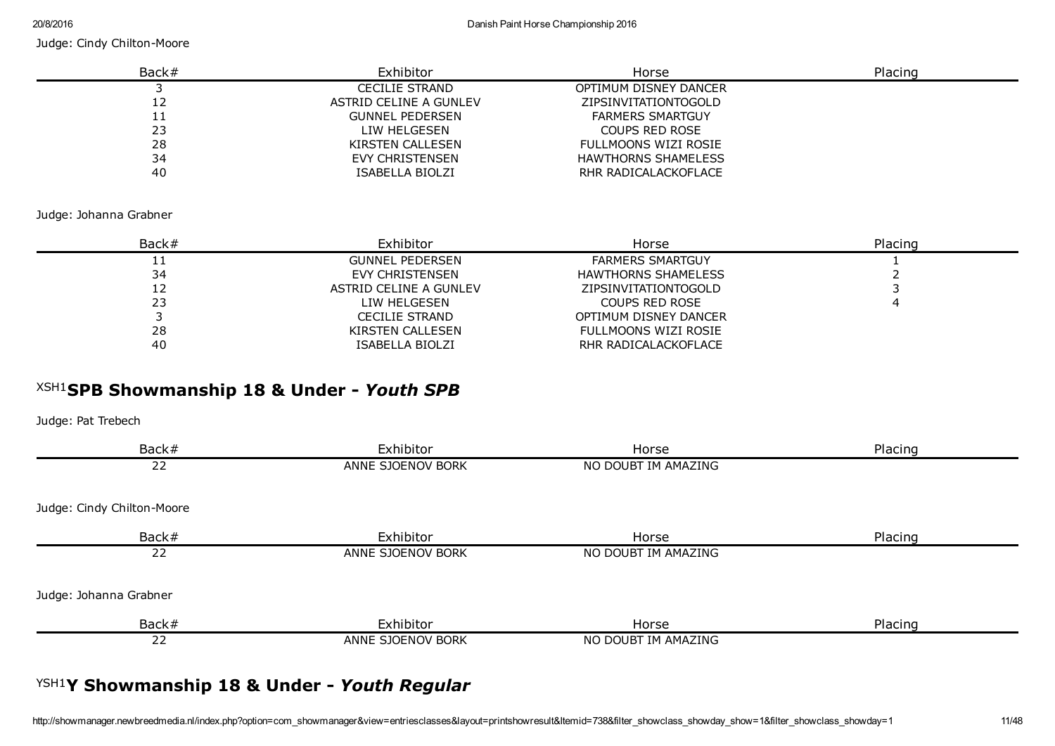Judge: Cindy Chilton-Moore

| Back# | Exhibitor | Horse | Placing |
| --- | --- | --- | --- |
| 3 | CECILIE STRAND | OPTIMUM DISNEY DANCER | |
| 12 | ASTRID CELINE A GUNLEV | ZIPSINVITATIONTOGOLD | |
| 11 | GUNNEL PEDERSEN | FARMERS SMARTGUY | |
| 23 | LIW HELGESEN | COUPS RED ROSE | |
| 28 | KIRSTEN CALLESEN | FULLMOONS WIZI ROSIE | |
| 34 | EVY CHRISTENSEN | HAWTHORNS SHAMELESS | |
| 40 | ISABELLA BIOLZI | RHR RADICALACKOFLACE | |

Judge: Johanna Grabner

| Back# | Exhibitor | Horse | Placing |
| --- | --- | --- | --- |
| 11 | GUNNEL PEDERSEN | FARMERS SMARTGUY | 1 |
| 34 | EVY CHRISTENSEN | HAWTHORNS SHAMELESS | 2 |
| 12 | ASTRID CELINE A GUNLEV | ZIPSINVITATIONTOGOLD | 3 |
| 23 | LIW HELGESEN | COUPS RED ROSE | 4 |
| 3 | CECILIE STRAND | OPTIMUM DISNEY DANCER | |
| 28 | KIRSTEN CALLESEN | FULLMOONS WIZI ROSIE | |
| 40 | ISABELLA BIOLZI | RHR RADICALACKOFLACE | |

## XSH1 SPB Showmanship 18 & Under - *Youth SPB*

Judge: Pat Trebech

| Back# | Exhibitor | Horse | Placing |
| --- | --- | --- | --- |
| 22 | ANNE SJOENOV BORK | NO DOUBT IM AMAZING | |

Judge: Cindy Chilton-Moore

| Back# | Exhibitor | Horse | Placing |
| --- | --- | --- | --- |
| 22 | ANNE SJOENOV BORK | NO DOUBT IM AMAZING | |

Judge: Johanna Grabner

| Back# | Exhibitor | Horse | Placing |
| --- | --- | --- | --- |
| 22 | ANNE SJOENOV BORK | NO DOUBT IM AMAZING | |

## YSH1 Y Showmanship 18 & Under - *Youth Regular*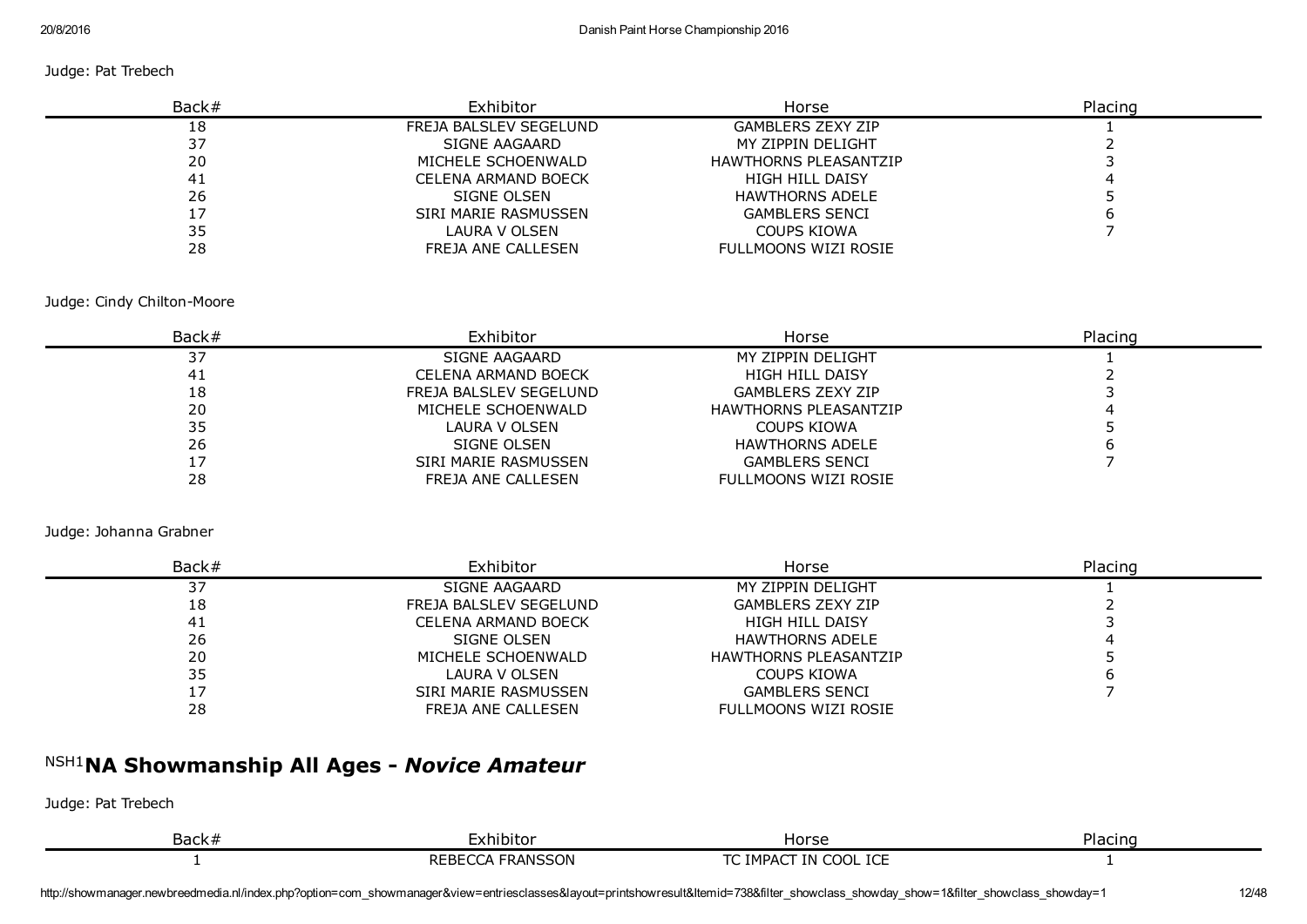Judge: Pat Trebech

| Back# | Exhibitor | Horse | Placing |
|---|---|---|---|
| 18 | FREJA BALSLEV SEGELUND | GAMBLERS ZEXY ZIP | 1 |
| 37 | SIGNE AAGAARD | MY ZIPPIN DELIGHT | 2 |
| 20 | MICHELE SCHOENWALD | HAWTHORNS PLEASANTZIP | 3 |
| 41 | CELENA ARMAND BOECK | HIGH HILL DAISY | 4 |
| 26 | SIGNE OLSEN | HAWTHORNS ADELE | 5 |
| 17 | SIRI MARIE RASMUSSEN | GAMBLERS SENCI | 6 |
| 35 | LAURA V OLSEN | COUPS KIOWA | 7 |
| 28 | FREJA ANE CALLESEN | FULLMOONS WIZI ROSIE | |

Judge: Cindy Chilton-Moore

| Back# | Exhibitor | Horse | Placing |
|---|---|---|---|
| 37 | SIGNE AAGAARD | MY ZIPPIN DELIGHT | 1 |
| 41 | CELENA ARMAND BOECK | HIGH HILL DAISY | 2 |
| 18 | FREJA BALSLEV SEGELUND | GAMBLERS ZEXY ZIP | 3 |
| 20 | MICHELE SCHOENWALD | HAWTHORNS PLEASANTZIP | 4 |
| 35 | LAURA V OLSEN | COUPS KIOWA | 5 |
| 26 | SIGNE OLSEN | HAWTHORNS ADELE | 6 |
| 17 | SIRI MARIE RASMUSSEN | GAMBLERS SENCI | 7 |
| 28 | FREJA ANE CALLESEN | FULLMOONS WIZI ROSIE | |

Judge: Johanna Grabner

| Back# | Exhibitor | Horse | Placing |
|---|---|---|---|
| 37 | SIGNE AAGAARD | MY ZIPPIN DELIGHT | 1 |
| 18 | FREJA BALSLEV SEGELUND | GAMBLERS ZEXY ZIP | 2 |
| 41 | CELENA ARMAND BOECK | HIGH HILL DAISY | 3 |
| 26 | SIGNE OLSEN | HAWTHORNS ADELE | 4 |
| 20 | MICHELE SCHOENWALD | HAWTHORNS PLEASANTZIP | 5 |
| 35 | LAURA V OLSEN | COUPS KIOWA | 6 |
| 17 | SIRI MARIE RASMUSSEN | GAMBLERS SENCI | 7 |
| 28 | FREJA ANE CALLESEN | FULLMOONS WIZI ROSIE | |

## NSH1 NA Showmanship All Ages - *Novice Amateur*

Judge: Pat Trebech

| Back# | Exhibitor | Horse | Placing |
|---|---|---|---|
| 1 | REBECCA FRANSSON | TC IMPACT IN COOL ICE | 1 |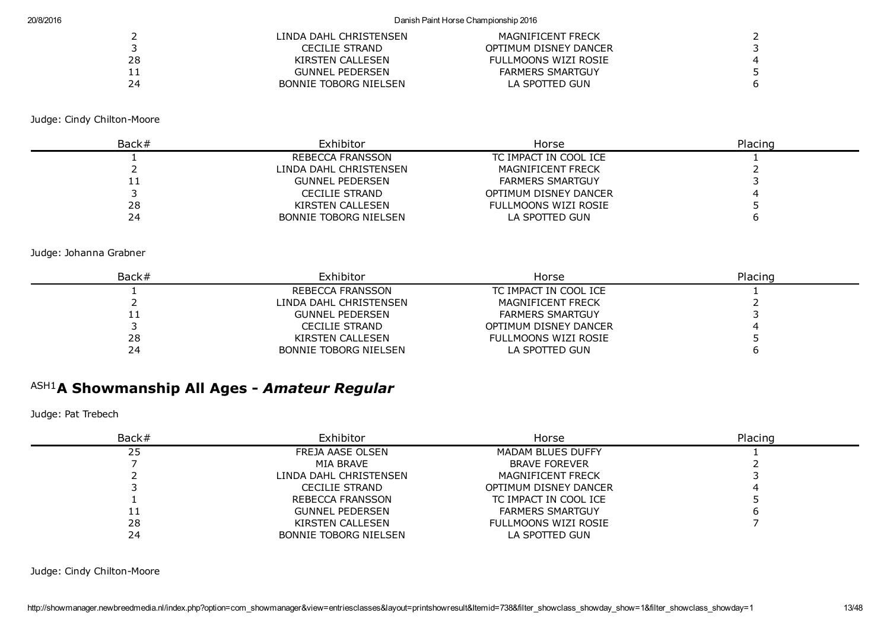| Back# | Exhibitor | Horse | Placing |
| --- | --- | --- | --- |
| 2 | LINDA DAHL CHRISTENSEN | MAGNIFICENT FRECK | 2 |
| 3 | CECILIE STRAND | OPTIMUM DISNEY DANCER | 3 |
| 28 | KIRSTEN CALLESEN | FULLMOONS WIZI ROSIE | 4 |
| 11 | GUNNEL PEDERSEN | FARMERS SMARTGUY | 5 |
| 24 | BONNIE TOBORG NIELSEN | LA SPOTTED GUN | 6 |

Judge: Cindy Chilton-Moore

| Back# | Exhibitor | Horse | Placing |
| --- | --- | --- | --- |
| 1 | REBECCA FRANSSON | TC IMPACT IN COOL ICE | 1 |
| 2 | LINDA DAHL CHRISTENSEN | MAGNIFICENT FRECK | 2 |
| 11 | GUNNEL PEDERSEN | FARMERS SMARTGUY | 3 |
| 3 | CECILIE STRAND | OPTIMUM DISNEY DANCER | 4 |
| 28 | KIRSTEN CALLESEN | FULLMOONS WIZI ROSIE | 5 |
| 24 | BONNIE TOBORG NIELSEN | LA SPOTTED GUN | 6 |

Judge: Johanna Grabner

| Back# | Exhibitor | Horse | Placing |
| --- | --- | --- | --- |
| 1 | REBECCA FRANSSON | TC IMPACT IN COOL ICE | 1 |
| 2 | LINDA DAHL CHRISTENSEN | MAGNIFICENT FRECK | 2 |
| 11 | GUNNEL PEDERSEN | FARMERS SMARTGUY | 3 |
| 3 | CECILIE STRAND | OPTIMUM DISNEY DANCER | 4 |
| 28 | KIRSTEN CALLESEN | FULLMOONS WIZI ROSIE | 5 |
| 24 | BONNIE TOBORG NIELSEN | LA SPOTTED GUN | 6 |

## ASH1 A Showmanship All Ages - *Amateur Regular*

Judge: Pat Trebech

| Back# | Exhibitor | Horse | Placing |
| --- | --- | --- | --- |
| 25 | FREJA AASE OLSEN | MADAM BLUES DUFFY | 1 |
| 7 | MIA BRAVE | BRAVE FOREVER | 2 |
| 2 | LINDA DAHL CHRISTENSEN | MAGNIFICENT FRECK | 3 |
| 3 | CECILIE STRAND | OPTIMUM DISNEY DANCER | 4 |
| 1 | REBECCA FRANSSON | TC IMPACT IN COOL ICE | 5 |
| 11 | GUNNEL PEDERSEN | FARMERS SMARTGUY | 6 |
| 28 | KIRSTEN CALLESEN | FULLMOONS WIZI ROSIE | 7 |
| 24 | BONNIE TOBORG NIELSEN | LA SPOTTED GUN | |

Judge: Cindy Chilton-Moore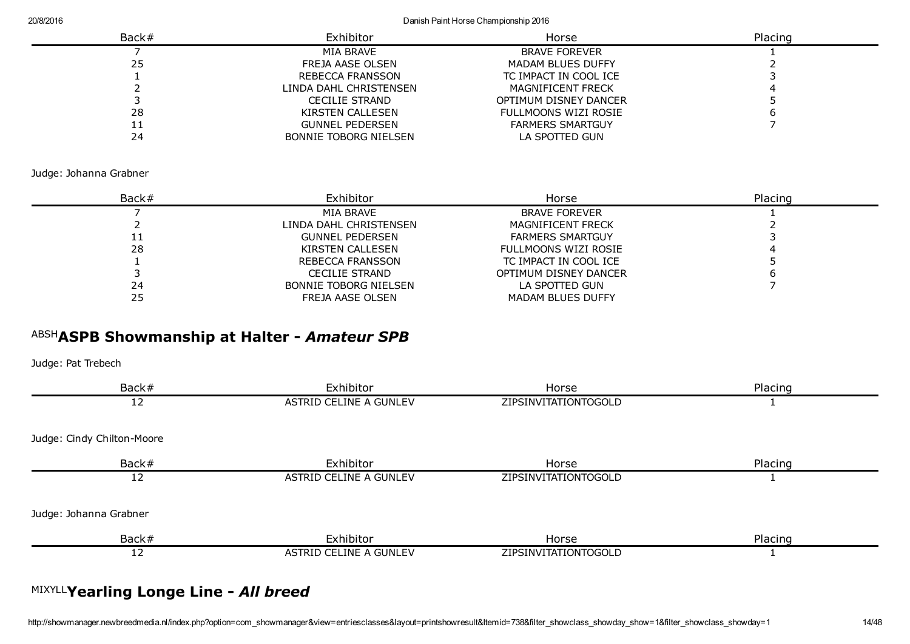| Back# | Exhibitor | Horse | Placing |
|---|---|---|---|
| 7 | MIA BRAVE | BRAVE FOREVER | 1 |
| 25 | FREJA AASE OLSEN | MADAM BLUES DUFFY | 2 |
| 1 | REBECCA FRANSSON | TC IMPACT IN COOL ICE | 3 |
| 2 | LINDA DAHL CHRISTENSEN | MAGNIFICENT FRECK | 4 |
| 3 | CECILIE STRAND | OPTIMUM DISNEY DANCER | 5 |
| 28 | KIRSTEN CALLESEN | FULLMOONS WIZI ROSIE | 6 |
| 11 | GUNNEL PEDERSEN | FARMERS SMARTGUY | 7 |
| 24 | BONNIE TOBORG NIELSEN | LA SPOTTED GUN | |

Judge: Johanna Grabner

| Back# | Exhibitor | Horse | Placing |
|---|---|---|---|
| 7 | MIA BRAVE | BRAVE FOREVER | 1 |
| 2 | LINDA DAHL CHRISTENSEN | MAGNIFICENT FRECK | 2 |
| 11 | GUNNEL PEDERSEN | FARMERS SMARTGUY | 3 |
| 28 | KIRSTEN CALLESEN | FULLMOONS WIZI ROSIE | 4 |
| 1 | REBECCA FRANSSON | TC IMPACT IN COOL ICE | 5 |
| 3 | CECILIE STRAND | OPTIMUM DISNEY DANCER | 6 |
| 24 | BONNIE TOBORG NIELSEN | LA SPOTTED GUN | 7 |
| 25 | FREJA AASE OLSEN | MADAM BLUES DUFFY | |

## ABSH **ASPB Showmanship at Halter - *Amateur SPB***

Judge: Pat Trebech

| Back# | Exhibitor | Horse | Placing |
|---|---|---|---|
| 12 | ASTRID CELINE A GUNLEV | ZIPSINVITATIONTOGOLD | 1 |

Judge: Cindy Chilton-Moore

| Back# | Exhibitor | Horse | Placing |
|---|---|---|---|
| 12 | ASTRID CELINE A GUNLEV | ZIPSINVITATIONTOGOLD | 1 |

Judge: Johanna Grabner

| Back# | Exhibitor | Horse | Placing |
|---|---|---|---|
| 12 | ASTRID CELINE A GUNLEV | ZIPSINVITATIONTOGOLD | 1 |

## MIXYLL **Yearling Longe Line - *All breed***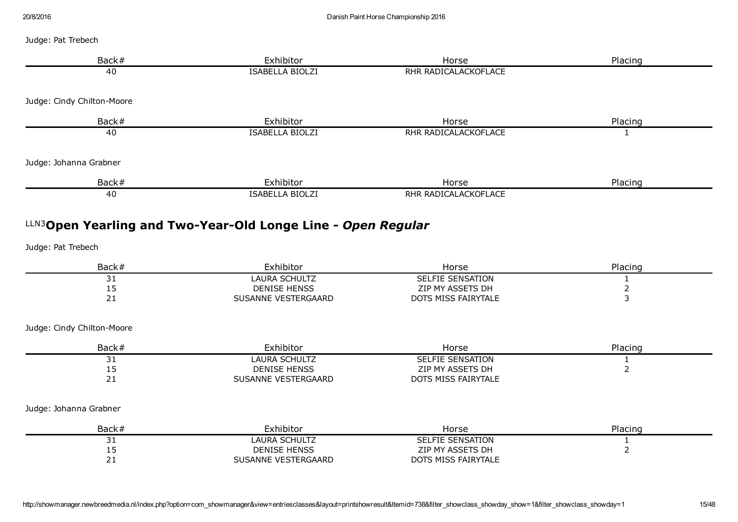Judge: Pat Trebech

| Back# | Exhibitor | Horse | Placing |
|---|---|---|---|
| 40 | ISABELLA BIOLZI | RHR RADICALACKOFLACE | |

Judge: Cindy Chilton-Moore

| Back# | Exhibitor | Horse | Placing |
|---|---|---|---|
| 40 | ISABELLA BIOLZI | RHR RADICALACKOFLACE | 1 |

Judge: Johanna Grabner

| Back# | Exhibitor | Horse | Placing |
|---|---|---|---|
| 40 | ISABELLA BIOLZI | RHR RADICALACKOFLACE | |

## LLN3 Open Yearling and Two-Year-Old Longe Line - *Open Regular*

Judge: Pat Trebech

| Back# | Exhibitor | Horse | Placing |
|---|---|---|---|
| 31 | LAURA SCHULTZ | SELFIE SENSATION | 1 |
| 15 | DENISE HENSS | ZIP MY ASSETS DH | 2 |
| 21 | SUSANNE VESTERGAARD | DOTS MISS FAIRYTALE | 3 |

Judge: Cindy Chilton-Moore

| Back# | Exhibitor | Horse | Placing |
|---|---|---|---|
| 31 | LAURA SCHULTZ | SELFIE SENSATION | 1 |
| 15 | DENISE HENSS | ZIP MY ASSETS DH | 2 |
| 21 | SUSANNE VESTERGAARD | DOTS MISS FAIRYTALE | |

Judge: Johanna Grabner

| Back# | Exhibitor | Horse | Placing |
|---|---|---|---|
| 31 | LAURA SCHULTZ | SELFIE SENSATION | 1 |
| 15 | DENISE HENSS | ZIP MY ASSETS DH | 2 |
| 21 | SUSANNE VESTERGAARD | DOTS MISS FAIRYTALE | |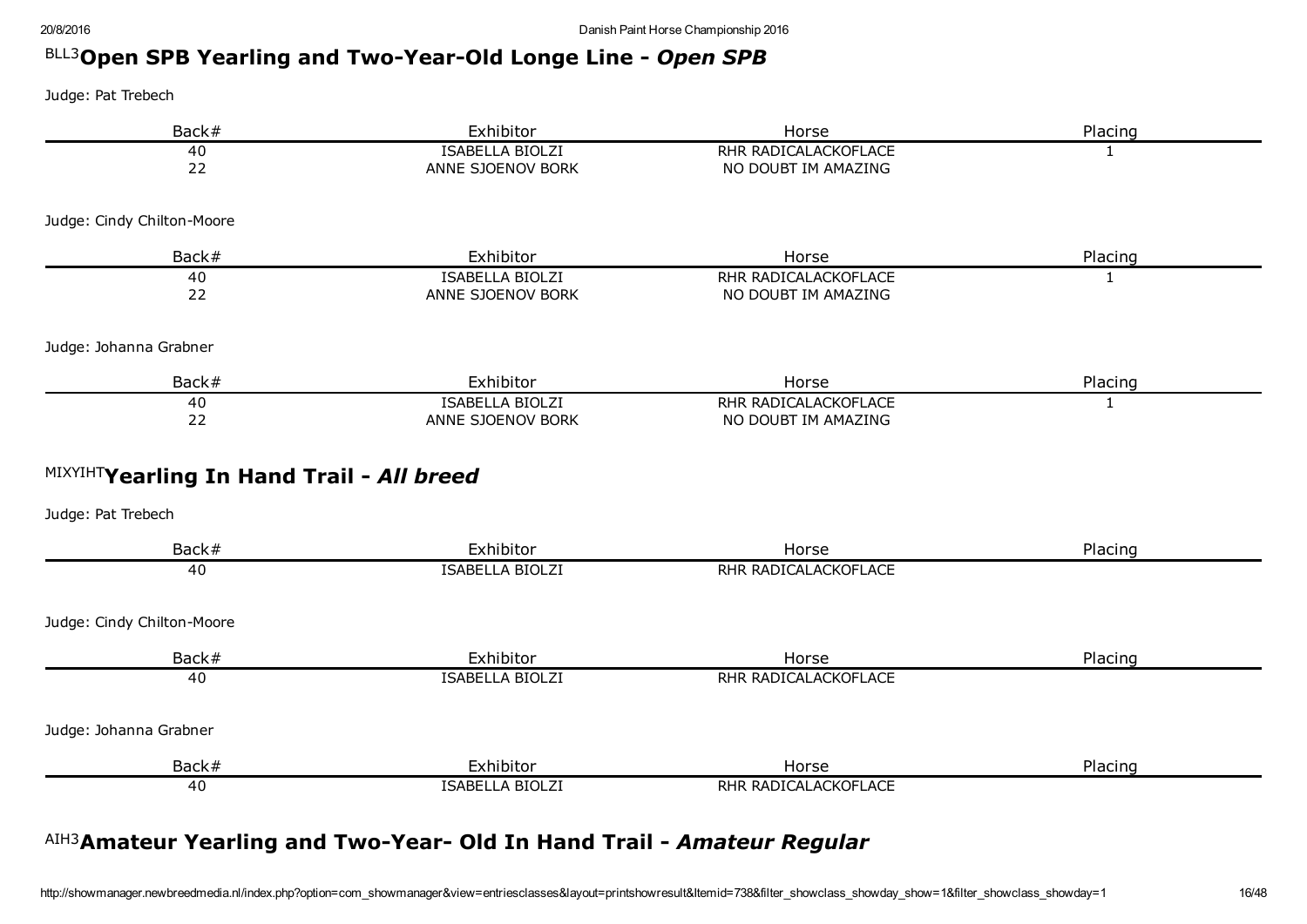## BLL3 Open SPB Yearling and Two-Year-Old Longe Line - *Open SPB*

Judge: Pat Trebech

| Back# | Exhibitor | Horse | Placing |
|---|---|---|---|
| 40 | ISABELLA BIOLZI | RHR RADICALACKOFLACE | 1 |
| 22 | ANNE SJOENOV BORK | NO DOUBT IM AMAZING | |

Judge: Cindy Chilton-Moore

| Back# | Exhibitor | Horse | Placing |
|---|---|---|---|
| 40 | ISABELLA BIOLZI | RHR RADICALACKOFLACE | 1 |
| 22 | ANNE SJOENOV BORK | NO DOUBT IM AMAZING | |

Judge: Johanna Grabner

| Back# | Exhibitor | Horse | Placing |
|---|---|---|---|
| 40 | ISABELLA BIOLZI | RHR RADICALACKOFLACE | 1 |
| 22 | ANNE SJOENOV BORK | NO DOUBT IM AMAZING | |

## MIXYIHT Yearling In Hand Trail - *All breed*

Judge: Pat Trebech

| Back# | Exhibitor | Horse | Placing |
|---|---|---|---|
| 40 | ISABELLA BIOLZI | RHR RADICALACKOFLACE | |

Judge: Cindy Chilton-Moore

| Back# | Exhibitor | Horse | Placing |
|---|---|---|---|
| 40 | ISABELLA BIOLZI | RHR RADICALACKOFLACE | |

Judge: Johanna Grabner

| Back# | Exhibitor | Horse | Placing |
|---|---|---|---|
| 40 | ISABELLA BIOLZI | RHR RADICALACKOFLACE | |

## AIH3 Amateur Yearling and Two-Year- Old In Hand Trail - *Amateur Regular*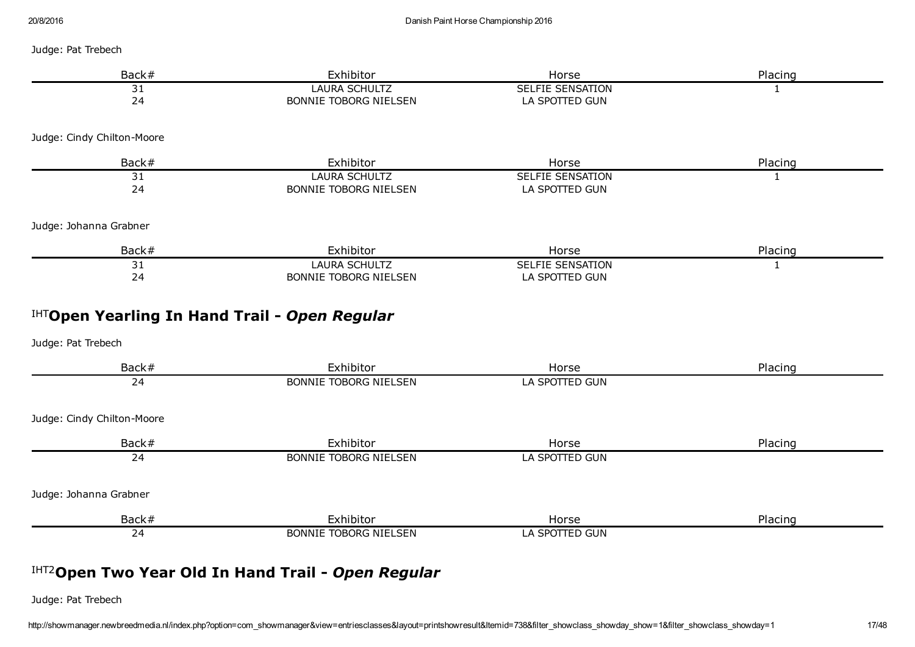Judge: Pat Trebech

| Back# | Exhibitor | Horse | Placing |
|---|---|---|---|
| 31 | LAURA SCHULTZ | SELFIE SENSATION | 1 |
| 24 | BONNIE TOBORG NIELSEN | LA SPOTTED GUN | |

Judge: Cindy Chilton-Moore

| Back# | Exhibitor | Horse | Placing |
|---|---|---|---|
| 31 | LAURA SCHULTZ | SELFIE SENSATION | 1 |
| 24 | BONNIE TOBORG NIELSEN | LA SPOTTED GUN | |

Judge: Johanna Grabner

| Back# | Exhibitor | Horse | Placing |
|---|---|---|---|
| 31 | LAURA SCHULTZ | SELFIE SENSATION | 1 |
| 24 | BONNIE TOBORG NIELSEN | LA SPOTTED GUN | |

## IHT **Open Yearling In Hand Trail - *Open Regular***

Judge: Pat Trebech

| Back# | Exhibitor | Horse | Placing |
|---|---|---|---|
| 24 | BONNIE TOBORG NIELSEN | LA SPOTTED GUN | |

Judge: Cindy Chilton-Moore

| Back# | Exhibitor | Horse | Placing |
|---|---|---|---|
| 24 | BONNIE TOBORG NIELSEN | LA SPOTTED GUN | |

Judge: Johanna Grabner

| Back# | Exhibitor | Horse | Placing |
|---|---|---|---|
| 24 | BONNIE TOBORG NIELSEN | LA SPOTTED GUN | |

## IHT2 **Open Two Year Old In Hand Trail - *Open Regular***

Judge: Pat Trebech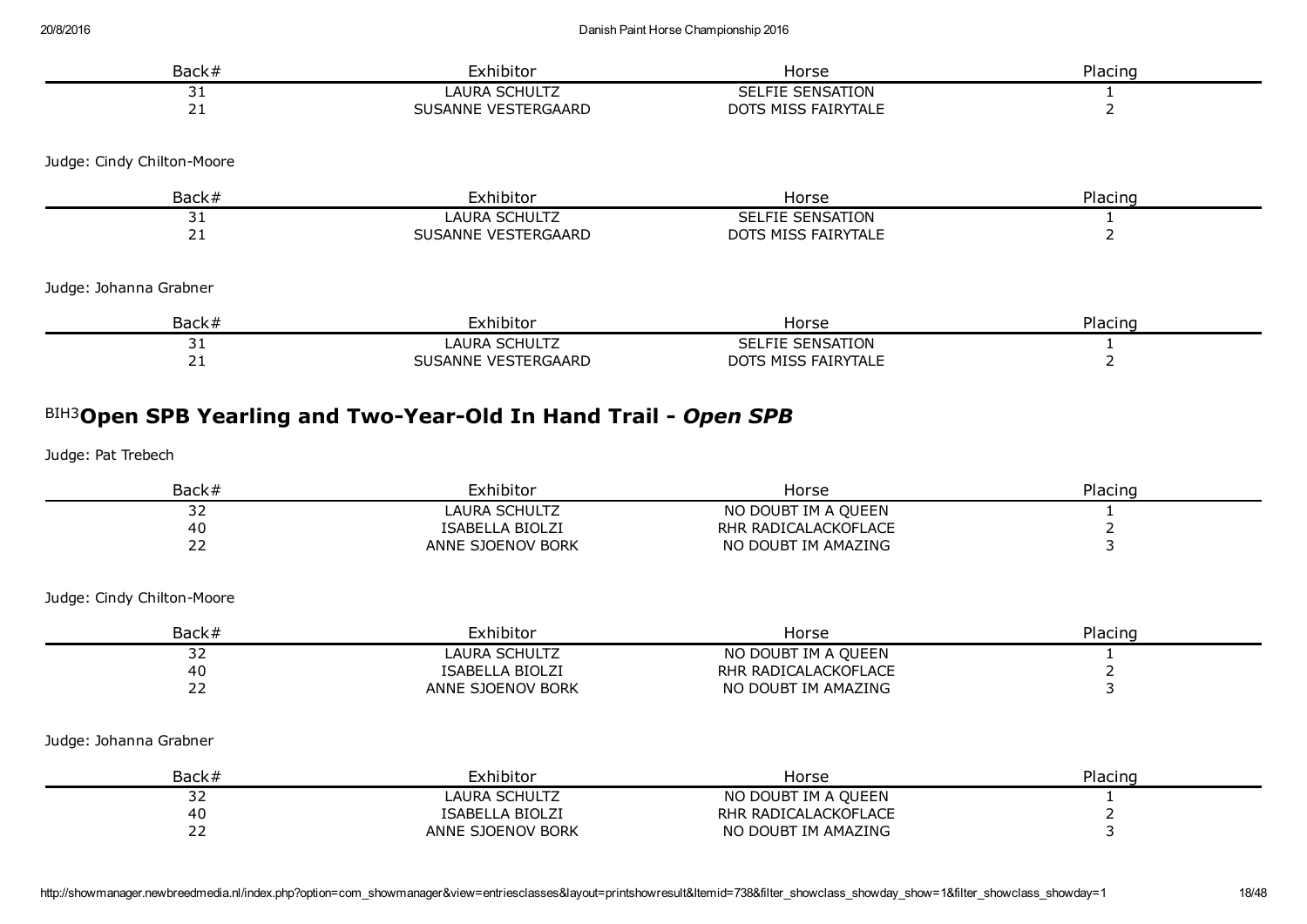| Back# | Exhibitor | Horse | Placing |
|---|---|---|---|
| 31 | LAURA SCHULTZ | SELFIE SENSATION | 1 |
| 21 | SUSANNE VESTERGAARD | DOTS MISS FAIRYTALE | 2 |

Judge: Cindy Chilton-Moore

| Back# | Exhibitor | Horse | Placing |
|---|---|---|---|
| 31 | LAURA SCHULTZ | SELFIE SENSATION | 1 |
| 21 | SUSANNE VESTERGAARD | DOTS MISS FAIRYTALE | 2 |

Judge: Johanna Grabner

| Back# | Exhibitor | Horse | Placing |
|---|---|---|---|
| 31 | LAURA SCHULTZ | SELFIE SENSATION | 1 |
| 21 | SUSANNE VESTERGAARD | DOTS MISS FAIRYTALE | 2 |

## BIH3 **Open SPB Yearling and Two-Year-Old In Hand Trail - *Open SPB***

Judge: Pat Trebech

| Back# | Exhibitor | Horse | Placing |
|---|---|---|---|
| 32 | LAURA SCHULTZ | NO DOUBT IM A QUEEN | 1 |
| 40 | ISABELLA BIOLZI | RHR RADICALACKOFLACE | 2 |
| 22 | ANNE SJOENOV BORK | NO DOUBT IM AMAZING | 3 |

Judge: Cindy Chilton-Moore

| Back# | Exhibitor | Horse | Placing |
|---|---|---|---|
| 32 | LAURA SCHULTZ | NO DOUBT IM A QUEEN | 1 |
| 40 | ISABELLA BIOLZI | RHR RADICALACKOFLACE | 2 |
| 22 | ANNE SJOENOV BORK | NO DOUBT IM AMAZING | 3 |

Judge: Johanna Grabner

| Back# | Exhibitor | Horse | Placing |
|---|---|---|---|
| 32 | LAURA SCHULTZ | NO DOUBT IM A QUEEN | 1 |
| 40 | ISABELLA BIOLZI | RHR RADICALACKOFLACE | 2 |
| 22 | ANNE SJOENOV BORK | NO DOUBT IM AMAZING | 3 |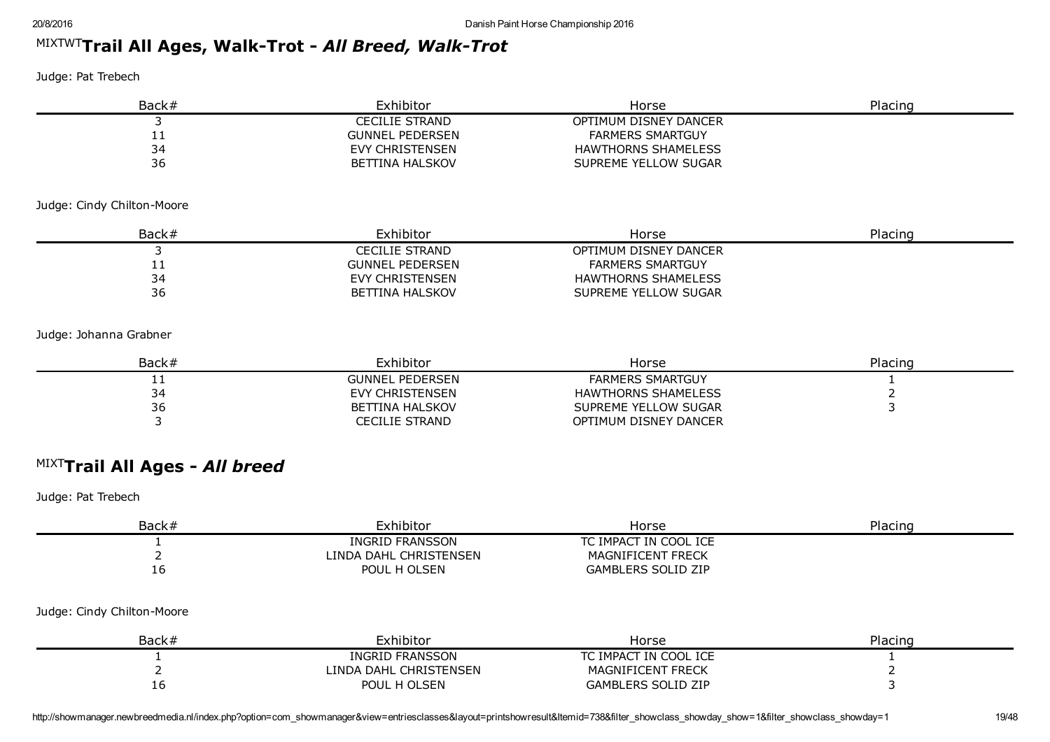## MIXTWTTrail All Ages, Walk-Trot - *All Breed, Walk-Trot*

Judge: Pat Trebech

| Back# | Exhibitor | Horse | Placing |
|---|---|---|---|
| 3 | CECILIE STRAND | OPTIMUM DISNEY DANCER | |
| 11 | GUNNEL PEDERSEN | FARMERS SMARTGUY | |
| 34 | EVY CHRISTENSEN | HAWTHORNS SHAMELESS | |
| 36 | BETTINA HALSKOV | SUPREME YELLOW SUGAR | |

Judge: Cindy Chilton-Moore

| Back# | Exhibitor | Horse | Placing |
|---|---|---|---|
| 3 | CECILIE STRAND | OPTIMUM DISNEY DANCER | |
| 11 | GUNNEL PEDERSEN | FARMERS SMARTGUY | |
| 34 | EVY CHRISTENSEN | HAWTHORNS SHAMELESS | |
| 36 | BETTINA HALSKOV | SUPREME YELLOW SUGAR | |

Judge: Johanna Grabner

| Back# | Exhibitor | Horse | Placing |
|---|---|---|---|
| 11 | GUNNEL PEDERSEN | FARMERS SMARTGUY | 1 |
| 34 | EVY CHRISTENSEN | HAWTHORNS SHAMELESS | 2 |
| 36 | BETTINA HALSKOV | SUPREME YELLOW SUGAR | 3 |
| 3 | CECILIE STRAND | OPTIMUM DISNEY DANCER | |

## MIXTTrail All Ages - *All breed*

Judge: Pat Trebech

| Back# | Exhibitor | Horse | Placing |
|---|---|---|---|
| 1 | INGRID FRANSSON | TC IMPACT IN COOL ICE | |
| 2 | LINDA DAHL CHRISTENSEN | MAGNIFICENT FRECK | |
| 16 | POUL H OLSEN | GAMBLERS SOLID ZIP | |

Judge: Cindy Chilton-Moore

| Back# | Exhibitor | Horse | Placing |
|---|---|---|---|
| 1 | INGRID FRANSSON | TC IMPACT IN COOL ICE | 1 |
| 2 | LINDA DAHL CHRISTENSEN | MAGNIFICENT FRECK | 2 |
| 16 | POUL H OLSEN | GAMBLERS SOLID ZIP | 3 |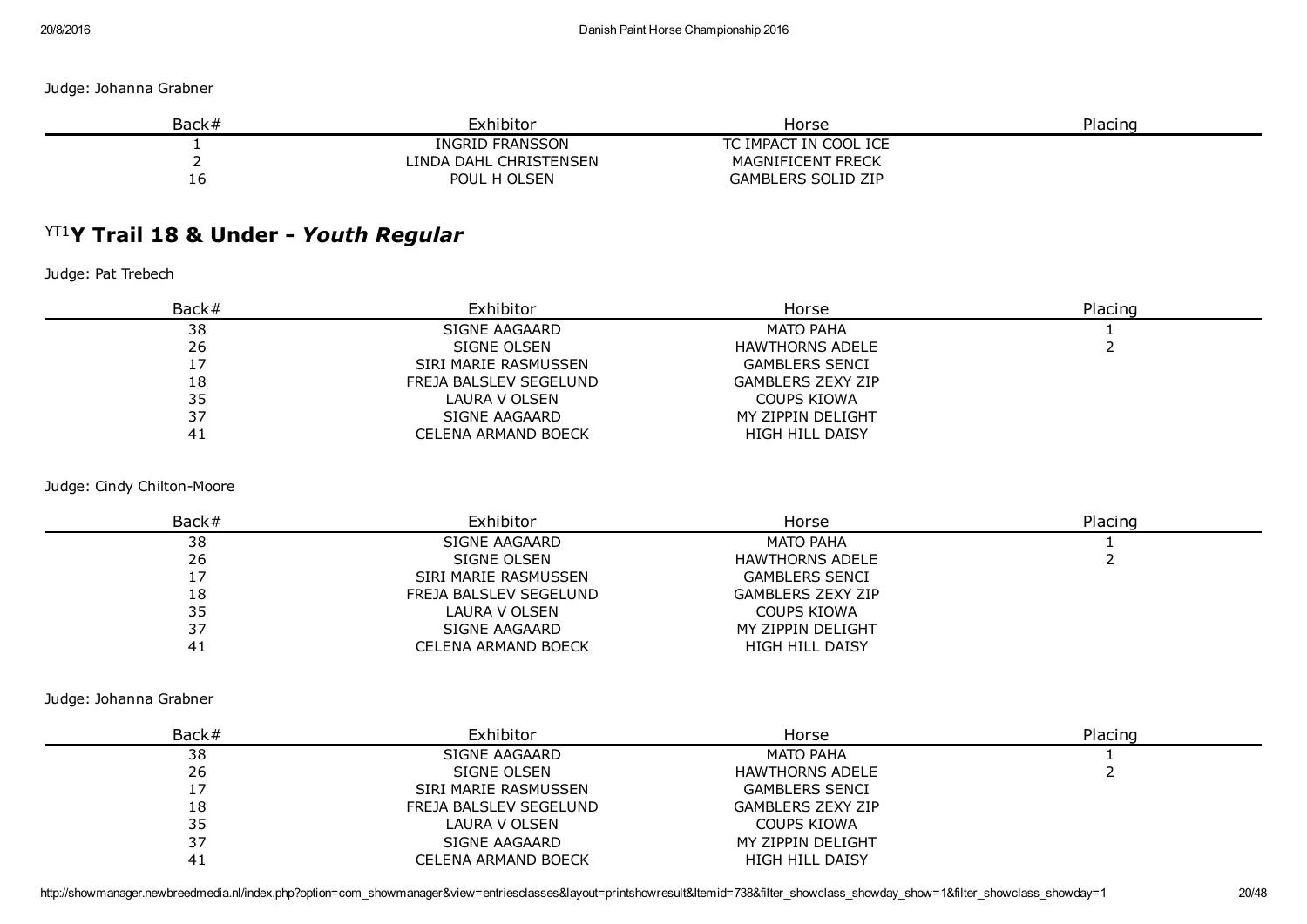Judge: Johanna Grabner

| Back# | Exhibitor | Horse | Placing |
|---|---|---|---|
| 1 | INGRID FRANSSON | TC IMPACT IN COOL ICE | |
| 2 | LINDA DAHL CHRISTENSEN | MAGNIFICENT FRECK | |
| 16 | POUL H OLSEN | GAMBLERS SOLID ZIP | |

## YT1 Y Trail 18 & Under - *Youth Regular*

Judge: Pat Trebech

| Back# | Exhibitor | Horse | Placing |
|---|---|---|---|
| 38 | SIGNE AAGAARD | MATO PAHA | 1 |
| 26 | SIGNE OLSEN | HAWTHORNS ADELE | 2 |
| 17 | SIRI MARIE RASMUSSEN | GAMBLERS SENCI | |
| 18 | FREJA BALSLEV SEGELUND | GAMBLERS ZEXY ZIP | |
| 35 | LAURA V OLSEN | COUPS KIOWA | |
| 37 | SIGNE AAGAARD | MY ZIPPIN DELIGHT | |
| 41 | CELENA ARMAND BOECK | HIGH HILL DAISY | |

Judge: Cindy Chilton-Moore

| Back# | Exhibitor | Horse | Placing |
|---|---|---|---|
| 38 | SIGNE AAGAARD | MATO PAHA | 1 |
| 26 | SIGNE OLSEN | HAWTHORNS ADELE | 2 |
| 17 | SIRI MARIE RASMUSSEN | GAMBLERS SENCI | |
| 18 | FREJA BALSLEV SEGELUND | GAMBLERS ZEXY ZIP | |
| 35 | LAURA V OLSEN | COUPS KIOWA | |
| 37 | SIGNE AAGAARD | MY ZIPPIN DELIGHT | |
| 41 | CELENA ARMAND BOECK | HIGH HILL DAISY | |

Judge: Johanna Grabner

| Back# | Exhibitor | Horse | Placing |
|---|---|---|---|
| 38 | SIGNE AAGAARD | MATO PAHA | 1 |
| 26 | SIGNE OLSEN | HAWTHORNS ADELE | 2 |
| 17 | SIRI MARIE RASMUSSEN | GAMBLERS SENCI | |
| 18 | FREJA BALSLEV SEGELUND | GAMBLERS ZEXY ZIP | |
| 35 | LAURA V OLSEN | COUPS KIOWA | |
| 37 | SIGNE AAGAARD | MY ZIPPIN DELIGHT | |
| 41 | CELENA ARMAND BOECK | HIGH HILL DAISY | |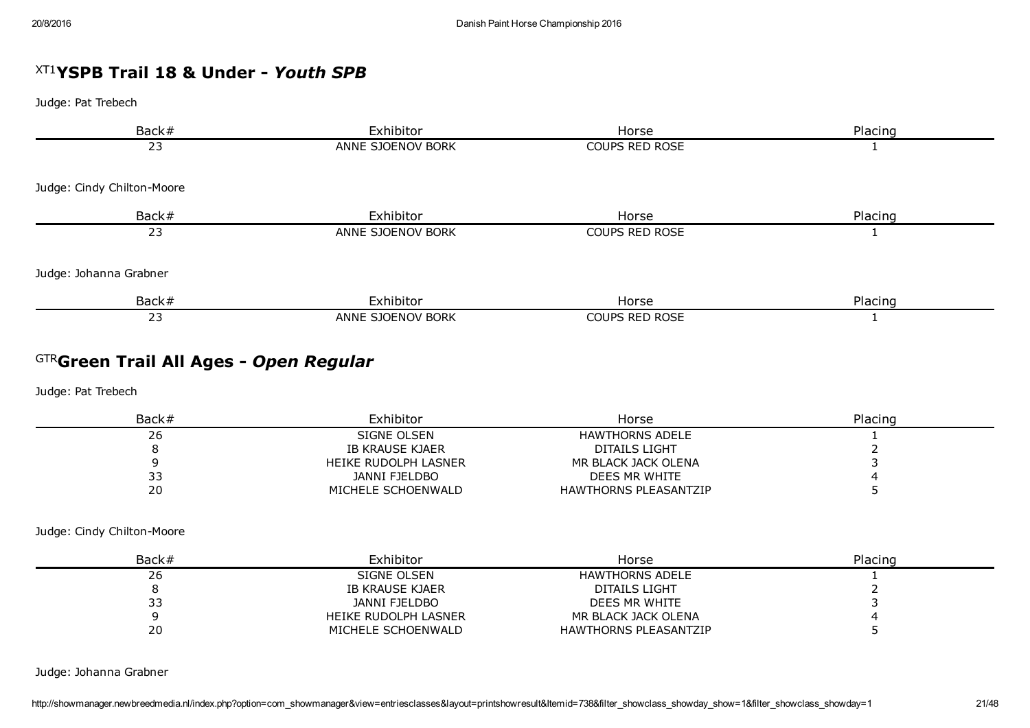## [XT1] **YSPB Trail 18 & Under - *Youth SPB***

Judge: Pat Trebech

| Back# | Exhibitor | Horse | Placing |
|---|---|---|---|
| 23 | ANNE SJOENOV BORK | COUPS RED ROSE | 1 |

Judge: Cindy Chilton-Moore

| Back# | Exhibitor | Horse | Placing |
|---|---|---|---|
| 23 | ANNE SJOENOV BORK | COUPS RED ROSE | 1 |

Judge: Johanna Grabner

| Back# | Exhibitor | Horse | Placing |
|---|---|---|---|
| 23 | ANNE SJOENOV BORK | COUPS RED ROSE | 1 |

## [GTR] **Green Trail All Ages - *Open Regular***

Judge: Pat Trebech

| Back# | Exhibitor | Horse | Placing |
|---|---|---|---|
| 26 | SIGNE OLSEN | HAWTHORNS ADELE | 1 |
| 8 | IB KRAUSE KJAER | DITAILS LIGHT | 2 |
| 9 | HEIKE RUDOLPH LASNER | MR BLACK JACK OLENA | 3 |
| 33 | JANNI FJELDBO | DEES MR WHITE | 4 |
| 20 | MICHELE SCHOENWALD | HAWTHORNS PLEASANTZIP | 5 |

Judge: Cindy Chilton-Moore

| Back# | Exhibitor | Horse | Placing |
|---|---|---|---|
| 26 | SIGNE OLSEN | HAWTHORNS ADELE | 1 |
| 8 | IB KRAUSE KJAER | DITAILS LIGHT | 2 |
| 33 | JANNI FJELDBO | DEES MR WHITE | 3 |
| 9 | HEIKE RUDOLPH LASNER | MR BLACK JACK OLENA | 4 |
| 20 | MICHELE SCHOENWALD | HAWTHORNS PLEASANTZIP | 5 |

Judge: Johanna Grabner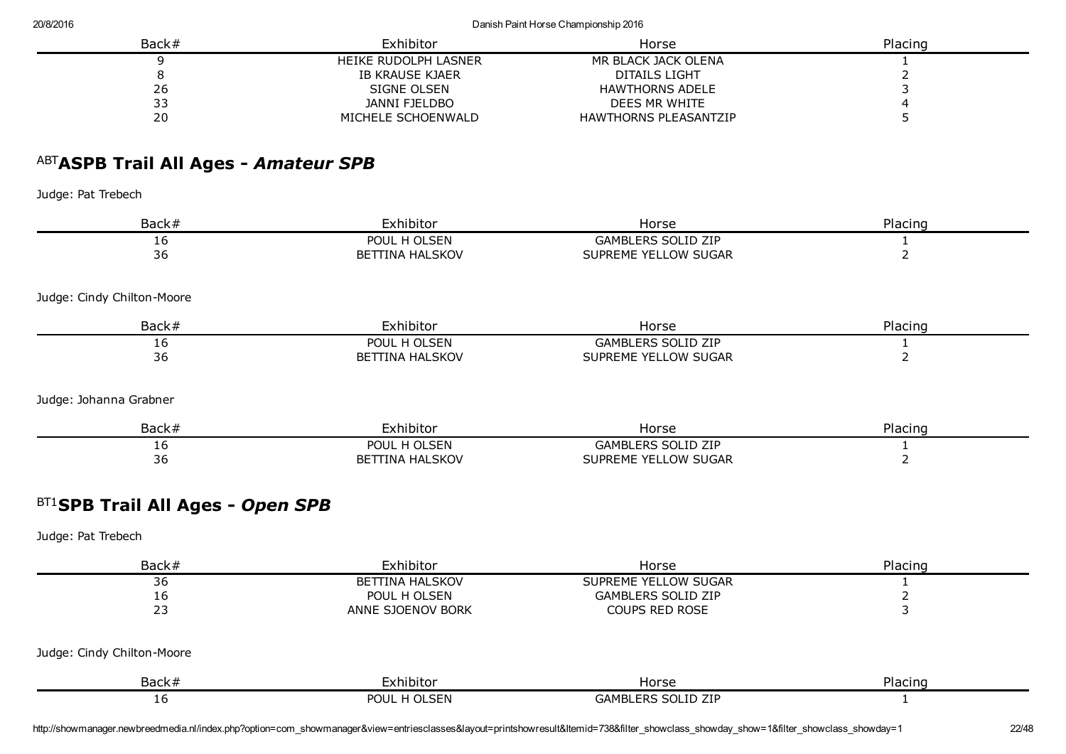| Back# | Exhibitor | Horse | Placing |
|---|---|---|---|
| 9 | HEIKE RUDOLPH LASNER | MR BLACK JACK OLENA | 1 |
| 8 | IB KRAUSE KJAER | DITAILS LIGHT | 2 |
| 26 | SIGNE OLSEN | HAWTHORNS ADELE | 3 |
| 33 | JANNI FJELDBO | DEES MR WHITE | 4 |
| 20 | MICHELE SCHOENWALD | HAWTHORNS PLEASANTZIP | 5 |

## ABT **ASPB Trail All Ages -** ***Amateur SPB***

Judge: Pat Trebech

| Back# | Exhibitor | Horse | Placing |
|---|---|---|---|
| 16 | POUL H OLSEN | GAMBLERS SOLID ZIP | 1 |
| 36 | BETTINA HALSKOV | SUPREME YELLOW SUGAR | 2 |

Judge: Cindy Chilton-Moore

| Back# | Exhibitor | Horse | Placing |
|---|---|---|---|
| 16 | POUL H OLSEN | GAMBLERS SOLID ZIP | 1 |
| 36 | BETTINA HALSKOV | SUPREME YELLOW SUGAR | 2 |

Judge: Johanna Grabner

| Back# | Exhibitor | Horse | Placing |
|---|---|---|---|
| 16 | POUL H OLSEN | GAMBLERS SOLID ZIP | 1 |
| 36 | BETTINA HALSKOV | SUPREME YELLOW SUGAR | 2 |

## BT1 **SPB Trail All Ages -** ***Open SPB***

Judge: Pat Trebech

| Back# | Exhibitor | Horse | Placing |
|---|---|---|---|
| 36 | BETTINA HALSKOV | SUPREME YELLOW SUGAR | 1 |
| 16 | POUL H OLSEN | GAMBLERS SOLID ZIP | 2 |
| 23 | ANNE SJOENOV BORK | COUPS RED ROSE | 3 |

Judge: Cindy Chilton-Moore

| Back# | Exhibitor | Horse | Placing |
|---|---|---|---|
| 16 | POUL H OLSEN | GAMBLERS SOLID ZIP | 1 |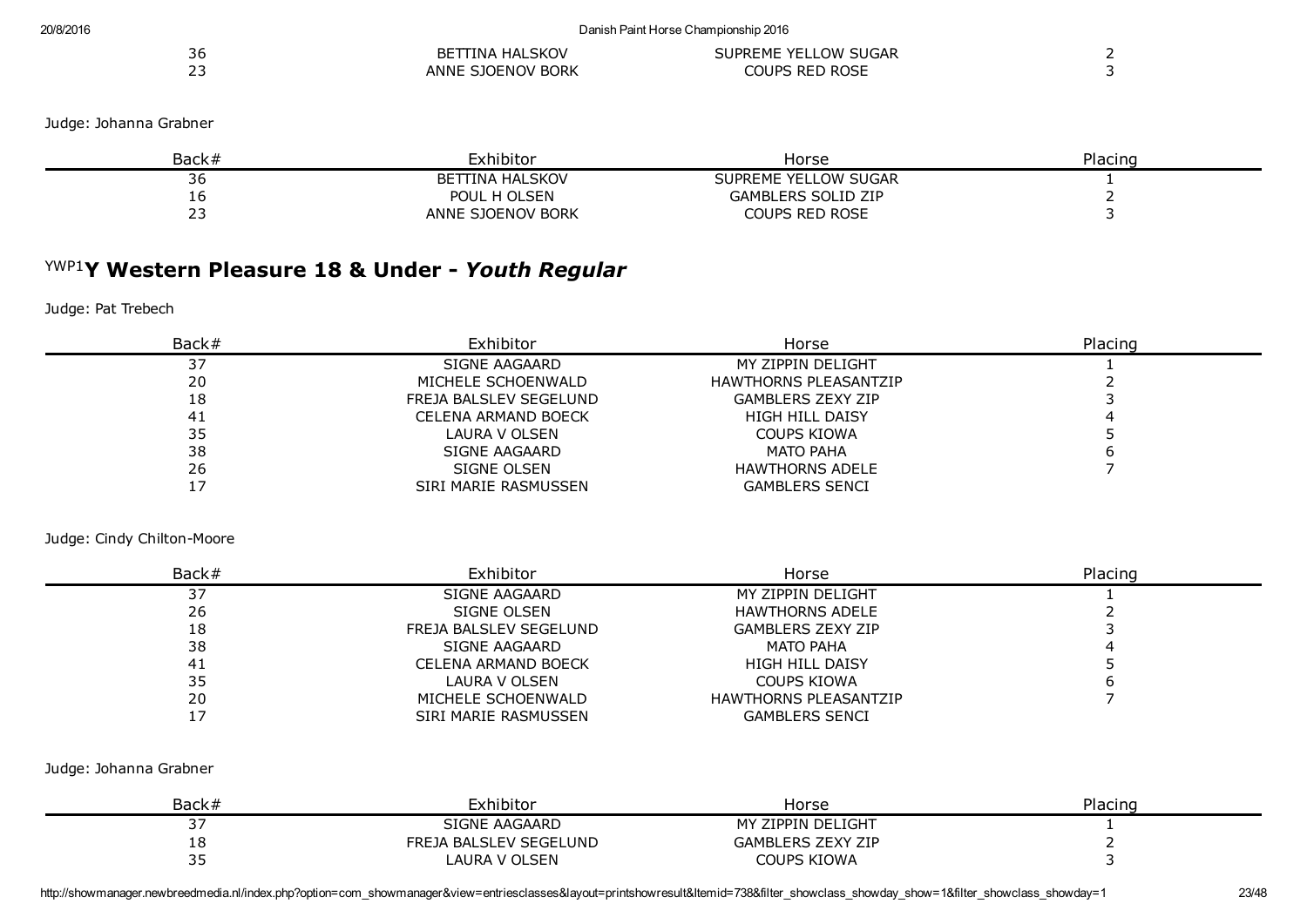| Back# | Exhibitor | Horse | Placing |
|---|---|---|---|
| 36 | BETTINA HALSKOV | SUPREME YELLOW SUGAR | 2 |
| 23 | ANNE SJOENOV BORK | COUPS RED ROSE | 3 |

Judge: Johanna Grabner

| Back# | Exhibitor | Horse | Placing |
|---|---|---|---|
| 36 | BETTINA HALSKOV | SUPREME YELLOW SUGAR | 1 |
| 16 | POUL H OLSEN | GAMBLERS SOLID ZIP | 2 |
| 23 | ANNE SJOENOV BORK | COUPS RED ROSE | 3 |

## YWP1 Y Western Pleasure 18 & Under - *Youth Regular*

Judge: Pat Trebech

| Back# | Exhibitor | Horse | Placing |
|---|---|---|---|
| 37 | SIGNE AAGAARD | MY ZIPPIN DELIGHT | 1 |
| 20 | MICHELE SCHOENWALD | HAWTHORNS PLEASANTZIP | 2 |
| 18 | FREJA BALSLEV SEGELUND | GAMBLERS ZEXY ZIP | 3 |
| 41 | CELENA ARMAND BOECK | HIGH HILL DAISY | 4 |
| 35 | LAURA V OLSEN | COUPS KIOWA | 5 |
| 38 | SIGNE AAGAARD | MATO PAHA | 6 |
| 26 | SIGNE OLSEN | HAWTHORNS ADELE | 7 |
| 17 | SIRI MARIE RASMUSSEN | GAMBLERS SENCI | |

Judge: Cindy Chilton-Moore

| Back# | Exhibitor | Horse | Placing |
|---|---|---|---|
| 37 | SIGNE AAGAARD | MY ZIPPIN DELIGHT | 1 |
| 26 | SIGNE OLSEN | HAWTHORNS ADELE | 2 |
| 18 | FREJA BALSLEV SEGELUND | GAMBLERS ZEXY ZIP | 3 |
| 38 | SIGNE AAGAARD | MATO PAHA | 4 |
| 41 | CELENA ARMAND BOECK | HIGH HILL DAISY | 5 |
| 35 | LAURA V OLSEN | COUPS KIOWA | 6 |
| 20 | MICHELE SCHOENWALD | HAWTHORNS PLEASANTZIP | 7 |
| 17 | SIRI MARIE RASMUSSEN | GAMBLERS SENCI | |

Judge: Johanna Grabner

| Back# | Exhibitor | Horse | Placing |
|---|---|---|---|
| 37 | SIGNE AAGAARD | MY ZIPPIN DELIGHT | 1 |
| 18 | FREJA BALSLEV SEGELUND | GAMBLERS ZEXY ZIP | 2 |
| 35 | LAURA V OLSEN | COUPS KIOWA | 3 |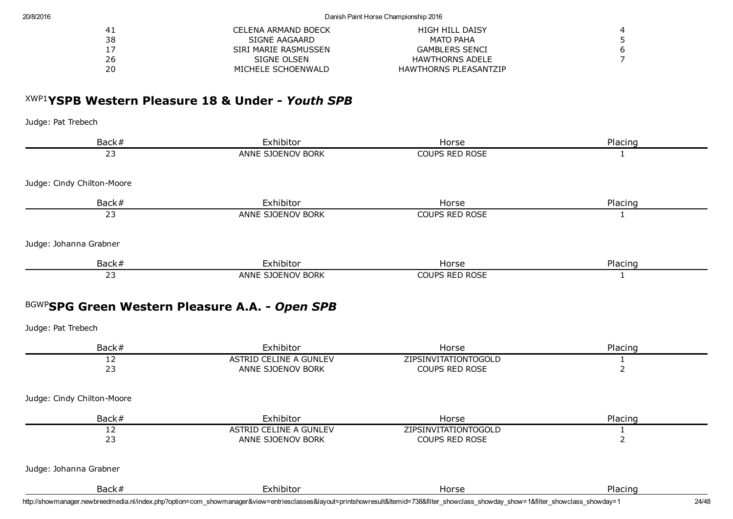| Back# | Exhibitor | Horse | Placing |
|---|---|---|---|
| 41 | CELENA ARMAND BOECK | HIGH HILL DAISY | 4 |
| 38 | SIGNE AAGAARD | MATO PAHA | 5 |
| 17 | SIRI MARIE RASMUSSEN | GAMBLERS SENCI | 6 |
| 26 | SIGNE OLSEN | HAWTHORNS ADELE | 7 |
| 20 | MICHELE SCHOENWALD | HAWTHORNS PLEASANTZIP | |

## XWP1 **YSPB Western Pleasure 18 & Under -** ***Youth SPB***

Judge: Pat Trebech

| Back# | Exhibitor | Horse | Placing |
|---|---|---|---|
| 23 | ANNE SJOENOV BORK | COUPS RED ROSE | 1 |

Judge: Cindy Chilton-Moore

| Back# | Exhibitor | Horse | Placing |
|---|---|---|---|
| 23 | ANNE SJOENOV BORK | COUPS RED ROSE | 1 |

Judge: Johanna Grabner

| Back# | Exhibitor | Horse | Placing |
|---|---|---|---|
| 23 | ANNE SJOENOV BORK | COUPS RED ROSE | 1 |

## BGWP **SPG Green Western Pleasure A.A. -** ***Open SPB***

Judge: Pat Trebech

| Back# | Exhibitor | Horse | Placing |
|---|---|---|---|
| 12 | ASTRID CELINE A GUNLEV | ZIPSINVITATIONTOGOLD | 1 |
| 23 | ANNE SJOENOV BORK | COUPS RED ROSE | 2 |

Judge: Cindy Chilton-Moore

| Back# | Exhibitor | Horse | Placing |
|---|---|---|---|
| 12 | ASTRID CELINE A GUNLEV | ZIPSINVITATIONTOGOLD | 1 |
| 23 | ANNE SJOENOV BORK | COUPS RED ROSE | 2 |

Judge: Johanna Grabner

| Back# | Exhibitor | Horse | Placing |
|---|---|---|---|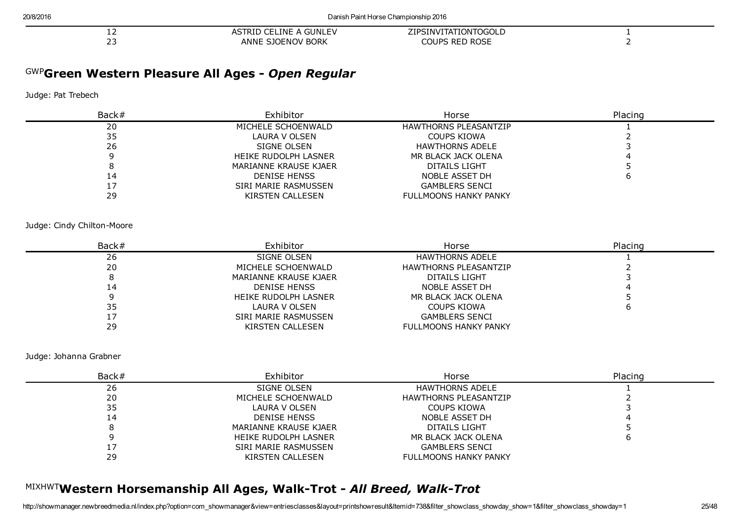| | | | |
|---|---|---|---|
| 12 | ASTRID CELINE A GUNLEV | ZIPSINVITATIONTOGOLD | 1 |
| 23 | ANNE SJOENOV BORK | COUPS RED ROSE | 2 |

## GWP Green Western Pleasure All Ages - *Open Regular*

Judge: Pat Trebech

| Back# | Exhibitor | Horse | Placing |
|---|---|---|---|
| 20 | MICHELE SCHOENWALD | HAWTHORNS PLEASANTZIP | 1 |
| 35 | LAURA V OLSEN | COUPS KIOWA | 2 |
| 26 | SIGNE OLSEN | HAWTHORNS ADELE | 3 |
| 9 | HEIKE RUDOLPH LASNER | MR BLACK JACK OLENA | 4 |
| 8 | MARIANNE KRAUSE KJAER | DITAILS LIGHT | 5 |
| 14 | DENISE HENSS | NOBLE ASSET DH | 6 |
| 17 | SIRI MARIE RASMUSSEN | GAMBLERS SENCI | |
| 29 | KIRSTEN CALLESEN | FULLMOONS HANKY PANKY | |

Judge: Cindy Chilton-Moore

| Back# | Exhibitor | Horse | Placing |
|---|---|---|---|
| 26 | SIGNE OLSEN | HAWTHORNS ADELE | 1 |
| 20 | MICHELE SCHOENWALD | HAWTHORNS PLEASANTZIP | 2 |
| 8 | MARIANNE KRAUSE KJAER | DITAILS LIGHT | 3 |
| 14 | DENISE HENSS | NOBLE ASSET DH | 4 |
| 9 | HEIKE RUDOLPH LASNER | MR BLACK JACK OLENA | 5 |
| 35 | LAURA V OLSEN | COUPS KIOWA | 6 |
| 17 | SIRI MARIE RASMUSSEN | GAMBLERS SENCI | |
| 29 | KIRSTEN CALLESEN | FULLMOONS HANKY PANKY | |

Judge: Johanna Grabner

| Back# | Exhibitor | Horse | Placing |
|---|---|---|---|
| 26 | SIGNE OLSEN | HAWTHORNS ADELE | 1 |
| 20 | MICHELE SCHOENWALD | HAWTHORNS PLEASANTZIP | 2 |
| 35 | LAURA V OLSEN | COUPS KIOWA | 3 |
| 14 | DENISE HENSS | NOBLE ASSET DH | 4 |
| 8 | MARIANNE KRAUSE KJAER | DITAILS LIGHT | 5 |
| 9 | HEIKE RUDOLPH LASNER | MR BLACK JACK OLENA | 6 |
| 17 | SIRI MARIE RASMUSSEN | GAMBLERS SENCI | |
| 29 | KIRSTEN CALLESEN | FULLMOONS HANKY PANKY | |

## MIXHWT Western Horsemanship All Ages, Walk-Trot - *All Breed, Walk-Trot*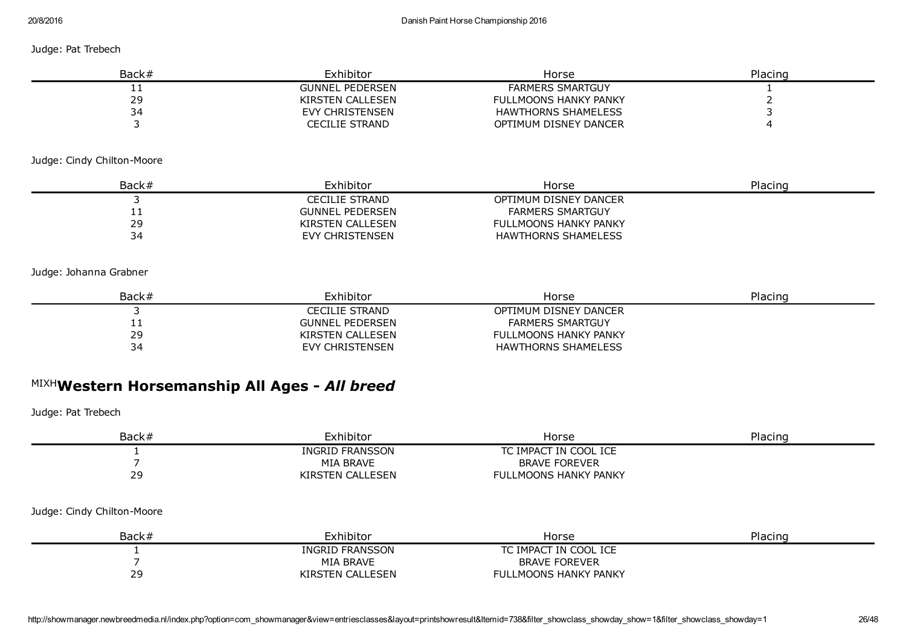Judge: Pat Trebech

| Back# | Exhibitor | Horse | Placing |
|---|---|---|---|
| 11 | GUNNEL PEDERSEN | FARMERS SMARTGUY | 1 |
| 29 | KIRSTEN CALLESEN | FULLMOONS HANKY PANKY | 2 |
| 34 | EVY CHRISTENSEN | HAWTHORNS SHAMELESS | 3 |
| 3 | CECILIE STRAND | OPTIMUM DISNEY DANCER | 4 |

Judge: Cindy Chilton-Moore

| Back# | Exhibitor | Horse | Placing |
|---|---|---|---|
| 3 | CECILIE STRAND | OPTIMUM DISNEY DANCER | |
| 11 | GUNNEL PEDERSEN | FARMERS SMARTGUY | |
| 29 | KIRSTEN CALLESEN | FULLMOONS HANKY PANKY | |
| 34 | EVY CHRISTENSEN | HAWTHORNS SHAMELESS | |

Judge: Johanna Grabner

| Back# | Exhibitor | Horse | Placing |
|---|---|---|---|
| 3 | CECILIE STRAND | OPTIMUM DISNEY DANCER | |
| 11 | GUNNEL PEDERSEN | FARMERS SMARTGUY | |
| 29 | KIRSTEN CALLESEN | FULLMOONS HANKY PANKY | |
| 34 | EVY CHRISTENSEN | HAWTHORNS SHAMELESS | |

## MIXH **Western Horsemanship All Ages - *All breed***

Judge: Pat Trebech

| Back# | Exhibitor | Horse | Placing |
|---|---|---|---|
| 1 | INGRID FRANSSON | TC IMPACT IN COOL ICE | |
| 7 | MIA BRAVE | BRAVE FOREVER | |
| 29 | KIRSTEN CALLESEN | FULLMOONS HANKY PANKY | |

Judge: Cindy Chilton-Moore

| Back# | Exhibitor | Horse | Placing |
|---|---|---|---|
| 1 | INGRID FRANSSON | TC IMPACT IN COOL ICE | |
| 7 | MIA BRAVE | BRAVE FOREVER | |
| 29 | KIRSTEN CALLESEN | FULLMOONS HANKY PANKY | |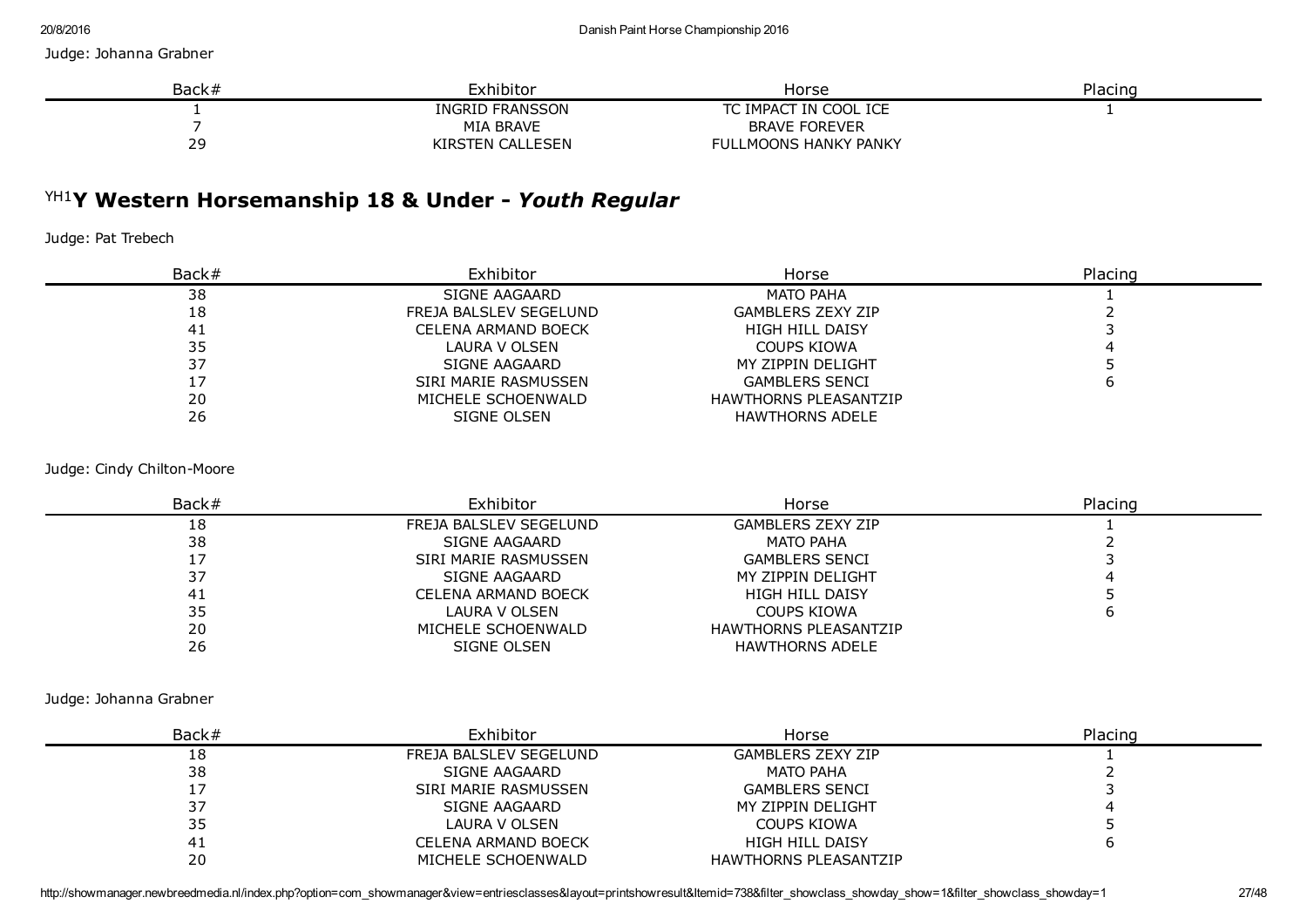Judge: Johanna Grabner

| Back# | Exhibitor | Horse | Placing |
|---|---|---|---|
| 1 | INGRID FRANSSON | TC IMPACT IN COOL ICE | 1 |
| 7 | MIA BRAVE | BRAVE FOREVER | |
| 29 | KIRSTEN CALLESEN | FULLMOONS HANKY PANKY | |

## YH1 Y Western Horsemanship 18 & Under - *Youth Regular*

Judge: Pat Trebech

| Back# | Exhibitor | Horse | Placing |
|---|---|---|---|
| 38 | SIGNE AAGAARD | MATO PAHA | 1 |
| 18 | FREJA BALSLEV SEGELUND | GAMBLERS ZEXY ZIP | 2 |
| 41 | CELENA ARMAND BOECK | HIGH HILL DAISY | 3 |
| 35 | LAURA V OLSEN | COUPS KIOWA | 4 |
| 37 | SIGNE AAGAARD | MY ZIPPIN DELIGHT | 5 |
| 17 | SIRI MARIE RASMUSSEN | GAMBLERS SENCI | 6 |
| 20 | MICHELE SCHOENWALD | HAWTHORNS PLEASANTZIP | |
| 26 | SIGNE OLSEN | HAWTHORNS ADELE | |

Judge: Cindy Chilton-Moore

| Back# | Exhibitor | Horse | Placing |
|---|---|---|---|
| 18 | FREJA BALSLEV SEGELUND | GAMBLERS ZEXY ZIP | 1 |
| 38 | SIGNE AAGAARD | MATO PAHA | 2 |
| 17 | SIRI MARIE RASMUSSEN | GAMBLERS SENCI | 3 |
| 37 | SIGNE AAGAARD | MY ZIPPIN DELIGHT | 4 |
| 41 | CELENA ARMAND BOECK | HIGH HILL DAISY | 5 |
| 35 | LAURA V OLSEN | COUPS KIOWA | 6 |
| 20 | MICHELE SCHOENWALD | HAWTHORNS PLEASANTZIP | |
| 26 | SIGNE OLSEN | HAWTHORNS ADELE | |

Judge: Johanna Grabner

| Back# | Exhibitor | Horse | Placing |
|---|---|---|---|
| 18 | FREJA BALSLEV SEGELUND | GAMBLERS ZEXY ZIP | 1 |
| 38 | SIGNE AAGAARD | MATO PAHA | 2 |
| 17 | SIRI MARIE RASMUSSEN | GAMBLERS SENCI | 3 |
| 37 | SIGNE AAGAARD | MY ZIPPIN DELIGHT | 4 |
| 35 | LAURA V OLSEN | COUPS KIOWA | 5 |
| 41 | CELENA ARMAND BOECK | HIGH HILL DAISY | 6 |
| 20 | MICHELE SCHOENWALD | HAWTHORNS PLEASANTZIP | |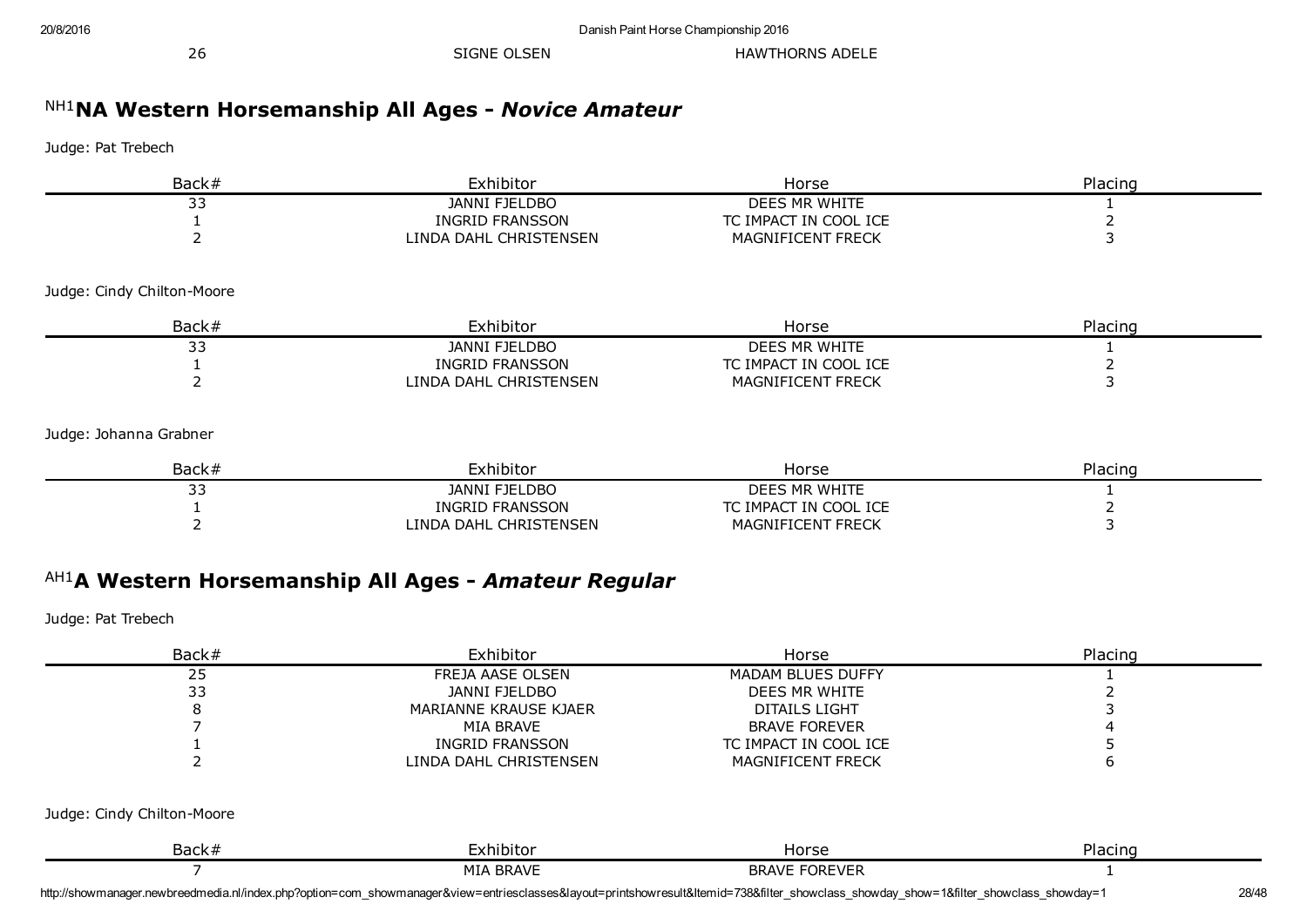| 26 | SIGNE OLSEN | HAWTHORNS ADELE | |
|---|---|---|---|

## NH1 NA Western Horsemanship All Ages - *Novice Amateur*

Judge: Pat Trebech

| Back# | Exhibitor | Horse | Placing |
|---|---|---|---|
| 33 | JANNI FJELDBO | DEES MR WHITE | 1 |
| 1 | INGRID FRANSSON | TC IMPACT IN COOL ICE | 2 |
| 2 | LINDA DAHL CHRISTENSEN | MAGNIFICENT FRECK | 3 |

Judge: Cindy Chilton-Moore

| Back# | Exhibitor | Horse | Placing |
|---|---|---|---|
| 33 | JANNI FJELDBO | DEES MR WHITE | 1 |
| 1 | INGRID FRANSSON | TC IMPACT IN COOL ICE | 2 |
| 2 | LINDA DAHL CHRISTENSEN | MAGNIFICENT FRECK | 3 |

Judge: Johanna Grabner

| Back# | Exhibitor | Horse | Placing |
|---|---|---|---|
| 33 | JANNI FJELDBO | DEES MR WHITE | 1 |
| 1 | INGRID FRANSSON | TC IMPACT IN COOL ICE | 2 |
| 2 | LINDA DAHL CHRISTENSEN | MAGNIFICENT FRECK | 3 |

## AH1 A Western Horsemanship All Ages - *Amateur Regular*

Judge: Pat Trebech

| Back# | Exhibitor | Horse | Placing |
|---|---|---|---|
| 25 | FREJA AASE OLSEN | MADAM BLUES DUFFY | 1 |
| 33 | JANNI FJELDBO | DEES MR WHITE | 2 |
| 8 | MARIANNE KRAUSE KJAER | DITAILS LIGHT | 3 |
| 7 | MIA BRAVE | BRAVE FOREVER | 4 |
| 1 | INGRID FRANSSON | TC IMPACT IN COOL ICE | 5 |
| 2 | LINDA DAHL CHRISTENSEN | MAGNIFICENT FRECK | 6 |

Judge: Cindy Chilton-Moore

| Back# | Exhibitor | Horse | Placing |
|---|---|---|---|
| 7 | MIA BRAVE | BRAVE FOREVER | 1 |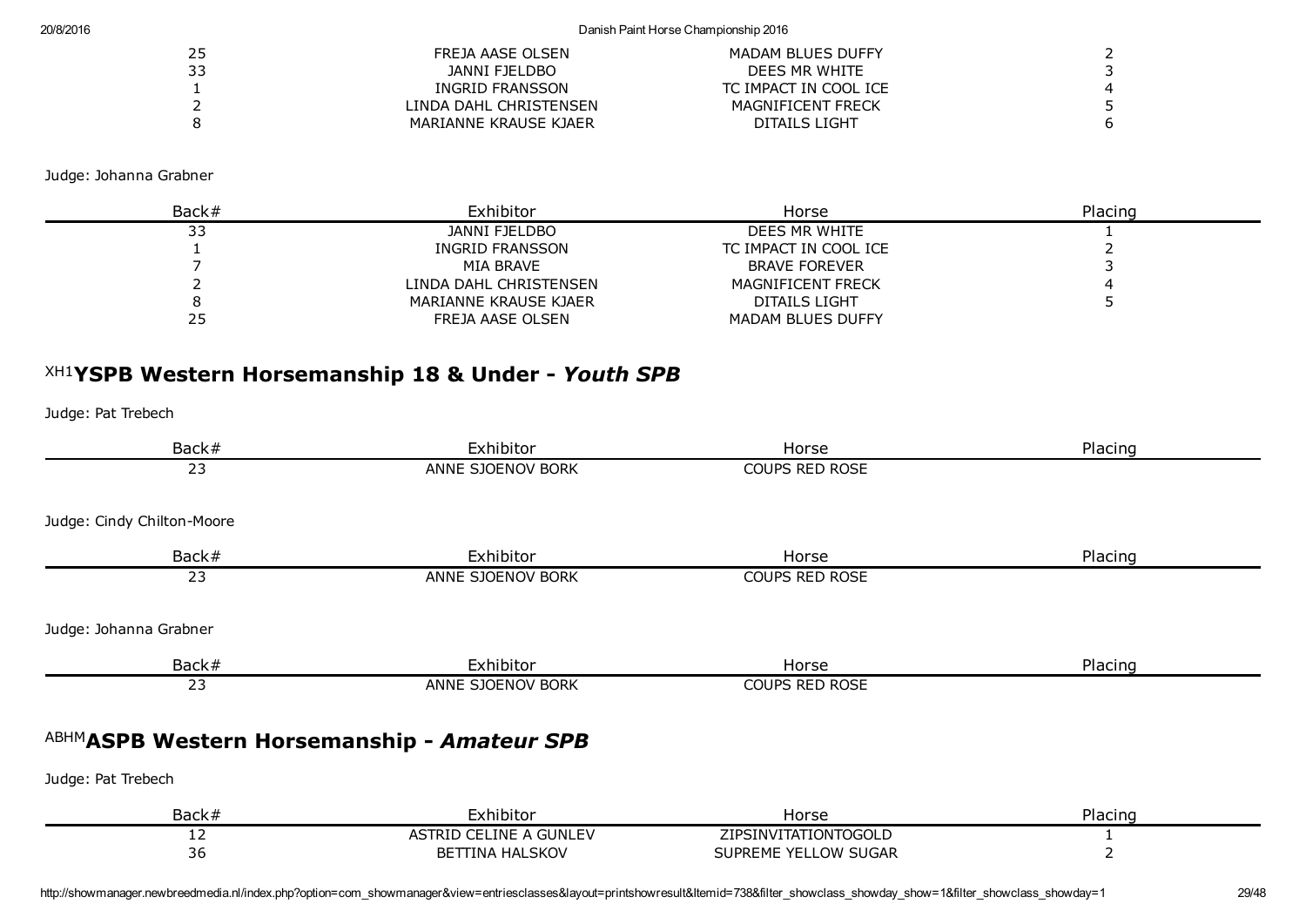| Back# | Exhibitor | Horse | Placing |
|---|---|---|---|
| 25 | FREJA AASE OLSEN | MADAM BLUES DUFFY | 2 |
| 33 | JANNI FJELDBO | DEES MR WHITE | 3 |
| 1 | INGRID FRANSSON | TC IMPACT IN COOL ICE | 4 |
| 2 | LINDA DAHL CHRISTENSEN | MAGNIFICENT FRECK | 5 |
| 8 | MARIANNE KRAUSE KJAER | DITAILS LIGHT | 6 |

Judge: Johanna Grabner

| Back# | Exhibitor | Horse | Placing |
|---|---|---|---|
| 33 | JANNI FJELDBO | DEES MR WHITE | 1 |
| 1 | INGRID FRANSSON | TC IMPACT IN COOL ICE | 2 |
| 7 | MIA BRAVE | BRAVE FOREVER | 3 |
| 2 | LINDA DAHL CHRISTENSEN | MAGNIFICENT FRECK | 4 |
| 8 | MARIANNE KRAUSE KJAER | DITAILS LIGHT | 5 |
| 25 | FREJA AASE OLSEN | MADAM BLUES DUFFY | |

## XH1 YSPB Western Horsemanship 18 & Under - *Youth SPB*

Judge: Pat Trebech

| Back# | Exhibitor | Horse | Placing |
|---|---|---|---|
| 23 | ANNE SJOENOV BORK | COUPS RED ROSE | |

Judge: Cindy Chilton-Moore

| Back# | Exhibitor | Horse | Placing |
|---|---|---|---|
| 23 | ANNE SJOENOV BORK | COUPS RED ROSE | |

Judge: Johanna Grabner

| Back# | Exhibitor | Horse | Placing |
|---|---|---|---|
| 23 | ANNE SJOENOV BORK | COUPS RED ROSE | |

## ABHM ASPB Western Horsemanship - *Amateur SPB*

Judge: Pat Trebech

| Back# | Exhibitor | Horse | Placing |
|---|---|---|---|
| 12 | ASTRID CELINE A GUNLEV | ZIPSINVITATIONTOGOLD | 1 |
| 36 | BETTINA HALSKOV | SUPREME YELLOW SUGAR | 2 |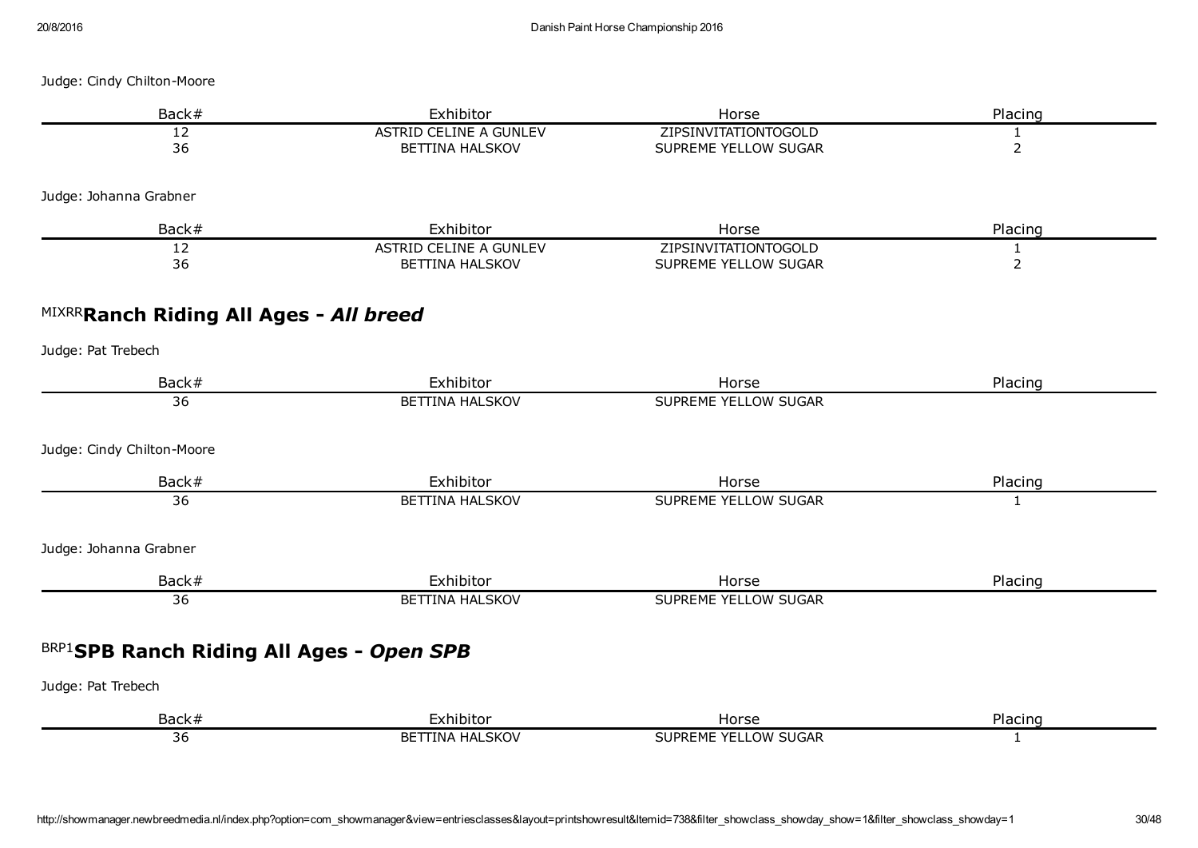Judge: Cindy Chilton-Moore

| Back# | Exhibitor | Horse | Placing |
| --- | --- | --- | --- |
| 12 | ASTRID CELINE A GUNLEV | ZIPSINVITATIONTOGOLD | 1 |
| 36 | BETTINA HALSKOV | SUPREME YELLOW SUGAR | 2 |

Judge: Johanna Grabner

| Back# | Exhibitor | Horse | Placing |
| --- | --- | --- | --- |
| 12 | ASTRID CELINE A GUNLEV | ZIPSINVITATIONTOGOLD | 1 |
| 36 | BETTINA HALSKOV | SUPREME YELLOW SUGAR | 2 |

## MIXRR **Ranch Riding All Ages - *All breed***

Judge: Pat Trebech

| Back# | Exhibitor | Horse | Placing |
| --- | --- | --- | --- |
| 36 | BETTINA HALSKOV | SUPREME YELLOW SUGAR | |

Judge: Cindy Chilton-Moore

| Back# | Exhibitor | Horse | Placing |
| --- | --- | --- | --- |
| 36 | BETTINA HALSKOV | SUPREME YELLOW SUGAR | 1 |

Judge: Johanna Grabner

| Back# | Exhibitor | Horse | Placing |
| --- | --- | --- | --- |
| 36 | BETTINA HALSKOV | SUPREME YELLOW SUGAR | |

## BRP1 **SPB Ranch Riding All Ages - *Open SPB***

Judge: Pat Trebech

| Back# | Exhibitor | Horse | Placing |
| --- | --- | --- | --- |
| 36 | BETTINA HALSKOV | SUPREME YELLOW SUGAR | 1 |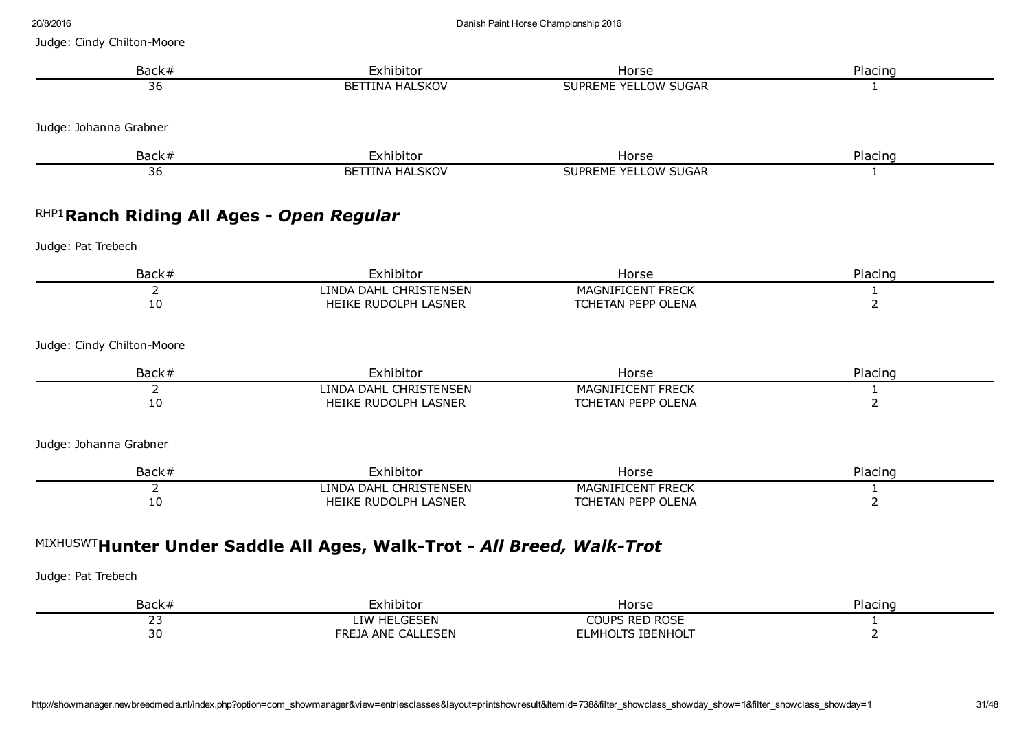Judge: Cindy Chilton-Moore

| Back# | Exhibitor | Horse | Placing |
|---|---|---|---|
| 36 | BETTINA HALSKOV | SUPREME YELLOW SUGAR | 1 |

Judge: Johanna Grabner

| Back# | Exhibitor | Horse | Placing |
|---|---|---|---|
| 36 | BETTINA HALSKOV | SUPREME YELLOW SUGAR | 1 |

## RHP1 Ranch Riding All Ages - *Open Regular*

Judge: Pat Trebech

| Back# | Exhibitor | Horse | Placing |
|---|---|---|---|
| 2 | LINDA DAHL CHRISTENSEN | MAGNIFICENT FRECK | 1 |
| 10 | HEIKE RUDOLPH LASNER | TCHETAN PEPP OLENA | 2 |

Judge: Cindy Chilton-Moore

| Back# | Exhibitor | Horse | Placing |
|---|---|---|---|
| 2 | LINDA DAHL CHRISTENSEN | MAGNIFICENT FRECK | 1 |
| 10 | HEIKE RUDOLPH LASNER | TCHETAN PEPP OLENA | 2 |

Judge: Johanna Grabner

| Back# | Exhibitor | Horse | Placing |
|---|---|---|---|
| 2 | LINDA DAHL CHRISTENSEN | MAGNIFICENT FRECK | 1 |
| 10 | HEIKE RUDOLPH LASNER | TCHETAN PEPP OLENA | 2 |

## MIXHUSWT Hunter Under Saddle All Ages, Walk-Trot - *All Breed, Walk-Trot*

Judge: Pat Trebech

| Back# | Exhibitor | Horse | Placing |
|---|---|---|---|
| 23 | LIW HELGESEN | COUPS RED ROSE | 1 |
| 30 | FREJA ANE CALLESEN | ELMHOLTS IBENHOLT | 2 |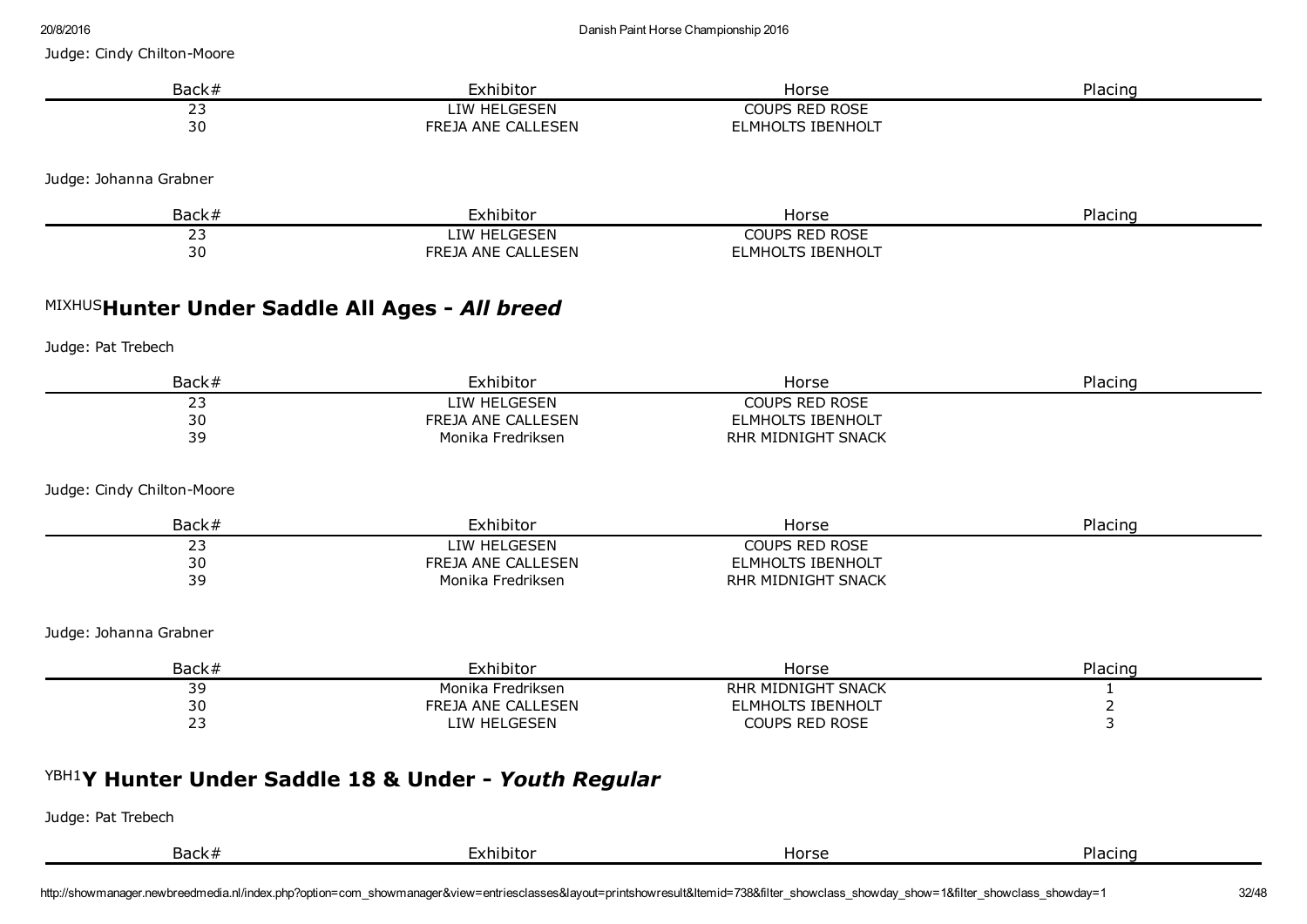Judge: Cindy Chilton-Moore

| Back# | Exhibitor | Horse | Placing |
|---|---|---|---|
| 23 | LIW HELGESEN | COUPS RED ROSE | |
| 30 | FREJA ANE CALLESEN | ELMHOLTS IBENHOLT | |

Judge: Johanna Grabner

| Back# | Exhibitor | Horse | Placing |
|---|---|---|---|
| 23 | LIW HELGESEN | COUPS RED ROSE | |
| 30 | FREJA ANE CALLESEN | ELMHOLTS IBENHOLT | |

## MIXHUS Hunter Under Saddle All Ages - *All breed*

Judge: Pat Trebech

| Back# | Exhibitor | Horse | Placing |
|---|---|---|---|
| 23 | LIW HELGESEN | COUPS RED ROSE | |
| 30 | FREJA ANE CALLESEN | ELMHOLTS IBENHOLT | |
| 39 | Monika Fredriksen | RHR MIDNIGHT SNACK | |

Judge: Cindy Chilton-Moore

| Back# | Exhibitor | Horse | Placing |
|---|---|---|---|
| 23 | LIW HELGESEN | COUPS RED ROSE | |
| 30 | FREJA ANE CALLESEN | ELMHOLTS IBENHOLT | |
| 39 | Monika Fredriksen | RHR MIDNIGHT SNACK | |

Judge: Johanna Grabner

| Back# | Exhibitor | Horse | Placing |
|---|---|---|---|
| 39 | Monika Fredriksen | RHR MIDNIGHT SNACK | 1 |
| 30 | FREJA ANE CALLESEN | ELMHOLTS IBENHOLT | 2 |
| 23 | LIW HELGESEN | COUPS RED ROSE | 3 |

## YBH1 Y Hunter Under Saddle 18 & Under - *Youth Regular*

Judge: Pat Trebech

| Back# | Exhibitor | Horse | Placing |
|---|---|---|---|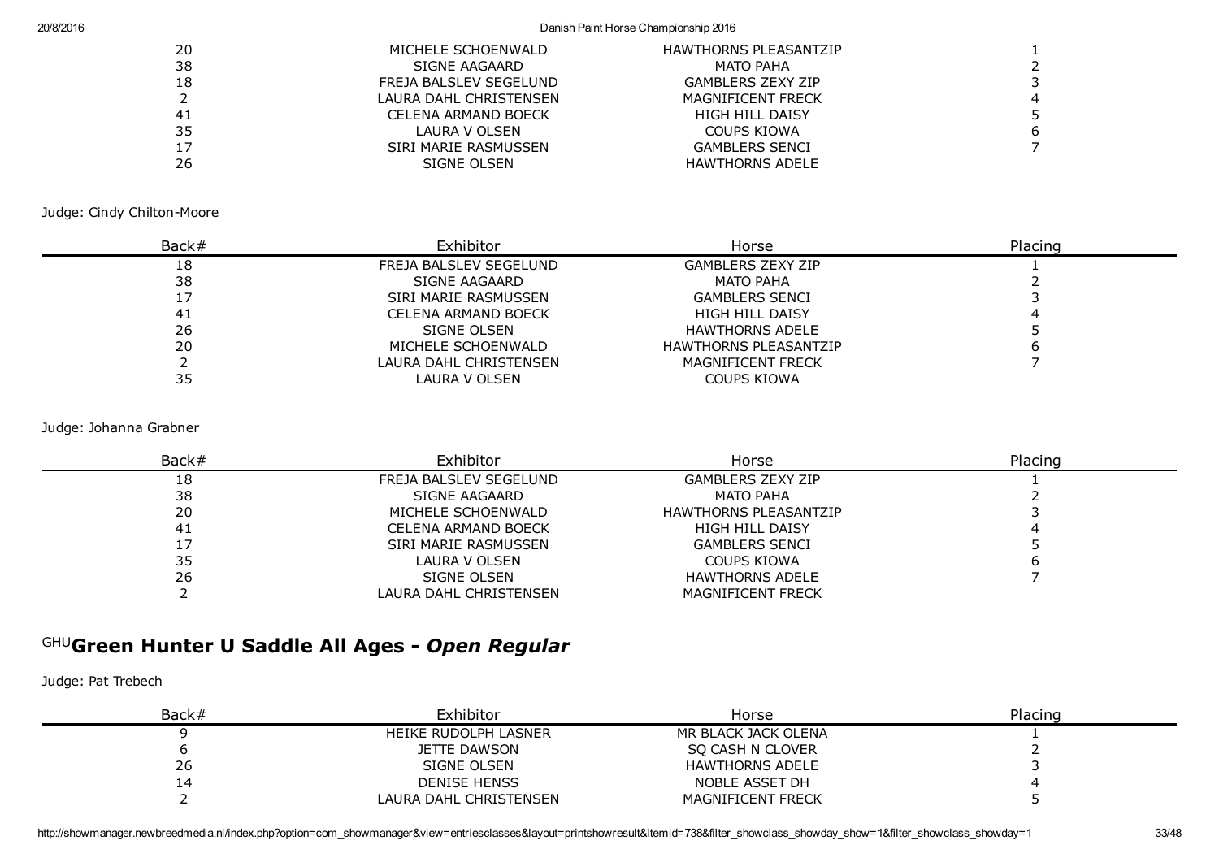| Back# | Exhibitor | Horse | Placing |
|---|---|---|---|
| 20 | MICHELE SCHOENWALD | HAWTHORNS PLEASANTZIP | 1 |
| 38 | SIGNE AAGAARD | MATO PAHA | 2 |
| 18 | FREJA BALSLEV SEGELUND | GAMBLERS ZEXY ZIP | 3 |
| 2 | LAURA DAHL CHRISTENSEN | MAGNIFICENT FRECK | 4 |
| 41 | CELENA ARMAND BOECK | HIGH HILL DAISY | 5 |
| 35 | LAURA V OLSEN | COUPS KIOWA | 6 |
| 17 | SIRI MARIE RASMUSSEN | GAMBLERS SENCI | 7 |
| 26 | SIGNE OLSEN | HAWTHORNS ADELE | |

Judge: Cindy Chilton-Moore

| Back# | Exhibitor | Horse | Placing |
|---|---|---|---|
| 18 | FREJA BALSLEV SEGELUND | GAMBLERS ZEXY ZIP | 1 |
| 38 | SIGNE AAGAARD | MATO PAHA | 2 |
| 17 | SIRI MARIE RASMUSSEN | GAMBLERS SENCI | 3 |
| 41 | CELENA ARMAND BOECK | HIGH HILL DAISY | 4 |
| 26 | SIGNE OLSEN | HAWTHORNS ADELE | 5 |
| 20 | MICHELE SCHOENWALD | HAWTHORNS PLEASANTZIP | 6 |
| 2 | LAURA DAHL CHRISTENSEN | MAGNIFICENT FRECK | 7 |
| 35 | LAURA V OLSEN | COUPS KIOWA | |

Judge: Johanna Grabner

| Back# | Exhibitor | Horse | Placing |
|---|---|---|---|
| 18 | FREJA BALSLEV SEGELUND | GAMBLERS ZEXY ZIP | 1 |
| 38 | SIGNE AAGAARD | MATO PAHA | 2 |
| 20 | MICHELE SCHOENWALD | HAWTHORNS PLEASANTZIP | 3 |
| 41 | CELENA ARMAND BOECK | HIGH HILL DAISY | 4 |
| 17 | SIRI MARIE RASMUSSEN | GAMBLERS SENCI | 5 |
| 35 | LAURA V OLSEN | COUPS KIOWA | 6 |
| 26 | SIGNE OLSEN | HAWTHORNS ADELE | 7 |
| 2 | LAURA DAHL CHRISTENSEN | MAGNIFICENT FRECK | |

## GHU Green Hunter U Saddle All Ages - *Open Regular*

Judge: Pat Trebech

| Back# | Exhibitor | Horse | Placing |
|---|---|---|---|
| 9 | HEIKE RUDOLPH LASNER | MR BLACK JACK OLENA | 1 |
| 6 | JETTE DAWSON | SQ CASH N CLOVER | 2 |
| 26 | SIGNE OLSEN | HAWTHORNS ADELE | 3 |
| 14 | DENISE HENSS | NOBLE ASSET DH | 4 |
| 2 | LAURA DAHL CHRISTENSEN | MAGNIFICENT FRECK | 5 |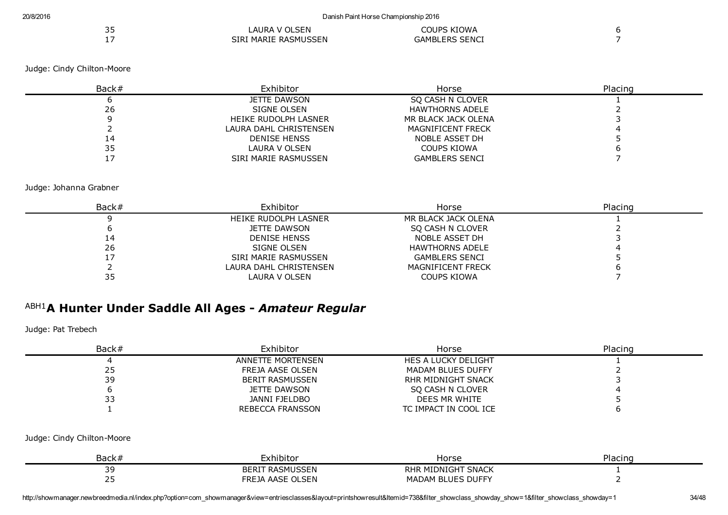| Back# | Exhibitor | Horse | Placing |
|---|---|---|---|
| 35 | LAURA V OLSEN | COUPS KIOWA | 6 |
| 17 | SIRI MARIE RASMUSSEN | GAMBLERS SENCI | 7 |

Judge: Cindy Chilton-Moore

| Back# | Exhibitor | Horse | Placing |
|---|---|---|---|
| 6 | JETTE DAWSON | SQ CASH N CLOVER | 1 |
| 26 | SIGNE OLSEN | HAWTHORNS ADELE | 2 |
| 9 | HEIKE RUDOLPH LASNER | MR BLACK JACK OLENA | 3 |
| 2 | LAURA DAHL CHRISTENSEN | MAGNIFICENT FRECK | 4 |
| 14 | DENISE HENSS | NOBLE ASSET DH | 5 |
| 35 | LAURA V OLSEN | COUPS KIOWA | 6 |
| 17 | SIRI MARIE RASMUSSEN | GAMBLERS SENCI | 7 |

Judge: Johanna Grabner

| Back# | Exhibitor | Horse | Placing |
|---|---|---|---|
| 9 | HEIKE RUDOLPH LASNER | MR BLACK JACK OLENA | 1 |
| 6 | JETTE DAWSON | SQ CASH N CLOVER | 2 |
| 14 | DENISE HENSS | NOBLE ASSET DH | 3 |
| 26 | SIGNE OLSEN | HAWTHORNS ADELE | 4 |
| 17 | SIRI MARIE RASMUSSEN | GAMBLERS SENCI | 5 |
| 2 | LAURA DAHL CHRISTENSEN | MAGNIFICENT FRECK | 6 |
| 35 | LAURA V OLSEN | COUPS KIOWA | 7 |

## ABH1 A Hunter Under Saddle All Ages - *Amateur Regular*

Judge: Pat Trebech

| Back# | Exhibitor | Horse | Placing |
|---|---|---|---|
| 4 | ANNETTE MORTENSEN | HES A LUCKY DELIGHT | 1 |
| 25 | FREJA AASE OLSEN | MADAM BLUES DUFFY | 2 |
| 39 | BERIT RASMUSSEN | RHR MIDNIGHT SNACK | 3 |
| 6 | JETTE DAWSON | SQ CASH N CLOVER | 4 |
| 33 | JANNI FJELDBO | DEES MR WHITE | 5 |
| 1 | REBECCA FRANSSON | TC IMPACT IN COOL ICE | 6 |

Judge: Cindy Chilton-Moore

| Back# | Exhibitor | Horse | Placing |
|---|---|---|---|
| 39 | BERIT RASMUSSEN | RHR MIDNIGHT SNACK | 1 |
| 25 | FREJA AASE OLSEN | MADAM BLUES DUFFY | 2 |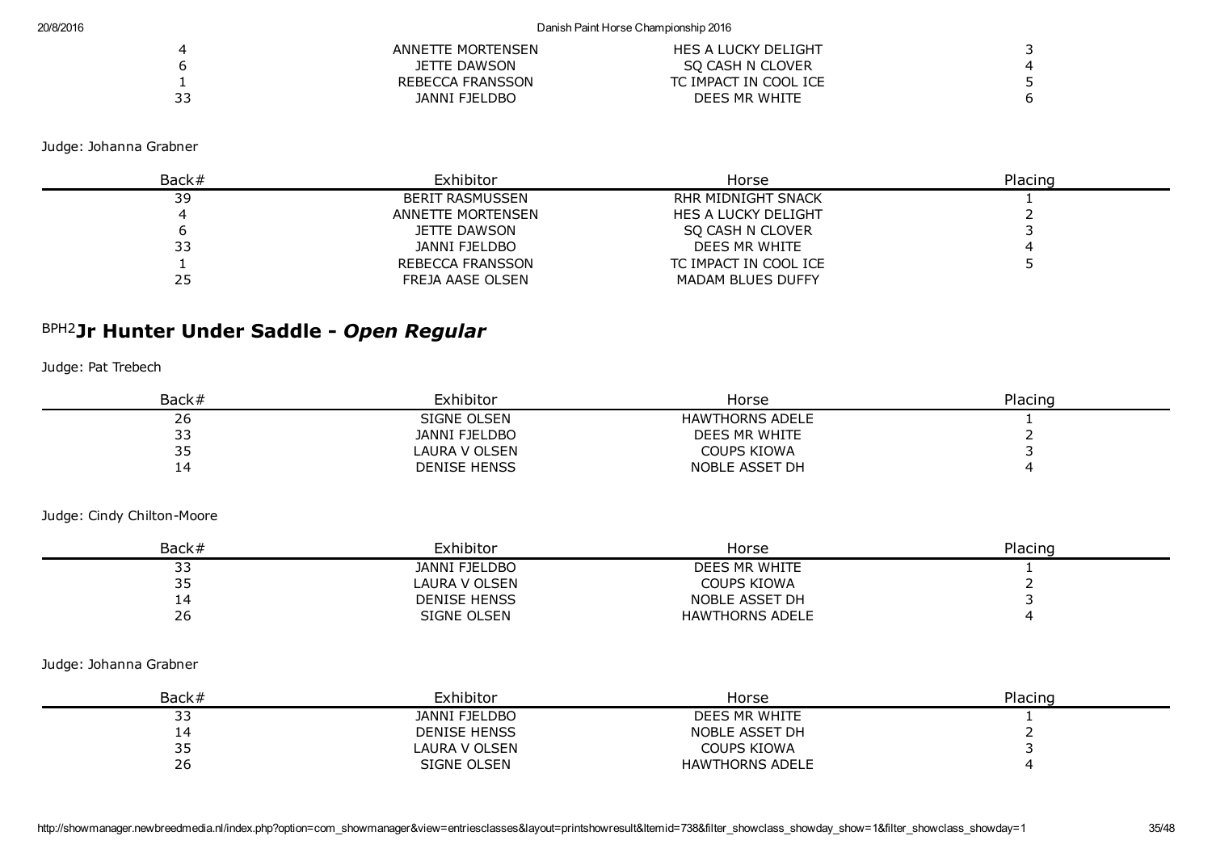| Back# | Exhibitor | Horse | Placing |
|---|---|---|---|
| 4 | ANNETTE MORTENSEN | HES A LUCKY DELIGHT | 3 |
| 6 | JETTE DAWSON | SQ CASH N CLOVER | 4 |
| 1 | REBECCA FRANSSON | TC IMPACT IN COOL ICE | 5 |
| 33 | JANNI FJELDBO | DEES MR WHITE | 6 |

Judge: Johanna Grabner

| Back# | Exhibitor | Horse | Placing |
|---|---|---|---|
| 39 | BERIT RASMUSSEN | RHR MIDNIGHT SNACK | 1 |
| 4 | ANNETTE MORTENSEN | HES A LUCKY DELIGHT | 2 |
| 6 | JETTE DAWSON | SQ CASH N CLOVER | 3 |
| 33 | JANNI FJELDBO | DEES MR WHITE | 4 |
| 1 | REBECCA FRANSSON | TC IMPACT IN COOL ICE | 5 |
| 25 | FREJA AASE OLSEN | MADAM BLUES DUFFY | |

## BPH2 Jr Hunter Under Saddle - *Open Regular*

Judge: Pat Trebech

| Back# | Exhibitor | Horse | Placing |
|---|---|---|---|
| 26 | SIGNE OLSEN | HAWTHORNS ADELE | 1 |
| 33 | JANNI FJELDBO | DEES MR WHITE | 2 |
| 35 | LAURA V OLSEN | COUPS KIOWA | 3 |
| 14 | DENISE HENSS | NOBLE ASSET DH | 4 |

Judge: Cindy Chilton-Moore

| Back# | Exhibitor | Horse | Placing |
|---|---|---|---|
| 33 | JANNI FJELDBO | DEES MR WHITE | 1 |
| 35 | LAURA V OLSEN | COUPS KIOWA | 2 |
| 14 | DENISE HENSS | NOBLE ASSET DH | 3 |
| 26 | SIGNE OLSEN | HAWTHORNS ADELE | 4 |

Judge: Johanna Grabner

| Back# | Exhibitor | Horse | Placing |
|---|---|---|---|
| 33 | JANNI FJELDBO | DEES MR WHITE | 1 |
| 14 | DENISE HENSS | NOBLE ASSET DH | 2 |
| 35 | LAURA V OLSEN | COUPS KIOWA | 3 |
| 26 | SIGNE OLSEN | HAWTHORNS ADELE | 4 |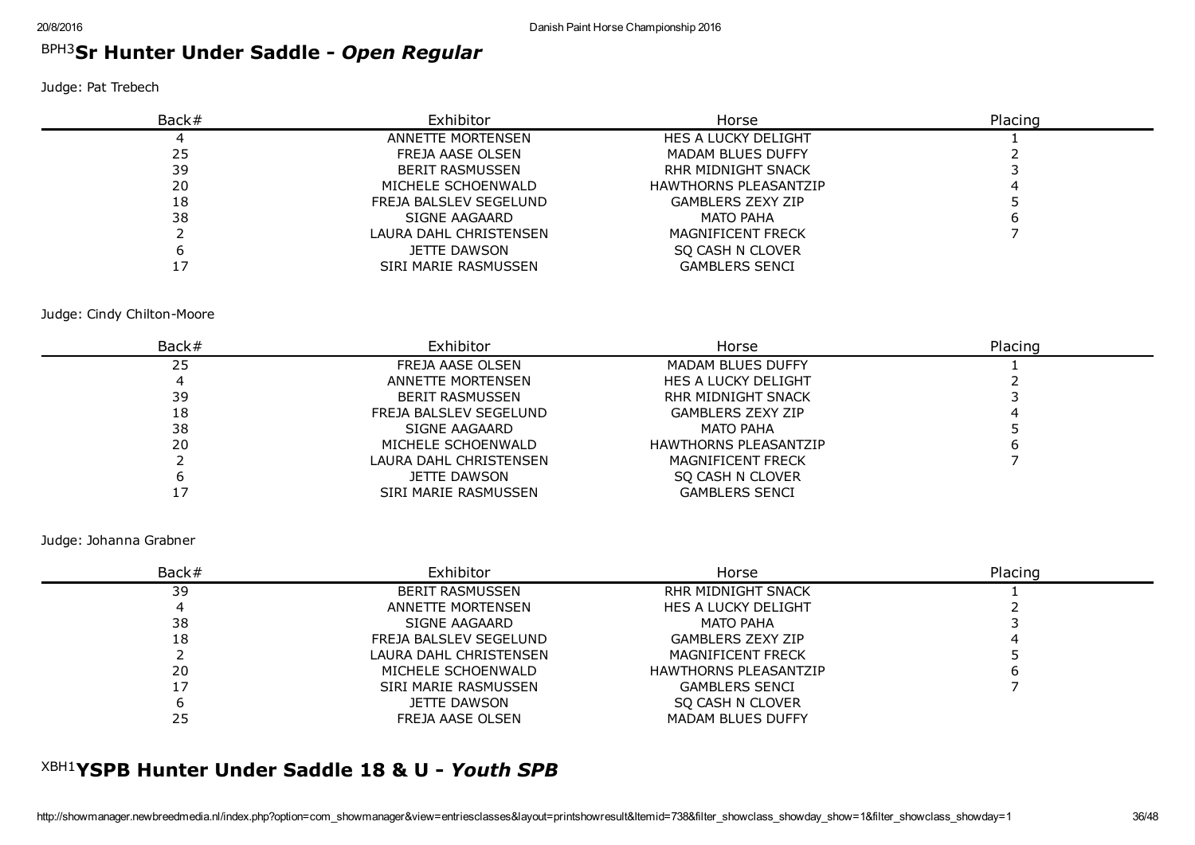## BPH3 Sr Hunter Under Saddle - *Open Regular*

Judge: Pat Trebech

| Back# | Exhibitor | Horse | Placing |
|---|---|---|---|
| 4 | ANNETTE MORTENSEN | HES A LUCKY DELIGHT | 1 |
| 25 | FREJA AASE OLSEN | MADAM BLUES DUFFY | 2 |
| 39 | BERIT RASMUSSEN | RHR MIDNIGHT SNACK | 3 |
| 20 | MICHELE SCHOENWALD | HAWTHORNS PLEASANTZIP | 4 |
| 18 | FREJA BALSLEV SEGELUND | GAMBLERS ZEXY ZIP | 5 |
| 38 | SIGNE AAGAARD | MATO PAHA | 6 |
| 2 | LAURA DAHL CHRISTENSEN | MAGNIFICENT FRECK | 7 |
| 6 | JETTE DAWSON | SQ CASH N CLOVER | |
| 17 | SIRI MARIE RASMUSSEN | GAMBLERS SENCI | |

Judge: Cindy Chilton-Moore

| Back# | Exhibitor | Horse | Placing |
|---|---|---|---|
| 25 | FREJA AASE OLSEN | MADAM BLUES DUFFY | 1 |
| 4 | ANNETTE MORTENSEN | HES A LUCKY DELIGHT | 2 |
| 39 | BERIT RASMUSSEN | RHR MIDNIGHT SNACK | 3 |
| 18 | FREJA BALSLEV SEGELUND | GAMBLERS ZEXY ZIP | 4 |
| 38 | SIGNE AAGAARD | MATO PAHA | 5 |
| 20 | MICHELE SCHOENWALD | HAWTHORNS PLEASANTZIP | 6 |
| 2 | LAURA DAHL CHRISTENSEN | MAGNIFICENT FRECK | 7 |
| 6 | JETTE DAWSON | SQ CASH N CLOVER | |
| 17 | SIRI MARIE RASMUSSEN | GAMBLERS SENCI | |

Judge: Johanna Grabner

| Back# | Exhibitor | Horse | Placing |
|---|---|---|---|
| 39 | BERIT RASMUSSEN | RHR MIDNIGHT SNACK | 1 |
| 4 | ANNETTE MORTENSEN | HES A LUCKY DELIGHT | 2 |
| 38 | SIGNE AAGAARD | MATO PAHA | 3 |
| 18 | FREJA BALSLEV SEGELUND | GAMBLERS ZEXY ZIP | 4 |
| 2 | LAURA DAHL CHRISTENSEN | MAGNIFICENT FRECK | 5 |
| 20 | MICHELE SCHOENWALD | HAWTHORNS PLEASANTZIP | 6 |
| 17 | SIRI MARIE RASMUSSEN | GAMBLERS SENCI | 7 |
| 6 | JETTE DAWSON | SQ CASH N CLOVER | |
| 25 | FREJA AASE OLSEN | MADAM BLUES DUFFY | |

## XBH1 YSPB Hunter Under Saddle 18 & U - *Youth SPB*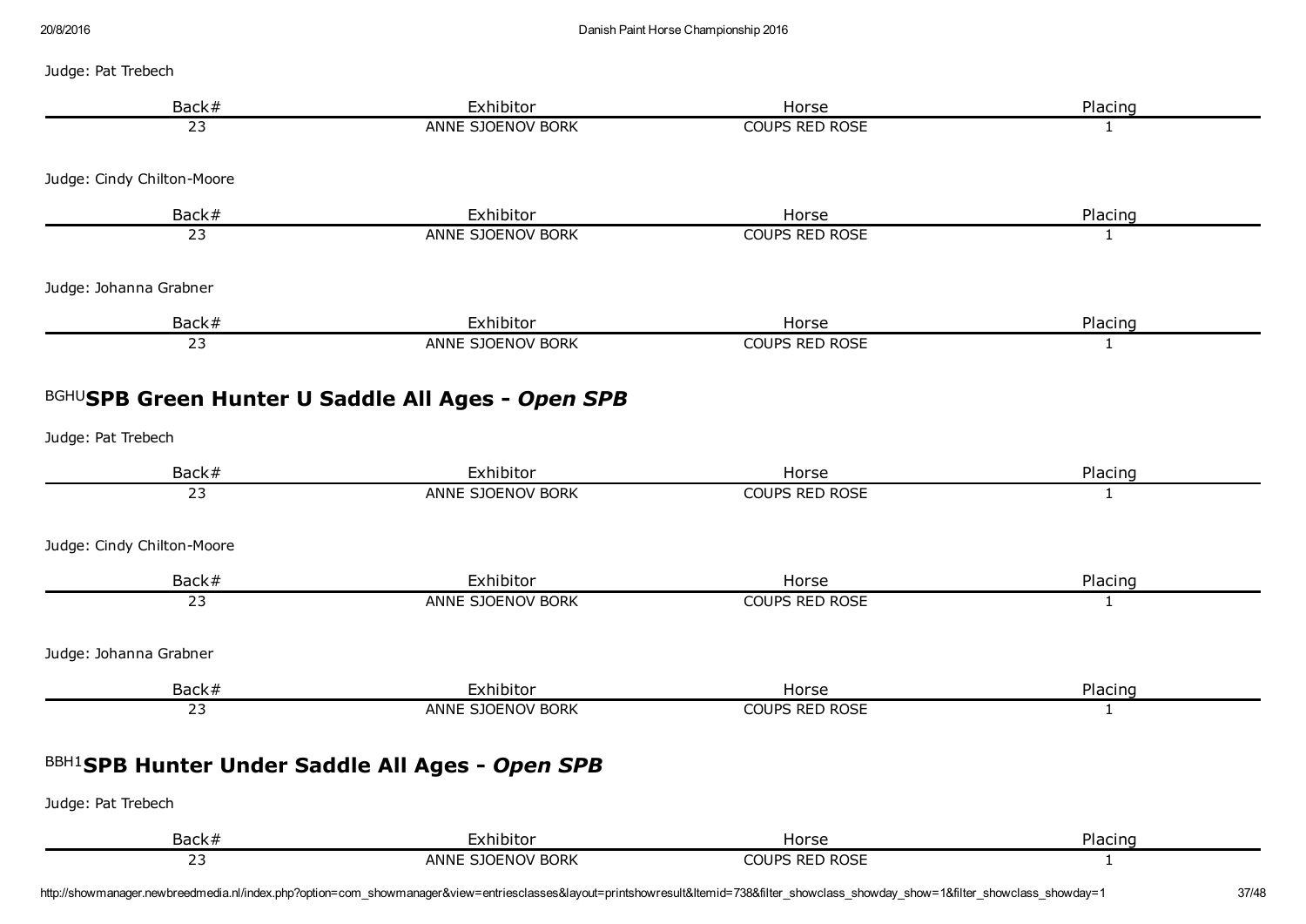Judge: Pat Trebech

| Back# | Exhibitor | Horse | Placing |
|---|---|---|---|
| 23 | ANNE SJOENOV BORK | COUPS RED ROSE | 1 |

Judge: Cindy Chilton-Moore

| Back# | Exhibitor | Horse | Placing |
|---|---|---|---|
| 23 | ANNE SJOENOV BORK | COUPS RED ROSE | 1 |

Judge: Johanna Grabner

| Back# | Exhibitor | Horse | Placing |
|---|---|---|---|
| 23 | ANNE SJOENOV BORK | COUPS RED ROSE | 1 |

## BGHU **SPB Green Hunter U Saddle All Ages - *Open SPB***

Judge: Pat Trebech

| Back# | Exhibitor | Horse | Placing |
|---|---|---|---|
| 23 | ANNE SJOENOV BORK | COUPS RED ROSE | 1 |

Judge: Cindy Chilton-Moore

| Back# | Exhibitor | Horse | Placing |
|---|---|---|---|
| 23 | ANNE SJOENOV BORK | COUPS RED ROSE | 1 |

Judge: Johanna Grabner

| Back# | Exhibitor | Horse | Placing |
|---|---|---|---|
| 23 | ANNE SJOENOV BORK | COUPS RED ROSE | 1 |

## BBH1 **SPB Hunter Under Saddle All Ages - *Open SPB***

Judge: Pat Trebech

| Back# | Exhibitor | Horse | Placing |
|---|---|---|---|
| 23 | ANNE SJOENOV BORK | COUPS RED ROSE | 1 |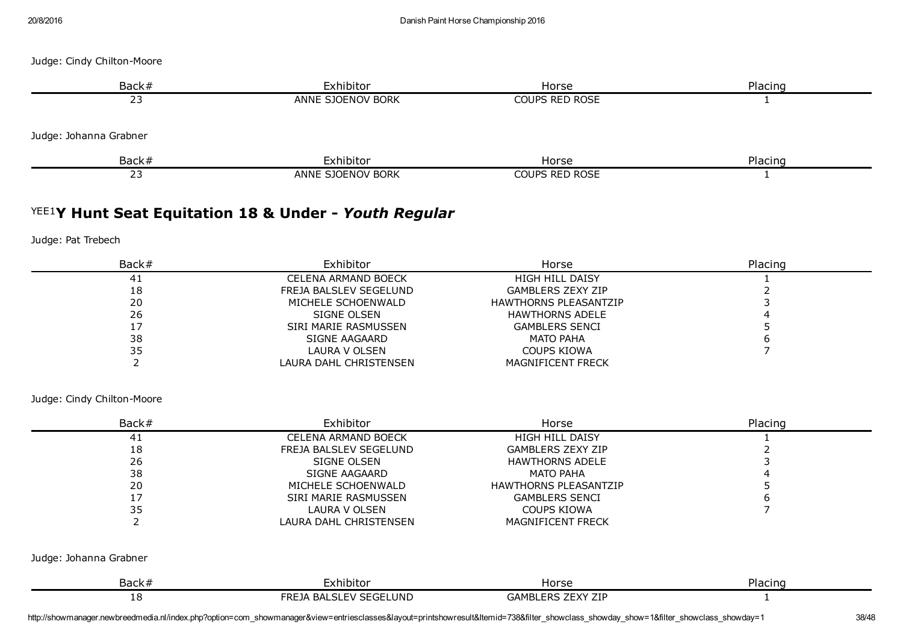Judge: Cindy Chilton-Moore

| Back# | Exhibitor | Horse | Placing |
|---|---|---|---|
| 23 | ANNE SJOENOV BORK | COUPS RED ROSE | 1 |

Judge: Johanna Grabner

| Back# | Exhibitor | Horse | Placing |
|---|---|---|---|
| 23 | ANNE SJOENOV BORK | COUPS RED ROSE | 1 |

## YEE1 Y Hunt Seat Equitation 18 & Under - *Youth Regular*

Judge: Pat Trebech

| Back# | Exhibitor | Horse | Placing |
|---|---|---|---|
| 41 | CELENA ARMAND BOECK | HIGH HILL DAISY | 1 |
| 18 | FREJA BALSLEV SEGELUND | GAMBLERS ZEXY ZIP | 2 |
| 20 | MICHELE SCHOENWALD | HAWTHORNS PLEASANTZIP | 3 |
| 26 | SIGNE OLSEN | HAWTHORNS ADELE | 4 |
| 17 | SIRI MARIE RASMUSSEN | GAMBLERS SENCI | 5 |
| 38 | SIGNE AAGAARD | MATO PAHA | 6 |
| 35 | LAURA V OLSEN | COUPS KIOWA | 7 |
| 2 | LAURA DAHL CHRISTENSEN | MAGNIFICENT FRECK | |

Judge: Cindy Chilton-Moore

| Back# | Exhibitor | Horse | Placing |
|---|---|---|---|
| 41 | CELENA ARMAND BOECK | HIGH HILL DAISY | 1 |
| 18 | FREJA BALSLEV SEGELUND | GAMBLERS ZEXY ZIP | 2 |
| 26 | SIGNE OLSEN | HAWTHORNS ADELE | 3 |
| 38 | SIGNE AAGAARD | MATO PAHA | 4 |
| 20 | MICHELE SCHOENWALD | HAWTHORNS PLEASANTZIP | 5 |
| 17 | SIRI MARIE RASMUSSEN | GAMBLERS SENCI | 6 |
| 35 | LAURA V OLSEN | COUPS KIOWA | 7 |
| 2 | LAURA DAHL CHRISTENSEN | MAGNIFICENT FRECK | |

Judge: Johanna Grabner

| Back# | Exhibitor | Horse | Placing |
|---|---|---|---|
| 18 | FREJA BALSLEV SEGELUND | GAMBLERS ZEXY ZIP | 1 |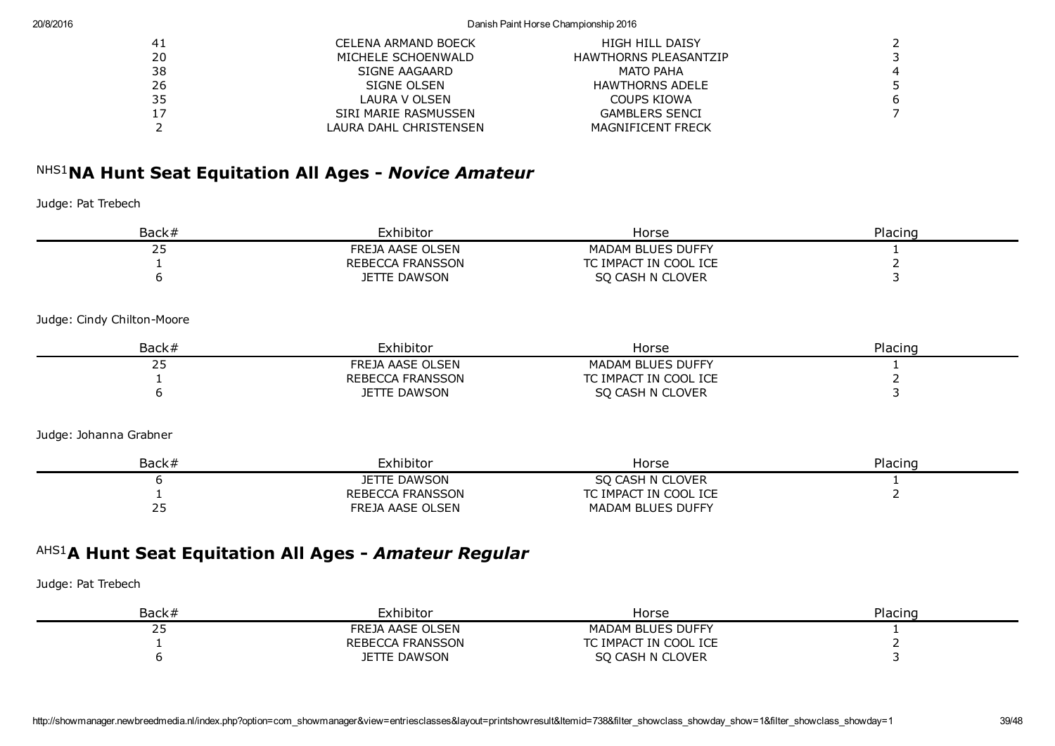| Back# | Exhibitor | Horse | Placing |
|---|---|---|---|
| 41 | CELENA ARMAND BOECK | HIGH HILL DAISY | 2 |
| 20 | MICHELE SCHOENWALD | HAWTHORNS PLEASANTZIP | 3 |
| 38 | SIGNE AAGAARD | MATO PAHA | 4 |
| 26 | SIGNE OLSEN | HAWTHORNS ADELE | 5 |
| 35 | LAURA V OLSEN | COUPS KIOWA | 6 |
| 17 | SIRI MARIE RASMUSSEN | GAMBLERS SENCI | 7 |
| 2 | LAURA DAHL CHRISTENSEN | MAGNIFICENT FRECK | |

## NHS1 NA Hunt Seat Equitation All Ages - *Novice Amateur*

Judge: Pat Trebech

| Back# | Exhibitor | Horse | Placing |
|---|---|---|---|
| 25 | FREJA AASE OLSEN | MADAM BLUES DUFFY | 1 |
| 1 | REBECCA FRANSSON | TC IMPACT IN COOL ICE | 2 |
| 6 | JETTE DAWSON | SQ CASH N CLOVER | 3 |

Judge: Cindy Chilton-Moore

| Back# | Exhibitor | Horse | Placing |
|---|---|---|---|
| 25 | FREJA AASE OLSEN | MADAM BLUES DUFFY | 1 |
| 1 | REBECCA FRANSSON | TC IMPACT IN COOL ICE | 2 |
| 6 | JETTE DAWSON | SQ CASH N CLOVER | 3 |

Judge: Johanna Grabner

| Back# | Exhibitor | Horse | Placing |
|---|---|---|---|
| 6 | JETTE DAWSON | SQ CASH N CLOVER | 1 |
| 1 | REBECCA FRANSSON | TC IMPACT IN COOL ICE | 2 |
| 25 | FREJA AASE OLSEN | MADAM BLUES DUFFY | |

## AHS1 A Hunt Seat Equitation All Ages - *Amateur Regular*

Judge: Pat Trebech

| Back# | Exhibitor | Horse | Placing |
|---|---|---|---|
| 25 | FREJA AASE OLSEN | MADAM BLUES DUFFY | 1 |
| 1 | REBECCA FRANSSON | TC IMPACT IN COOL ICE | 2 |
| 6 | JETTE DAWSON | SQ CASH N CLOVER | 3 |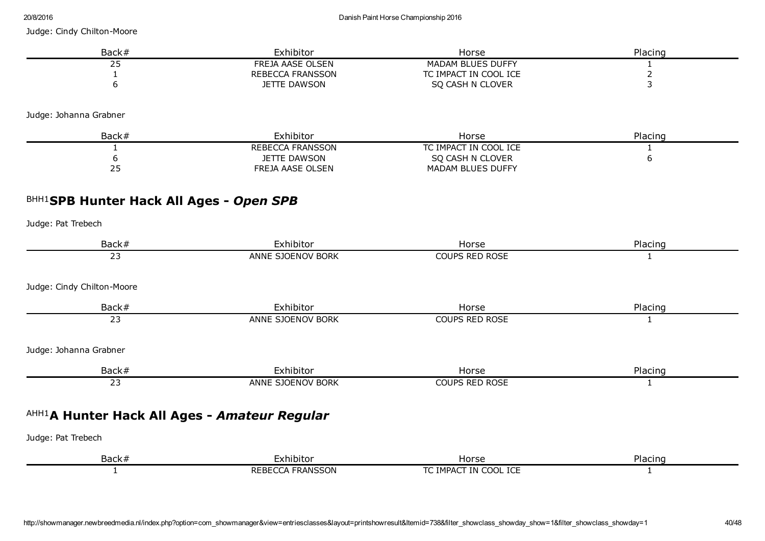Judge: Cindy Chilton-Moore

| Back# | Exhibitor | Horse | Placing |
|---|---|---|---|
| 25 | FREJA AASE OLSEN | MADAM BLUES DUFFY | 1 |
| 1 | REBECCA FRANSSON | TC IMPACT IN COOL ICE | 2 |
| 6 | JETTE DAWSON | SQ CASH N CLOVER | 3 |

Judge: Johanna Grabner

| Back# | Exhibitor | Horse | Placing |
|---|---|---|---|
| 1 | REBECCA FRANSSON | TC IMPACT IN COOL ICE | 1 |
| 6 | JETTE DAWSON | SQ CASH N CLOVER | 6 |
| 25 | FREJA AASE OLSEN | MADAM BLUES DUFFY | |

## BHH1 SPB Hunter Hack All Ages - *Open SPB*

Judge: Pat Trebech

| Back# | Exhibitor | Horse | Placing |
|---|---|---|---|
| 23 | ANNE SJOENOV BORK | COUPS RED ROSE | 1 |

Judge: Cindy Chilton-Moore

| Back# | Exhibitor | Horse | Placing |
|---|---|---|---|
| 23 | ANNE SJOENOV BORK | COUPS RED ROSE | 1 |

Judge: Johanna Grabner

| Back# | Exhibitor | Horse | Placing |
|---|---|---|---|
| 23 | ANNE SJOENOV BORK | COUPS RED ROSE | 1 |

## AHH1 A Hunter Hack All Ages - *Amateur Regular*

Judge: Pat Trebech

| Back# | Exhibitor | Horse | Placing |
|---|---|---|---|
| 1 | REBECCA FRANSSON | TC IMPACT IN COOL ICE | 1 |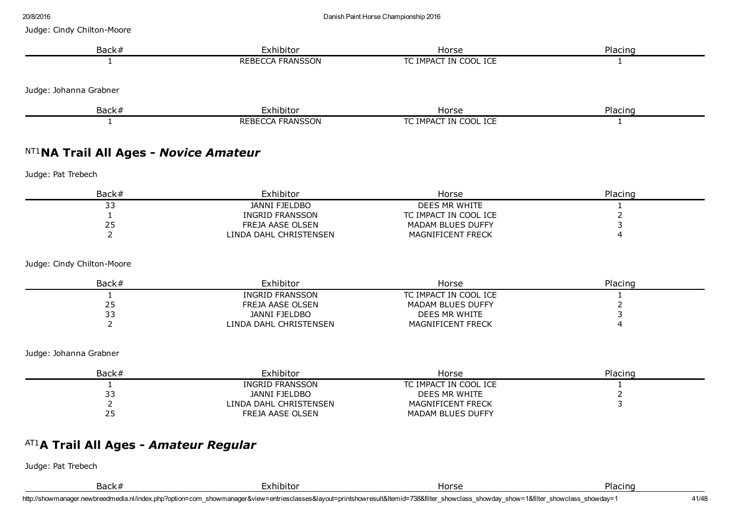Judge: Cindy Chilton-Moore

| Back# | Exhibitor | Horse | Placing |
|---|---|---|---|
| 1 | REBECCA FRANSSON | TC IMPACT IN COOL ICE | 1 |

Judge: Johanna Grabner

| Back# | Exhibitor | Horse | Placing |
|---|---|---|---|
| 1 | REBECCA FRANSSON | TC IMPACT IN COOL ICE | 1 |

## NT1 NA Trail All Ages - *Novice Amateur*

Judge: Pat Trebech

| Back# | Exhibitor | Horse | Placing |
|---|---|---|---|
| 33 | JANNI FJELDBO | DEES MR WHITE | 1 |
| 1 | INGRID FRANSSON | TC IMPACT IN COOL ICE | 2 |
| 25 | FREJA AASE OLSEN | MADAM BLUES DUFFY | 3 |
| 2 | LINDA DAHL CHRISTENSEN | MAGNIFICENT FRECK | 4 |

Judge: Cindy Chilton-Moore

| Back# | Exhibitor | Horse | Placing |
|---|---|---|---|
| 1 | INGRID FRANSSON | TC IMPACT IN COOL ICE | 1 |
| 25 | FREJA AASE OLSEN | MADAM BLUES DUFFY | 2 |
| 33 | JANNI FJELDBO | DEES MR WHITE | 3 |
| 2 | LINDA DAHL CHRISTENSEN | MAGNIFICENT FRECK | 4 |

Judge: Johanna Grabner

| Back# | Exhibitor | Horse | Placing |
|---|---|---|---|
| 1 | INGRID FRANSSON | TC IMPACT IN COOL ICE | 1 |
| 33 | JANNI FJELDBO | DEES MR WHITE | 2 |
| 2 | LINDA DAHL CHRISTENSEN | MAGNIFICENT FRECK | 3 |
| 25 | FREJA AASE OLSEN | MADAM BLUES DUFFY | |

## AT1 A Trail All Ages - *Amateur Regular*

Judge: Pat Trebech

| Back# | Exhibitor | Horse | Placing |
|---|---|---|---|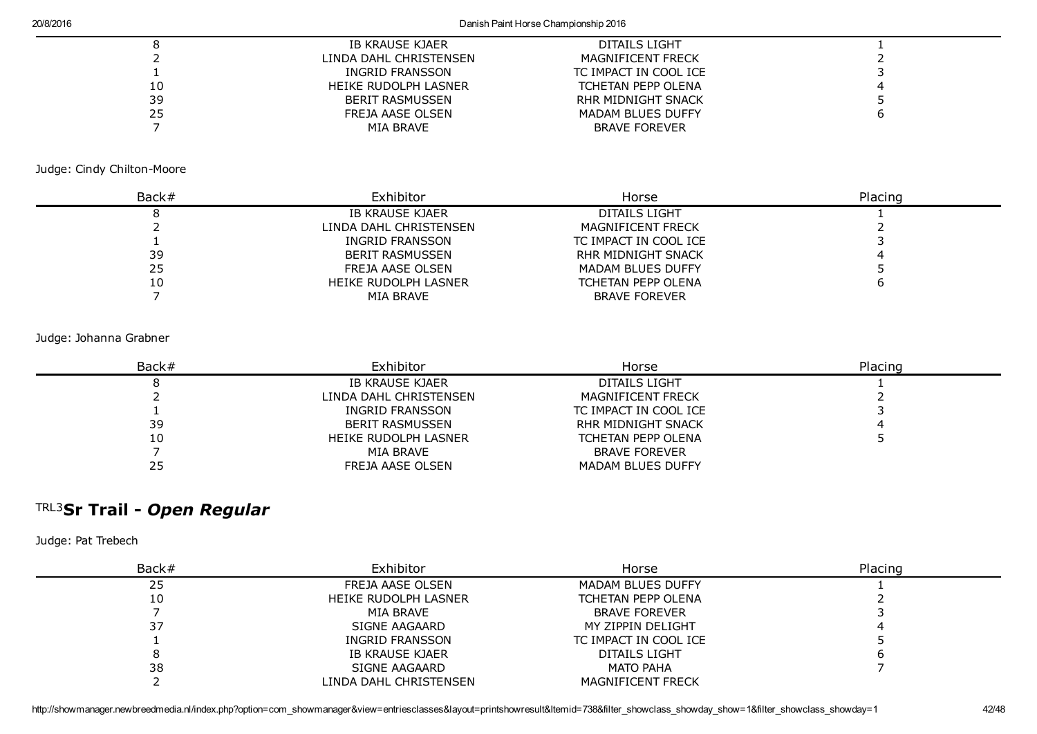| Back# | Exhibitor | Horse | Placing |
|---|---|---|---|
| 8 | IB KRAUSE KJAER | DITAILS LIGHT | 1 |
| 2 | LINDA DAHL CHRISTENSEN | MAGNIFICENT FRECK | 2 |
| 1 | INGRID FRANSSON | TC IMPACT IN COOL ICE | 3 |
| 10 | HEIKE RUDOLPH LASNER | TCHETAN PEPP OLENA | 4 |
| 39 | BERIT RASMUSSEN | RHR MIDNIGHT SNACK | 5 |
| 25 | FREJA AASE OLSEN | MADAM BLUES DUFFY | 6 |
| 7 | MIA BRAVE | BRAVE FOREVER | |

Judge: Cindy Chilton-Moore

| Back# | Exhibitor | Horse | Placing |
|---|---|---|---|
| 8 | IB KRAUSE KJAER | DITAILS LIGHT | 1 |
| 2 | LINDA DAHL CHRISTENSEN | MAGNIFICENT FRECK | 2 |
| 1 | INGRID FRANSSON | TC IMPACT IN COOL ICE | 3 |
| 39 | BERIT RASMUSSEN | RHR MIDNIGHT SNACK | 4 |
| 25 | FREJA AASE OLSEN | MADAM BLUES DUFFY | 5 |
| 10 | HEIKE RUDOLPH LASNER | TCHETAN PEPP OLENA | 6 |
| 7 | MIA BRAVE | BRAVE FOREVER | |

Judge: Johanna Grabner

| Back# | Exhibitor | Horse | Placing |
|---|---|---|---|
| 8 | IB KRAUSE KJAER | DITAILS LIGHT | 1 |
| 2 | LINDA DAHL CHRISTENSEN | MAGNIFICENT FRECK | 2 |
| 1 | INGRID FRANSSON | TC IMPACT IN COOL ICE | 3 |
| 39 | BERIT RASMUSSEN | RHR MIDNIGHT SNACK | 4 |
| 10 | HEIKE RUDOLPH LASNER | TCHETAN PEPP OLENA | 5 |
| 7 | MIA BRAVE | BRAVE FOREVER | |
| 25 | FREJA AASE OLSEN | MADAM BLUES DUFFY | |

## TRL3 **Sr Trail -** ***Open Regular***

Judge: Pat Trebech

| Back# | Exhibitor | Horse | Placing |
|---|---|---|---|
| 25 | FREJA AASE OLSEN | MADAM BLUES DUFFY | 1 |
| 10 | HEIKE RUDOLPH LASNER | TCHETAN PEPP OLENA | 2 |
| 7 | MIA BRAVE | BRAVE FOREVER | 3 |
| 37 | SIGNE AAGAARD | MY ZIPPIN DELIGHT | 4 |
| 1 | INGRID FRANSSON | TC IMPACT IN COOL ICE | 5 |
| 8 | IB KRAUSE KJAER | DITAILS LIGHT | 6 |
| 38 | SIGNE AAGAARD | MATO PAHA | 7 |
| 2 | LINDA DAHL CHRISTENSEN | MAGNIFICENT FRECK | |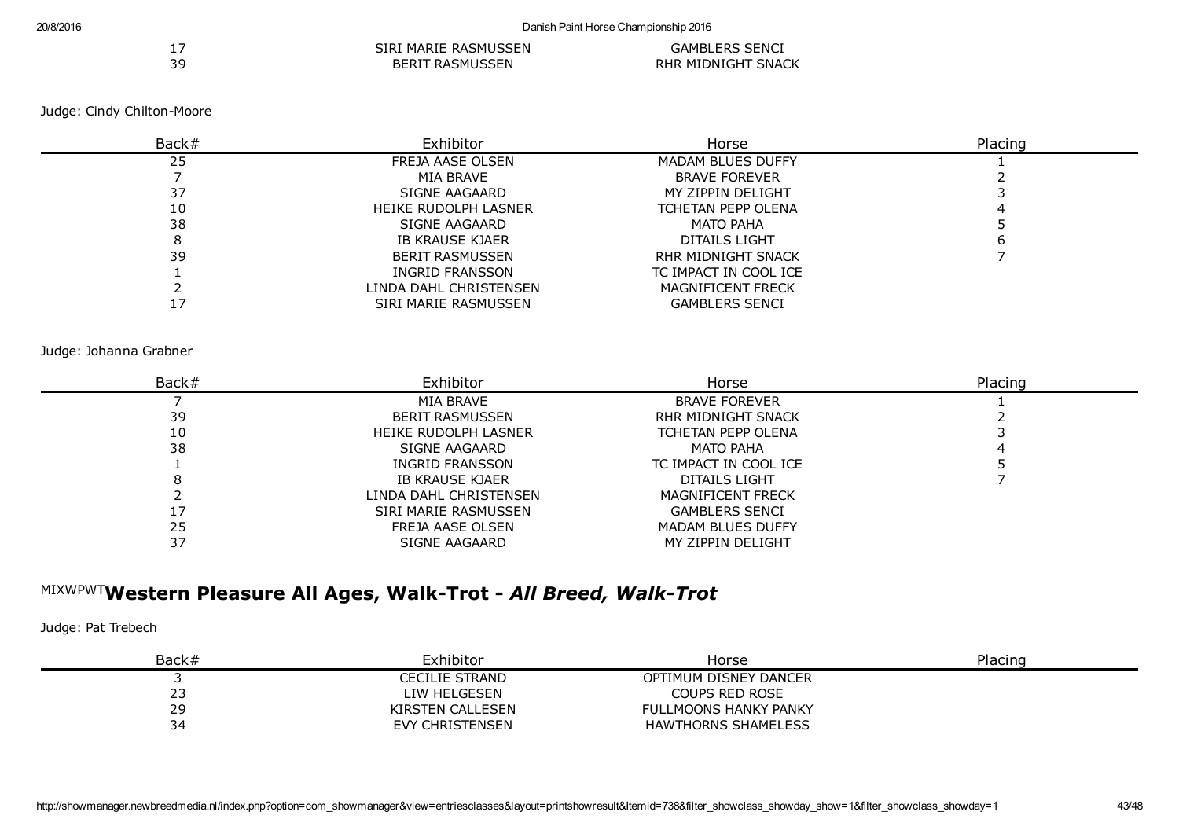| 17 | SIRI MARIE RASMUSSEN | GAMBLERS SENCI | |
|---|---|---|---|
| 39 | BERIT RASMUSSEN | RHR MIDNIGHT SNACK | |

Judge: Cindy Chilton-Moore

| Back# | Exhibitor | Horse | Placing |
|---|---|---|---|
| 25 | FREJA AASE OLSEN | MADAM BLUES DUFFY | 1 |
| 7 | MIA BRAVE | BRAVE FOREVER | 2 |
| 37 | SIGNE AAGAARD | MY ZIPPIN DELIGHT | 3 |
| 10 | HEIKE RUDOLPH LASNER | TCHETAN PEPP OLENA | 4 |
| 38 | SIGNE AAGAARD | MATO PAHA | 5 |
| 8 | IB KRAUSE KJAER | DITAILS LIGHT | 6 |
| 39 | BERIT RASMUSSEN | RHR MIDNIGHT SNACK | 7 |
| 1 | INGRID FRANSSON | TC IMPACT IN COOL ICE | |
| 2 | LINDA DAHL CHRISTENSEN | MAGNIFICENT FRECK | |
| 17 | SIRI MARIE RASMUSSEN | GAMBLERS SENCI | |

Judge: Johanna Grabner

| Back# | Exhibitor | Horse | Placing |
|---|---|---|---|
| 7 | MIA BRAVE | BRAVE FOREVER | 1 |
| 39 | BERIT RASMUSSEN | RHR MIDNIGHT SNACK | 2 |
| 10 | HEIKE RUDOLPH LASNER | TCHETAN PEPP OLENA | 3 |
| 38 | SIGNE AAGAARD | MATO PAHA | 4 |
| 1 | INGRID FRANSSON | TC IMPACT IN COOL ICE | 5 |
| 8 | IB KRAUSE KJAER | DITAILS LIGHT | 7 |
| 2 | LINDA DAHL CHRISTENSEN | MAGNIFICENT FRECK | |
| 17 | SIRI MARIE RASMUSSEN | GAMBLERS SENCI | |
| 25 | FREJA AASE OLSEN | MADAM BLUES DUFFY | |
| 37 | SIGNE AAGAARD | MY ZIPPIN DELIGHT | |

## MIXWPWT **Western Pleasure All Ages, Walk-Trot -** ***All Breed, Walk-Trot***

Judge: Pat Trebech

| Back# | Exhibitor | Horse | Placing |
|---|---|---|---|
| 3 | CECILIE STRAND | OPTIMUM DISNEY DANCER | |
| 23 | LIW HELGESEN | COUPS RED ROSE | |
| 29 | KIRSTEN CALLESEN | FULLMOONS HANKY PANKY | |
| 34 | EVY CHRISTENSEN | HAWTHORNS SHAMELESS | |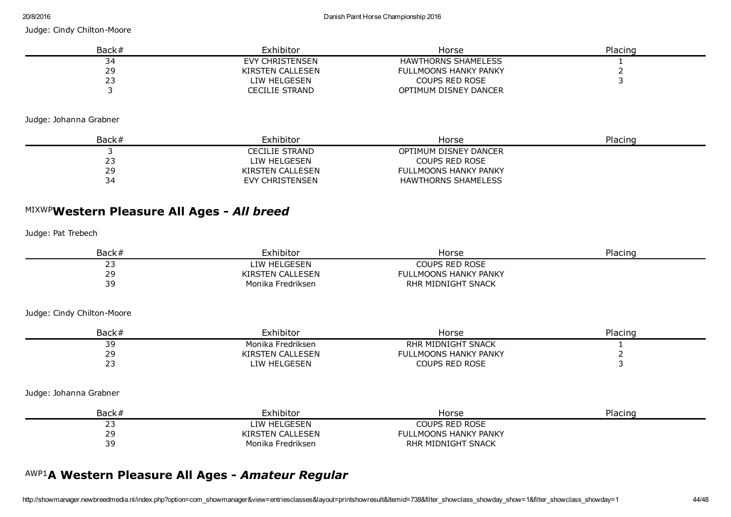Judge: Cindy Chilton-Moore

| Back# | Exhibitor | Horse | Placing |
|---|---|---|---|
| 34 | EVY CHRISTENSEN | HAWTHORNS SHAMELESS | 1 |
| 29 | KIRSTEN CALLESEN | FULLMOONS HANKY PANKY | 2 |
| 23 | LIW HELGESEN | COUPS RED ROSE | 3 |
| 3 | CECILIE STRAND | OPTIMUM DISNEY DANCER | |

Judge: Johanna Grabner

| Back# | Exhibitor | Horse | Placing |
|---|---|---|---|
| 3 | CECILIE STRAND | OPTIMUM DISNEY DANCER | |
| 23 | LIW HELGESEN | COUPS RED ROSE | |
| 29 | KIRSTEN CALLESEN | FULLMOONS HANKY PANKY | |
| 34 | EVY CHRISTENSEN | HAWTHORNS SHAMELESS | |

## MIXWP Western Pleasure All Ages - *All breed*

Judge: Pat Trebech

| Back# | Exhibitor | Horse | Placing |
|---|---|---|---|
| 23 | LIW HELGESEN | COUPS RED ROSE | |
| 29 | KIRSTEN CALLESEN | FULLMOONS HANKY PANKY | |
| 39 | Monika Fredriksen | RHR MIDNIGHT SNACK | |

Judge: Cindy Chilton-Moore

| Back# | Exhibitor | Horse | Placing |
|---|---|---|---|
| 39 | Monika Fredriksen | RHR MIDNIGHT SNACK | 1 |
| 29 | KIRSTEN CALLESEN | FULLMOONS HANKY PANKY | 2 |
| 23 | LIW HELGESEN | COUPS RED ROSE | 3 |

Judge: Johanna Grabner

| Back# | Exhibitor | Horse | Placing |
|---|---|---|---|
| 23 | LIW HELGESEN | COUPS RED ROSE | |
| 29 | KIRSTEN CALLESEN | FULLMOONS HANKY PANKY | |
| 39 | Monika Fredriksen | RHR MIDNIGHT SNACK | |

## AWP1 A Western Pleasure All Ages - *Amateur Regular*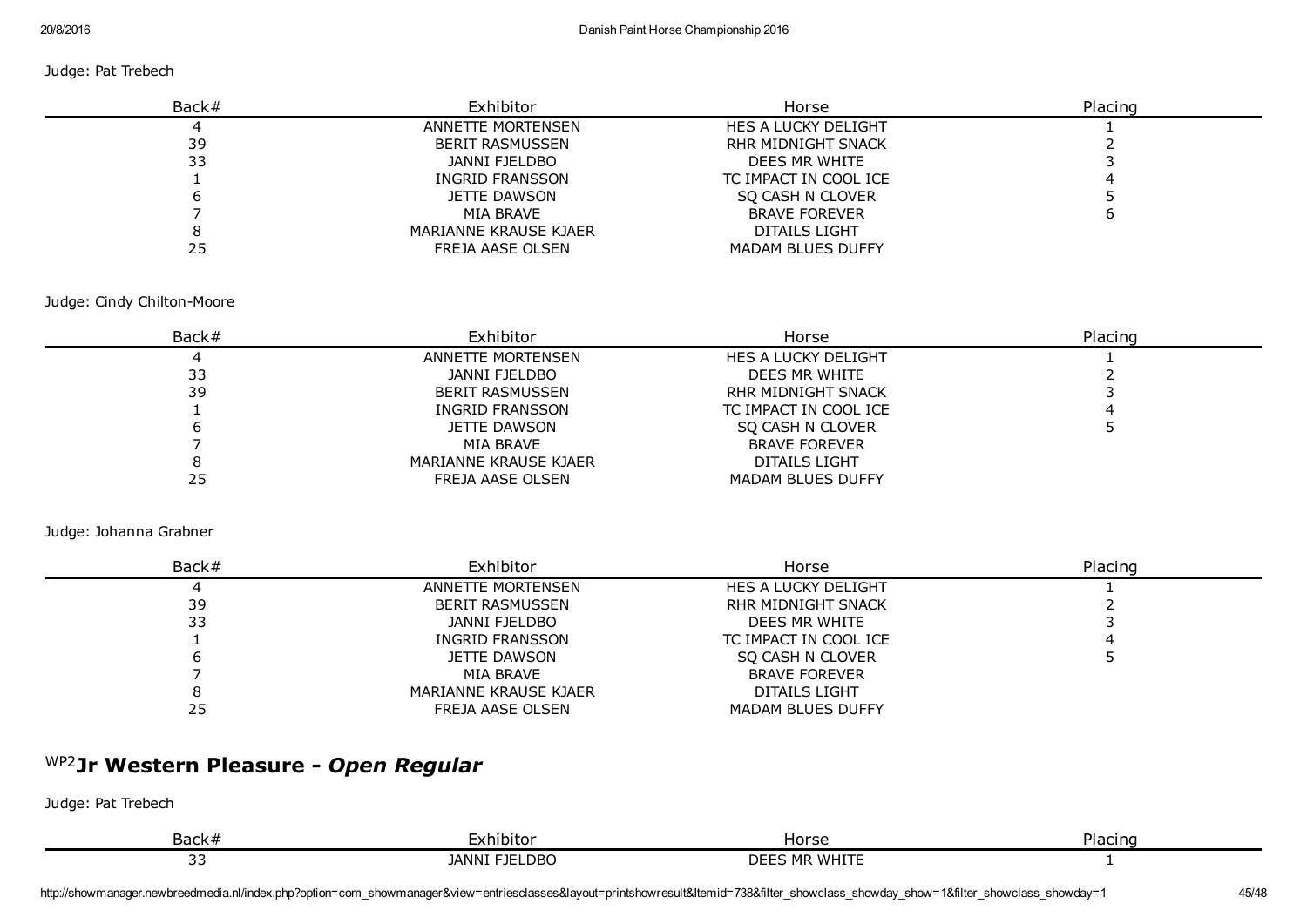Judge: Pat Trebech

| Back# | Exhibitor | Horse | Placing |
|---|---|---|---|
| 4 | ANNETTE MORTENSEN | HES A LUCKY DELIGHT | 1 |
| 39 | BERIT RASMUSSEN | RHR MIDNIGHT SNACK | 2 |
| 33 | JANNI FJELDBO | DEES MR WHITE | 3 |
| 1 | INGRID FRANSSON | TC IMPACT IN COOL ICE | 4 |
| 6 | JETTE DAWSON | SQ CASH N CLOVER | 5 |
| 7 | MIA BRAVE | BRAVE FOREVER | 6 |
| 8 | MARIANNE KRAUSE KJAER | DITAILS LIGHT | |
| 25 | FREJA AASE OLSEN | MADAM BLUES DUFFY | |

Judge: Cindy Chilton-Moore

| Back# | Exhibitor | Horse | Placing |
|---|---|---|---|
| 4 | ANNETTE MORTENSEN | HES A LUCKY DELIGHT | 1 |
| 33 | JANNI FJELDBO | DEES MR WHITE | 2 |
| 39 | BERIT RASMUSSEN | RHR MIDNIGHT SNACK | 3 |
| 1 | INGRID FRANSSON | TC IMPACT IN COOL ICE | 4 |
| 6 | JETTE DAWSON | SQ CASH N CLOVER | 5 |
| 7 | MIA BRAVE | BRAVE FOREVER | |
| 8 | MARIANNE KRAUSE KJAER | DITAILS LIGHT | |
| 25 | FREJA AASE OLSEN | MADAM BLUES DUFFY | |

Judge: Johanna Grabner

| Back# | Exhibitor | Horse | Placing |
|---|---|---|---|
| 4 | ANNETTE MORTENSEN | HES A LUCKY DELIGHT | 1 |
| 39 | BERIT RASMUSSEN | RHR MIDNIGHT SNACK | 2 |
| 33 | JANNI FJELDBO | DEES MR WHITE | 3 |
| 1 | INGRID FRANSSON | TC IMPACT IN COOL ICE | 4 |
| 6 | JETTE DAWSON | SQ CASH N CLOVER | 5 |
| 7 | MIA BRAVE | BRAVE FOREVER | |
| 8 | MARIANNE KRAUSE KJAER | DITAILS LIGHT | |
| 25 | FREJA AASE OLSEN | MADAM BLUES DUFFY | |

## WP2 Jr Western Pleasure - *Open Regular*

Judge: Pat Trebech

| Back# | Exhibitor | Horse | Placing |
|---|---|---|---|
| 33 | JANNI FJELDBO | DEES MR WHITE | 1 |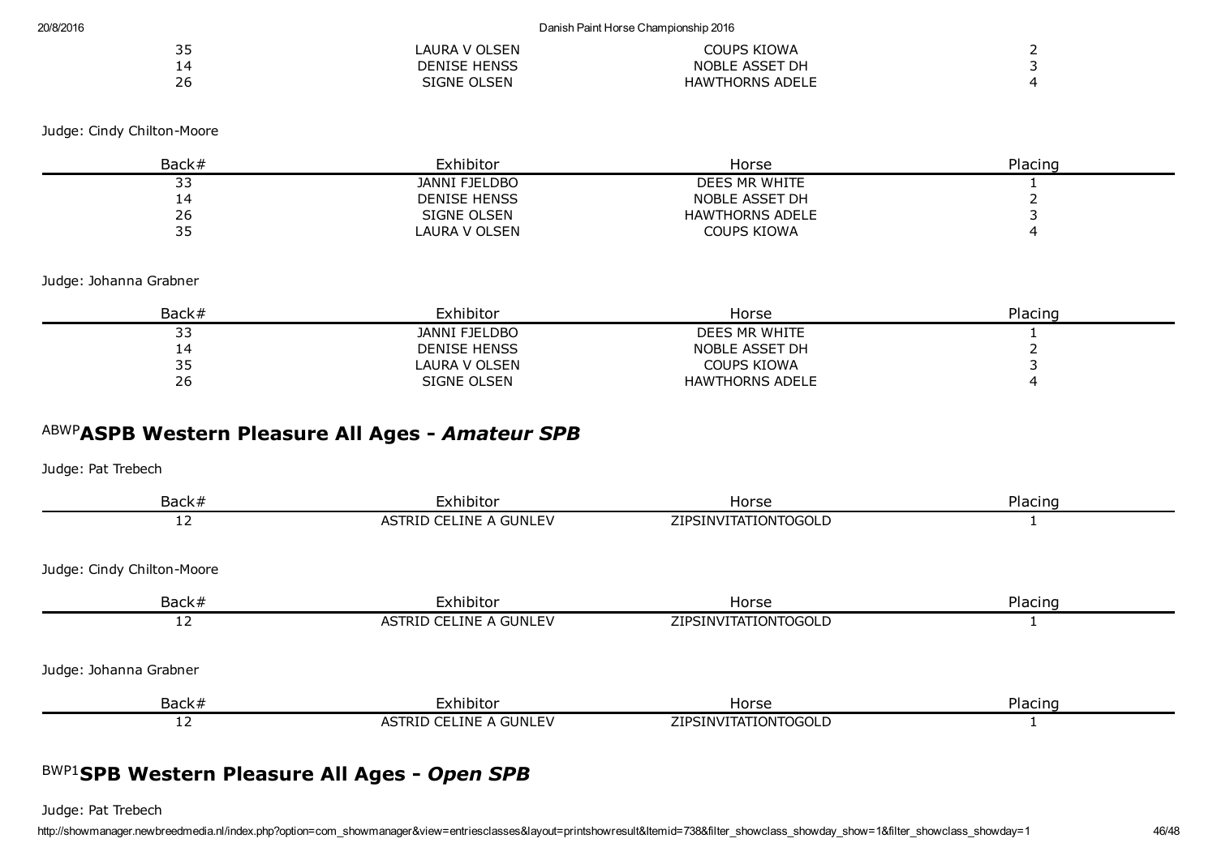| Back# | Exhibitor | Horse | Placing |
|---|---|---|---|
| 35 | LAURA V OLSEN | COUPS KIOWA | 2 |
| 14 | DENISE HENSS | NOBLE ASSET DH | 3 |
| 26 | SIGNE OLSEN | HAWTHORNS ADELE | 4 |

Judge: Cindy Chilton-Moore

| Back# | Exhibitor | Horse | Placing |
|---|---|---|---|
| 33 | JANNI FJELDBO | DEES MR WHITE | 1 |
| 14 | DENISE HENSS | NOBLE ASSET DH | 2 |
| 26 | SIGNE OLSEN | HAWTHORNS ADELE | 3 |
| 35 | LAURA V OLSEN | COUPS KIOWA | 4 |

Judge: Johanna Grabner

| Back# | Exhibitor | Horse | Placing |
|---|---|---|---|
| 33 | JANNI FJELDBO | DEES MR WHITE | 1 |
| 14 | DENISE HENSS | NOBLE ASSET DH | 2 |
| 35 | LAURA V OLSEN | COUPS KIOWA | 3 |
| 26 | SIGNE OLSEN | HAWTHORNS ADELE | 4 |

## ABWP **ASPB Western Pleasure All Ages - *Amateur SPB***

Judge: Pat Trebech

| Back# | Exhibitor | Horse | Placing |
|---|---|---|---|
| 12 | ASTRID CELINE A GUNLEV | ZIPSINVITATIONTOGOLD | 1 |

Judge: Cindy Chilton-Moore

| Back# | Exhibitor | Horse | Placing |
|---|---|---|---|
| 12 | ASTRID CELINE A GUNLEV | ZIPSINVITATIONTOGOLD | 1 |

Judge: Johanna Grabner

| Back# | Exhibitor | Horse | Placing |
|---|---|---|---|
| 12 | ASTRID CELINE A GUNLEV | ZIPSINVITATIONTOGOLD | 1 |

## BWP1 **SPB Western Pleasure All Ages - *Open SPB***

Judge: Pat Trebech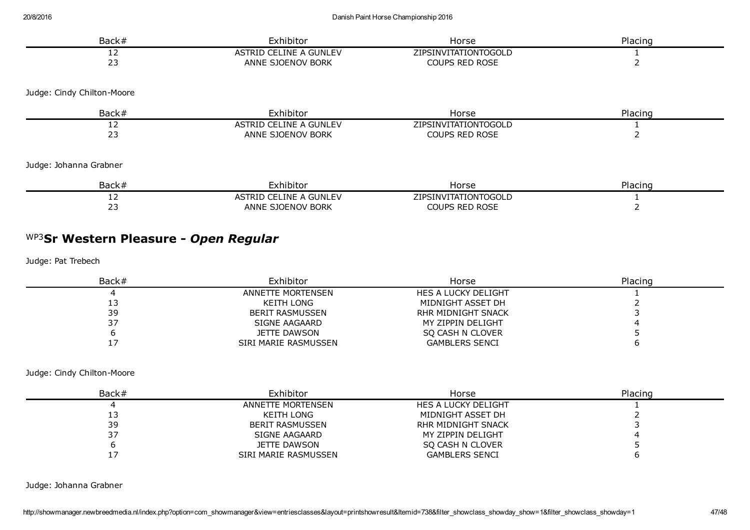| Back# | Exhibitor | Horse | Placing |
|---|---|---|---|
| 12 | ASTRID CELINE A GUNLEV | ZIPSINVITATIONTOGOLD | 1 |
| 23 | ANNE SJOENOV BORK | COUPS RED ROSE | 2 |

Judge: Cindy Chilton-Moore

| Back# | Exhibitor | Horse | Placing |
|---|---|---|---|
| 12 | ASTRID CELINE A GUNLEV | ZIPSINVITATIONTOGOLD | 1 |
| 23 | ANNE SJOENOV BORK | COUPS RED ROSE | 2 |

Judge: Johanna Grabner

| Back# | Exhibitor | Horse | Placing |
|---|---|---|---|
| 12 | ASTRID CELINE A GUNLEV | ZIPSINVITATIONTOGOLD | 1 |
| 23 | ANNE SJOENOV BORK | COUPS RED ROSE | 2 |

## WP3 Sr Western Pleasure - *Open Regular*

Judge: Pat Trebech

| Back# | Exhibitor | Horse | Placing |
|---|---|---|---|
| 4 | ANNETTE MORTENSEN | HES A LUCKY DELIGHT | 1 |
| 13 | KEITH LONG | MIDNIGHT ASSET DH | 2 |
| 39 | BERIT RASMUSSEN | RHR MIDNIGHT SNACK | 3 |
| 37 | SIGNE AAGAARD | MY ZIPPIN DELIGHT | 4 |
| 6 | JETTE DAWSON | SQ CASH N CLOVER | 5 |
| 17 | SIRI MARIE RASMUSSEN | GAMBLERS SENCI | 6 |

Judge: Cindy Chilton-Moore

| Back# | Exhibitor | Horse | Placing |
|---|---|---|---|
| 4 | ANNETTE MORTENSEN | HES A LUCKY DELIGHT | 1 |
| 13 | KEITH LONG | MIDNIGHT ASSET DH | 2 |
| 39 | BERIT RASMUSSEN | RHR MIDNIGHT SNACK | 3 |
| 37 | SIGNE AAGAARD | MY ZIPPIN DELIGHT | 4 |
| 6 | JETTE DAWSON | SQ CASH N CLOVER | 5 |
| 17 | SIRI MARIE RASMUSSEN | GAMBLERS SENCI | 6 |

Judge: Johanna Grabner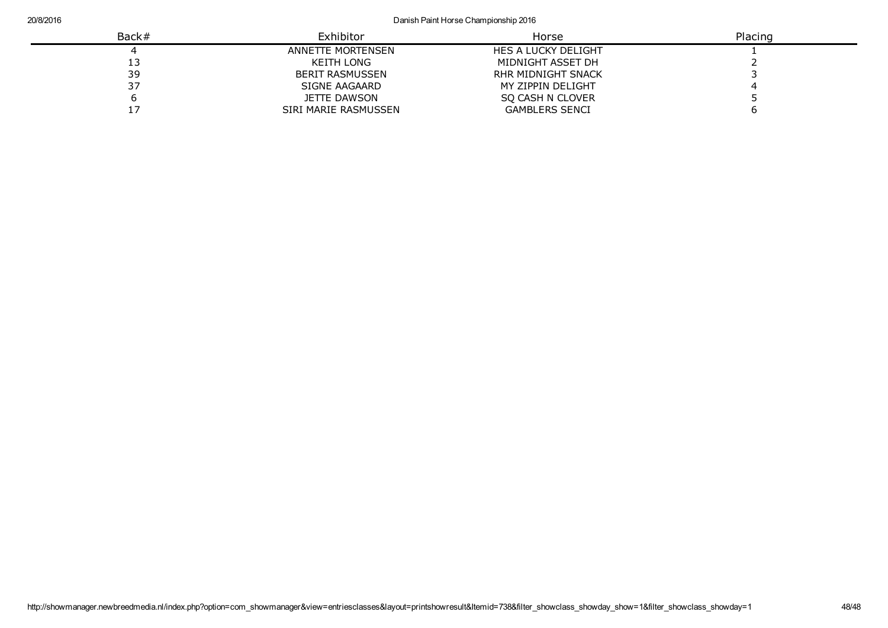| Back# | Exhibitor | Horse | Placing |
|---|---|---|---|
| 4 | ANNETTE MORTENSEN | HES A LUCKY DELIGHT | 1 |
| 13 | KEITH LONG | MIDNIGHT ASSET DH | 2 |
| 39 | BERIT RASMUSSEN | RHR MIDNIGHT SNACK | 3 |
| 37 | SIGNE AAGAARD | MY ZIPPIN DELIGHT | 4 |
| 6 | JETTE DAWSON | SQ CASH N CLOVER | 5 |
| 17 | SIRI MARIE RASMUSSEN | GAMBLERS SENCI | 6 |